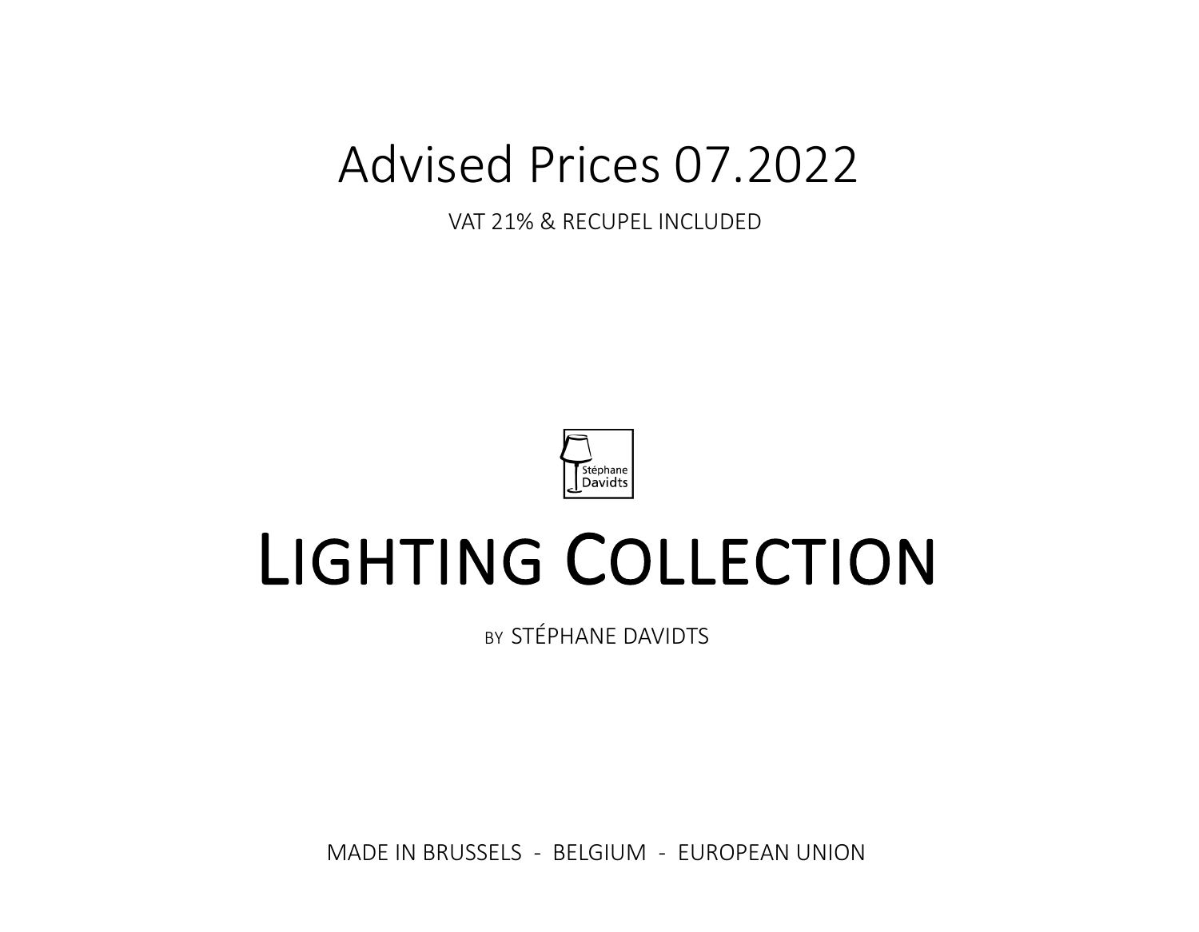# Advised Prices 07.2022

VAT 21% & RECUPEL INCLUDED

Stéphane Davidts

# LIGHTING COLLECTION

BY STÉPHANE DAVIDTS

MADE IN BRUSSELS - BELGIUM - EUROPEAN UNION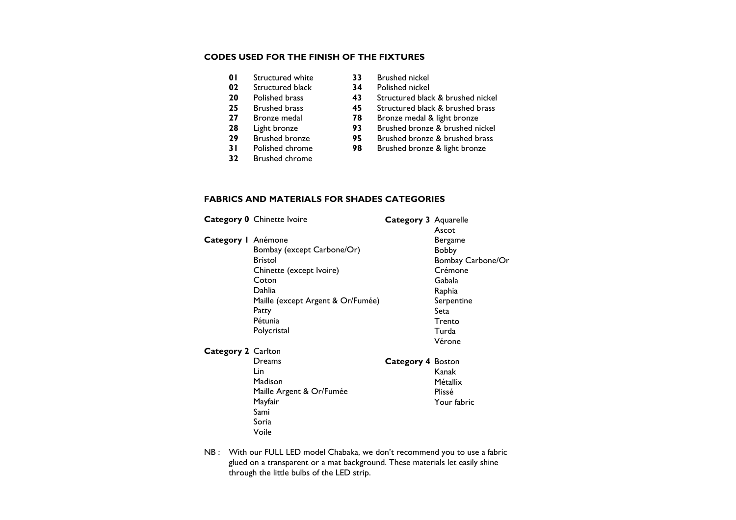## CODES USED FOR THE FINISH OF THE FIXTURES

| Code | Finish |
|---|---|
| **01** | Structured white |
| **02** | Structured black |
| **20** | Polished brass |
| **25** | Brushed brass |
| **27** | Bronze medal |
| **28** | Light bronze |
| **29** | Brushed bronze |
| **31** | Polished chrome |
| **32** | Brushed chrome |
| **33** | Brushed nickel |
| **34** | Polished nickel |
| **43** | Structured black & brushed nickel |
| **45** | Structured black & brushed brass |
| **78** | Bronze medal & light bronze |
| **93** | Brushed bronze & brushed nickel |
| **95** | Brushed bronze & brushed brass |
| **98** | Brushed bronze & light bronze |

## FABRICS AND MATERIALS FOR SHADES CATEGORIES

**Category 0**
- Chinette Ivoire

**Category 1**
- Anémone
- Bombay (except Carbone/Or)
- Bristol
- Chinette (except Ivoire)
- Coton
- Dahlia
- Maille (except Argent & Or/Fumée)
- Patty
- Pétunia
- Polycristal

**Category 2**
- Carlton
- Dreams
- Lin
- Madison
- Maille Argent & Or/Fumée
- Mayfair
- Sami
- Soria
- Voile

**Category 3**
- Aquarelle
- Ascot
- Bergame
- Bobby
- Bombay Carbone/Or
- Crémone
- Gabala
- Raphia
- Serpentine
- Seta
- Trento
- Turda
- Vérone

**Category 4**
- Boston
- Kanak
- Métallix
- Plissé
- Your fabric

NB : With our FULL LED model Chabaka, we don't recommend you to use a fabric glued on a transparent or a mat background. These materials let easily shine through the little bulbs of the LED strip.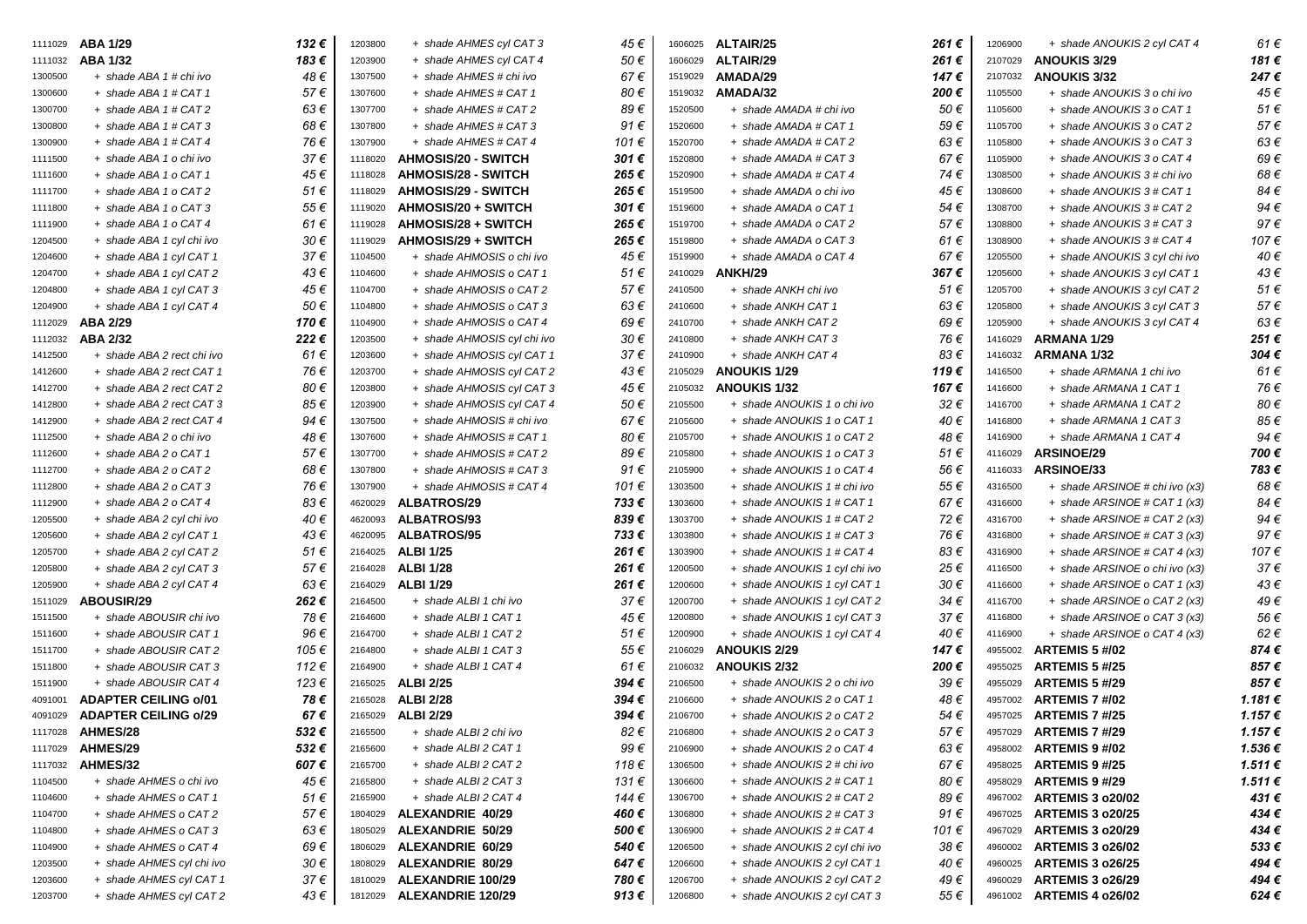| Code | Product | Price |
|---|---|---|
| 1111029 | **ABA 1/29** | ***132 €*** |
| 1111032 | **ABA 1/32** | ***183 €*** |
| 1300500 | *+ shade ABA 1 # chi ivo* | *48 €* |
| 1300600 | *+ shade ABA 1 # CAT 1* | *57 €* |
| 1300700 | *+ shade ABA 1 # CAT 2* | *63 €* |
| 1300800 | *+ shade ABA 1 # CAT 3* | *68 €* |
| 1300900 | *+ shade ABA 1 # CAT 4* | *76 €* |
| 1111500 | *+ shade ABA 1 o chi ivo* | *37 €* |
| 1111600 | *+ shade ABA 1 o CAT 1* | *45 €* |
| 1111700 | *+ shade ABA 1 o CAT 2* | *51 €* |
| 1111800 | *+ shade ABA 1 o CAT 3* | *55 €* |
| 1111900 | *+ shade ABA 1 o CAT 4* | *61 €* |
| 1204500 | *+ shade ABA 1 cyl chi ivo* | *30 €* |
| 1204600 | *+ shade ABA 1 cyl CAT 1* | *37 €* |
| 1204700 | *+ shade ABA 1 cyl CAT 2* | *43 €* |
| 1204800 | *+ shade ABA 1 cyl CAT 3* | *45 €* |
| 1204900 | *+ shade ABA 1 cyl CAT 4* | *50 €* |
| 1112029 | **ABA 2/29** | ***170 €*** |
| 1112032 | **ABA 2/32** | ***222 €*** |
| 1412500 | *+ shade ABA 2 rect chi ivo* | *61 €* |
| 1412600 | *+ shade ABA 2 rect CAT 1* | *76 €* |
| 1412700 | *+ shade ABA 2 rect CAT 2* | *80 €* |
| 1412800 | *+ shade ABA 2 rect CAT 3* | *85 €* |
| 1412900 | *+ shade ABA 2 rect CAT 4* | *94 €* |
| 1112500 | *+ shade ABA 2 o chi ivo* | *48 €* |
| 1112600 | *+ shade ABA 2 o CAT 1* | *57 €* |
| 1112700 | *+ shade ABA 2 o CAT 2* | *68 €* |
| 1112800 | *+ shade ABA 2 o CAT 3* | *76 €* |
| 1112900 | *+ shade ABA 2 o CAT 4* | *83 €* |
| 1205500 | *+ shade ABA 2 cyl chi ivo* | *40 €* |
| 1205600 | *+ shade ABA 2 cyl CAT 1* | *43 €* |
| 1205700 | *+ shade ABA 2 cyl CAT 2* | *51 €* |
| 1205800 | *+ shade ABA 2 cyl CAT 3* | *57 €* |
| 1205900 | *+ shade ABA 2 cyl CAT 4* | *63 €* |
| 1511029 | **ABOUSIR/29** | ***262 €*** |
| 1511500 | *+ shade ABOUSIR chi ivo* | *78 €* |
| 1511600 | *+ shade ABOUSIR CAT 1* | *96 €* |
| 1511700 | *+ shade ABOUSIR CAT 2* | *105 €* |
| 1511800 | *+ shade ABOUSIR CAT 3* | *112 €* |
| 1511900 | *+ shade ABOUSIR CAT 4* | *123 €* |
| 4091001 | **ADAPTER CEILING o/01** | ***78 €*** |
| 4091029 | **ADAPTER CEILING o/29** | ***67 €*** |
| 1117028 | **AHMES/28** | ***532 €*** |
| 1117029 | **AHMES/29** | ***532 €*** |
| 1117032 | **AHMES/32** | ***607 €*** |
| 1104500 | *+ shade AHMES o chi ivo* | *45 €* |
| 1104600 | *+ shade AHMES o CAT 1* | *51 €* |
| 1104700 | *+ shade AHMES o CAT 2* | *57 €* |
| 1104800 | *+ shade AHMES o CAT 3* | *63 €* |
| 1104900 | *+ shade AHMES o CAT 4* | *69 €* |
| 1203500 | *+ shade AHMES cyl chi ivo* | *30 €* |
| 1203600 | *+ shade AHMES cyl CAT 1* | *37 €* |
| 1203700 | *+ shade AHMES cyl CAT 2* | *43 €* |
| 1203800 | *+ shade AHMES cyl CAT 3* | *45 €* |
| 1203900 | *+ shade AHMES cyl CAT 4* | *50 €* |
| 1307500 | *+ shade AHMES # chi ivo* | *67 €* |
| 1307600 | *+ shade AHMES # CAT 1* | *80 €* |
| 1307700 | *+ shade AHMES # CAT 2* | *89 €* |
| 1307800 | *+ shade AHMES # CAT 3* | *91 €* |
| 1307900 | *+ shade AHMES # CAT 4* | *101 €* |
| 1118020 | **AHMOSIS/20 - SWITCH** | ***301 €*** |
| 1118028 | **AHMOSIS/28 - SWITCH** | ***265 €*** |
| 1118029 | **AHMOSIS/29 - SWITCH** | ***265 €*** |
| 1119020 | **AHMOSIS/20 + SWITCH** | ***301 €*** |
| 1119028 | **AHMOSIS/28 + SWITCH** | ***265 €*** |
| 1119029 | **AHMOSIS/29 + SWITCH** | ***265 €*** |
| 1104500 | *+ shade AHMOSIS o chi ivo* | *45 €* |
| 1104600 | *+ shade AHMOSIS o CAT 1* | *51 €* |
| 1104700 | *+ shade AHMOSIS o CAT 2* | *57 €* |
| 1104800 | *+ shade AHMOSIS o CAT 3* | *63 €* |
| 1104900 | *+ shade AHMOSIS o CAT 4* | *69 €* |
| 1203500 | *+ shade AHMOSIS cyl chi ivo* | *30 €* |
| 1203600 | *+ shade AHMOSIS cyl CAT 1* | *37 €* |
| 1203700 | *+ shade AHMOSIS cyl CAT 2* | *43 €* |
| 1203800 | *+ shade AHMOSIS cyl CAT 3* | *45 €* |
| 1203900 | *+ shade AHMOSIS cyl CAT 4* | *50 €* |
| 1307500 | *+ shade AHMOSIS # chi ivo* | *67 €* |
| 1307600 | *+ shade AHMOSIS # CAT 1* | *80 €* |
| 1307700 | *+ shade AHMOSIS # CAT 2* | *89 €* |
| 1307800 | *+ shade AHMOSIS # CAT 3* | *91 €* |
| 1307900 | *+ shade AHMOSIS # CAT 4* | *101 €* |
| 4620029 | **ALBATROS/29** | ***733 €*** |
| 4620093 | **ALBATROS/93** | ***839 €*** |
| 4620095 | **ALBATROS/95** | ***733 €*** |
| 2164025 | **ALBI 1/25** | ***261 €*** |
| 2164028 | **ALBI 1/28** | ***261 €*** |
| 2164029 | **ALBI 1/29** | ***261 €*** |
| 2164500 | *+ shade ALBI 1 chi ivo* | *37 €* |
| 2164600 | *+ shade ALBI 1 CAT 1* | *45 €* |
| 2164700 | *+ shade ALBI 1 CAT 2* | *51 €* |
| 2164800 | *+ shade ALBI 1 CAT 3* | *55 €* |
| 2164900 | *+ shade ALBI 1 CAT 4* | *61 €* |
| 2165025 | **ALBI 2/25** | ***394 €*** |
| 2165028 | **ALBI 2/28** | ***394 €*** |
| 2165029 | **ALBI 2/29** | ***394 €*** |
| 2165500 | *+ shade ALBI 2 chi ivo* | *82 €* |
| 2165600 | *+ shade ALBI 2 CAT 1* | *99 €* |
| 2165700 | *+ shade ALBI 2 CAT 2* | *118 €* |
| 2165800 | *+ shade ALBI 2 CAT 3* | *131 €* |
| 2165900 | *+ shade ALBI 2 CAT 4* | *144 €* |
| 1804029 | **ALEXANDRIE 40/29** | ***460 €*** |
| 1805029 | **ALEXANDRIE 50/29** | ***500 €*** |
| 1806029 | **ALEXANDRIE 60/29** | ***540 €*** |
| 1808029 | **ALEXANDRIE 80/29** | ***647 €*** |
| 1810029 | **ALEXANDRIE 100/29** | ***780 €*** |
| 1812029 | **ALEXANDRIE 120/29** | ***913 €*** |
| 1606025 | **ALTAIR/25** | ***261 €*** |
| 1606029 | **ALTAIR/29** | ***261 €*** |
| 1519029 | **AMADA/29** | ***147 €*** |
| 1519032 | **AMADA/32** | ***200 €*** |
| 1520500 | *+ shade AMADA # chi ivo* | *50 €* |
| 1520600 | *+ shade AMADA # CAT 1* | *59 €* |
| 1520700 | *+ shade AMADA # CAT 2* | *63 €* |
| 1520800 | *+ shade AMADA # CAT 3* | *67 €* |
| 1520900 | *+ shade AMADA # CAT 4* | *74 €* |
| 1519500 | *+ shade AMADA o chi ivo* | *45 €* |
| 1519600 | *+ shade AMADA o CAT 1* | *54 €* |
| 1519700 | *+ shade AMADA o CAT 2* | *57 €* |
| 1519800 | *+ shade AMADA o CAT 3* | *61 €* |
| 1519900 | *+ shade AMADA o CAT 4* | *67 €* |
| 2410029 | **ANKH/29** | ***367 €*** |
| 2410500 | *+ shade ANKH chi ivo* | *51 €* |
| 2410600 | *+ shade ANKH CAT 1* | *63 €* |
| 2410700 | *+ shade ANKH CAT 2* | *69 €* |
| 2410800 | *+ shade ANKH CAT 3* | *76 €* |
| 2410900 | *+ shade ANKH CAT 4* | *83 €* |
| 2105029 | **ANOUKIS 1/29** | ***119 €*** |
| 2105032 | **ANOUKIS 1/32** | ***167 €*** |
| 2105500 | *+ shade ANOUKIS 1 o chi ivo* | *32 €* |
| 2105600 | *+ shade ANOUKIS 1 o CAT 1* | *40 €* |
| 2105700 | *+ shade ANOUKIS 1 o CAT 2* | *48 €* |
| 2105800 | *+ shade ANOUKIS 1 o CAT 3* | *51 €* |
| 2105900 | *+ shade ANOUKIS 1 o CAT 4* | *56 €* |
| 1303500 | *+ shade ANOUKIS 1 # chi ivo* | *55 €* |
| 1303600 | *+ shade ANOUKIS 1 # CAT 1* | *67 €* |
| 1303700 | *+ shade ANOUKIS 1 # CAT 2* | *72 €* |
| 1303800 | *+ shade ANOUKIS 1 # CAT 3* | *76 €* |
| 1303900 | *+ shade ANOUKIS 1 # CAT 4* | *83 €* |
| 1200500 | *+ shade ANOUKIS 1 cyl chi ivo* | *25 €* |
| 1200600 | *+ shade ANOUKIS 1 cyl CAT 1* | *30 €* |
| 1200700 | *+ shade ANOUKIS 1 cyl CAT 2* | *34 €* |
| 1200800 | *+ shade ANOUKIS 1 cyl CAT 3* | *37 €* |
| 1200900 | *+ shade ANOUKIS 1 cyl CAT 4* | *40 €* |
| 2106029 | **ANOUKIS 2/29** | ***147 €*** |
| 2106032 | **ANOUKIS 2/32** | ***200 €*** |
| 2106500 | *+ shade ANOUKIS 2 o chi ivo* | *39 €* |
| 2106600 | *+ shade ANOUKIS 2 o CAT 1* | *48 €* |
| 2106700 | *+ shade ANOUKIS 2 o CAT 2* | *54 €* |
| 2106800 | *+ shade ANOUKIS 2 o CAT 3* | *57 €* |
| 2106900 | *+ shade ANOUKIS 2 o CAT 4* | *63 €* |
| 1306500 | *+ shade ANOUKIS 2 # chi ivo* | *67 €* |
| 1306600 | *+ shade ANOUKIS 2 # CAT 1* | *80 €* |
| 1306700 | *+ shade ANOUKIS 2 # CAT 2* | *89 €* |
| 1306800 | *+ shade ANOUKIS 2 # CAT 3* | *91 €* |
| 1306900 | *+ shade ANOUKIS 2 # CAT 4* | *101 €* |
| 1206500 | *+ shade ANOUKIS 2 cyl chi ivo* | *38 €* |
| 1206600 | *+ shade ANOUKIS 2 cyl CAT 1* | *40 €* |
| 1206700 | *+ shade ANOUKIS 2 cyl CAT 2* | *49 €* |
| 1206800 | *+ shade ANOUKIS 2 cyl CAT 3* | *55 €* |
| 1206900 | *+ shade ANOUKIS 2 cyl CAT 4* | *61 €* |
| 2107029 | **ANOUKIS 3/29** | ***181 €*** |
| 2107032 | **ANOUKIS 3/32** | ***247 €*** |
| 1105500 | *+ shade ANOUKIS 3 o chi ivo* | *45 €* |
| 1105600 | *+ shade ANOUKIS 3 o CAT 1* | *51 €* |
| 1105700 | *+ shade ANOUKIS 3 o CAT 2* | *57 €* |
| 1105800 | *+ shade ANOUKIS 3 o CAT 3* | *63 €* |
| 1105900 | *+ shade ANOUKIS 3 o CAT 4* | *69 €* |
| 1308500 | *+ shade ANOUKIS 3 # chi ivo* | *68 €* |
| 1308600 | *+ shade ANOUKIS 3 # CAT 1* | *84 €* |
| 1308700 | *+ shade ANOUKIS 3 # CAT 2* | *94 €* |
| 1308800 | *+ shade ANOUKIS 3 # CAT 3* | *97 €* |
| 1308900 | *+ shade ANOUKIS 3 # CAT 4* | *107 €* |
| 1205500 | *+ shade ANOUKIS 3 cyl chi ivo* | *40 €* |
| 1205600 | *+ shade ANOUKIS 3 cyl CAT 1* | *43 €* |
| 1205700 | *+ shade ANOUKIS 3 cyl CAT 2* | *51 €* |
| 1205800 | *+ shade ANOUKIS 3 cyl CAT 3* | *57 €* |
| 1205900 | *+ shade ANOUKIS 3 cyl CAT 4* | *63 €* |
| 1416029 | **ARMANA 1/29** | ***251 €*** |
| 1416032 | **ARMANA 1/32** | ***304 €*** |
| 1416500 | *+ shade ARMANA 1 chi ivo* | *61 €* |
| 1416600 | *+ shade ARMANA 1 CAT 1* | *76 €* |
| 1416700 | *+ shade ARMANA 1 CAT 2* | *80 €* |
| 1416800 | *+ shade ARMANA 1 CAT 3* | *85 €* |
| 1416900 | *+ shade ARMANA 1 CAT 4* | *94 €* |
| 4116029 | **ARSINOE/29** | ***700 €*** |
| 4116033 | **ARSINOE/33** | ***783 €*** |
| 4316500 | *+ shade ARSINOE # chi ivo (x3)* | *68 €* |
| 4316600 | *+ shade ARSINOE # CAT 1 (x3)* | *84 €* |
| 4316700 | *+ shade ARSINOE # CAT 2 (x3)* | *94 €* |
| 4316800 | *+ shade ARSINOE # CAT 3 (x3)* | *97 €* |
| 4316900 | *+ shade ARSINOE # CAT 4 (x3)* | *107 €* |
| 4116500 | *+ shade ARSINOE o chi ivo (x3)* | *37 €* |
| 4116600 | *+ shade ARSINOE o CAT 1 (x3)* | *43 €* |
| 4116700 | *+ shade ARSINOE o CAT 2 (x3)* | *49 €* |
| 4116800 | *+ shade ARSINOE o CAT 3 (x3)* | *56 €* |
| 4116900 | *+ shade ARSINOE o CAT 4 (x3)* | *62 €* |
| 4955002 | **ARTEMIS 5 #/02** | ***874 €*** |
| 4955025 | **ARTEMIS 5 #/25** | ***857 €*** |
| 4955029 | **ARTEMIS 5 #/29** | ***857 €*** |
| 4957002 | **ARTEMIS 7 #/02** | ***1.181 €*** |
| 4957025 | **ARTEMIS 7 #/25** | ***1.157 €*** |
| 4957029 | **ARTEMIS 7 #/29** | ***1.157 €*** |
| 4958002 | **ARTEMIS 9 #/02** | ***1.536 €*** |
| 4958025 | **ARTEMIS 9 #/25** | ***1.511 €*** |
| 4958029 | **ARTEMIS 9 #/29** | ***1.511 €*** |
| 4967002 | **ARTEMIS 3 o20/02** | ***431 €*** |
| 4967025 | **ARTEMIS 3 o20/25** | ***434 €*** |
| 4967029 | **ARTEMIS 3 o20/29** | ***434 €*** |
| 4960002 | **ARTEMIS 3 o26/02** | ***533 €*** |
| 4960025 | **ARTEMIS 3 o26/25** | ***494 €*** |
| 4960029 | **ARTEMIS 3 o26/29** | ***494 €*** |
| 4961002 | **ARTEMIS 4 o26/02** | ***624 €*** |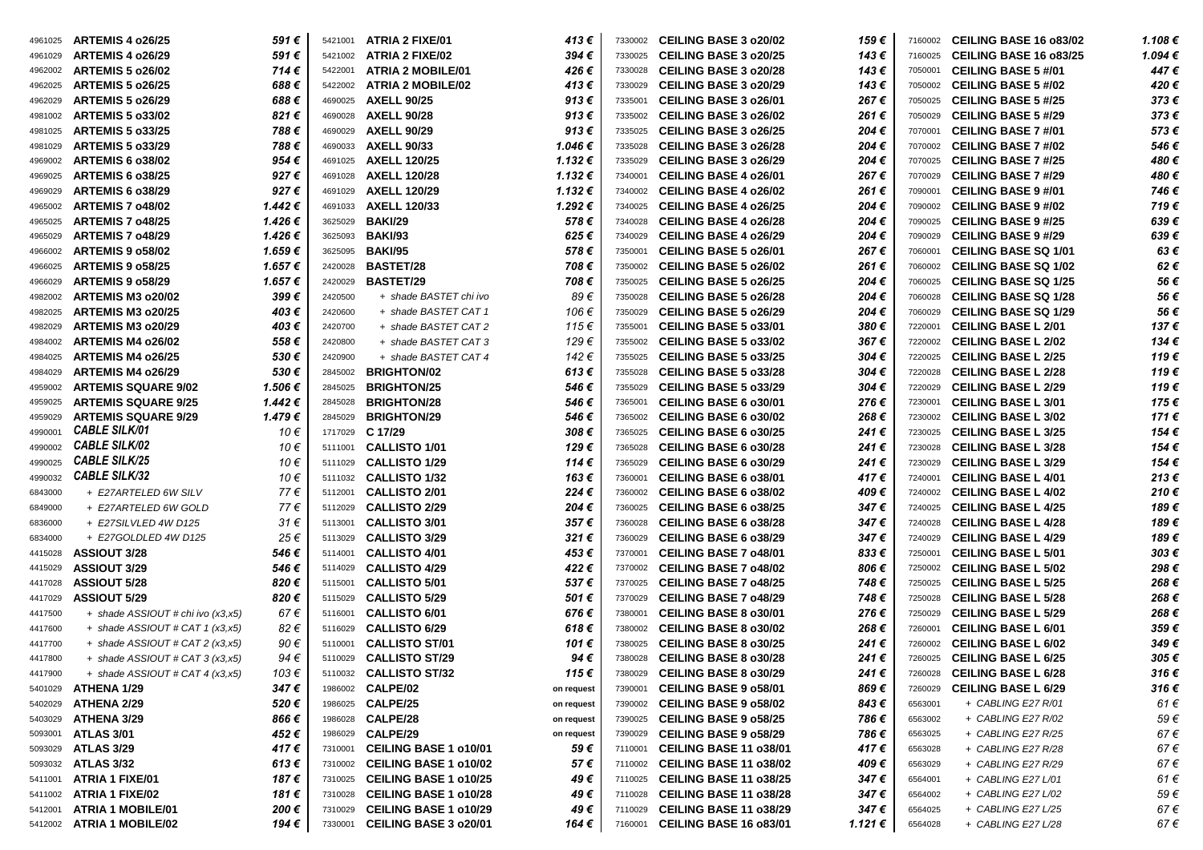| Code | Product | Price |
|---|---|---|
| 4961025 | **ARTEMIS 4 o26/25** | ***591 €*** |
| 4961029 | **ARTEMIS 4 o26/29** | ***591 €*** |
| 4962002 | **ARTEMIS 5 o26/02** | ***714 €*** |
| 4962025 | **ARTEMIS 5 o26/25** | ***688 €*** |
| 4962029 | **ARTEMIS 5 o26/29** | ***688 €*** |
| 4981002 | **ARTEMIS 5 o33/02** | ***821 €*** |
| 4981025 | **ARTEMIS 5 o33/25** | ***788 €*** |
| 4981029 | **ARTEMIS 5 o33/29** | ***788 €*** |
| 4969002 | **ARTEMIS 6 o38/02** | ***954 €*** |
| 4969025 | **ARTEMIS 6 o38/25** | ***927 €*** |
| 4969029 | **ARTEMIS 6 o38/29** | ***927 €*** |
| 4965002 | **ARTEMIS 7 o48/02** | ***1.442 €*** |
| 4965025 | **ARTEMIS 7 o48/25** | ***1.426 €*** |
| 4965029 | **ARTEMIS 7 o48/29** | ***1.426 €*** |
| 4966002 | **ARTEMIS 9 o58/02** | ***1.659 €*** |
| 4966025 | **ARTEMIS 9 o58/25** | ***1.657 €*** |
| 4966029 | **ARTEMIS 9 o58/29** | ***1.657 €*** |
| 4982002 | **ARTEMIS M3 o20/02** | ***399 €*** |
| 4982025 | **ARTEMIS M3 o20/25** | ***403 €*** |
| 4982029 | **ARTEMIS M3 o20/29** | ***403 €*** |
| 4984002 | **ARTEMIS M4 o26/02** | ***558 €*** |
| 4984025 | **ARTEMIS M4 o26/25** | ***530 €*** |
| 4984029 | **ARTEMIS M4 o26/29** | ***530 €*** |
| 4959002 | **ARTEMIS SQUARE 9/02** | ***1.506 €*** |
| 4959025 | **ARTEMIS SQUARE 9/25** | ***1.442 €*** |
| 4959029 | **ARTEMIS SQUARE 9/29** | ***1.479 €*** |
| 4990001 | ***CABLE SILK/01*** | *10 €* |
| 4990002 | ***CABLE SILK/02*** | *10 €* |
| 4990025 | ***CABLE SILK/25*** | *10 €* |
| 4990032 | ***CABLE SILK/32*** | *10 €* |
| 6843000 | *+ E27ARTELED 6W SILV* | *77 €* |
| 6849000 | *+ E27ARTELED 6W GOLD* | *77 €* |
| 6836000 | *+ E27SILVLED 4W D125* | *31 €* |
| 6834000 | *+ E27GOLDLED 4W D125* | *25 €* |
| 4415028 | **ASSIOUT 3/28** | ***546 €*** |
| 4415029 | **ASSIOUT 3/29** | ***546 €*** |
| 4417028 | **ASSIOUT 5/28** | ***820 €*** |
| 4417029 | **ASSIOUT 5/29** | ***820 €*** |
| 4417500 | *+ shade ASSIOUT # chi ivo (x3,x5)* | *67 €* |
| 4417600 | *+ shade ASSIOUT # CAT 1 (x3,x5)* | *82 €* |
| 4417700 | *+ shade ASSIOUT # CAT 2 (x3,x5)* | *90 €* |
| 4417800 | *+ shade ASSIOUT # CAT 3 (x3,x5)* | *94 €* |
| 4417900 | *+ shade ASSIOUT # CAT 4 (x3,x5)* | *103 €* |
| 5401029 | **ATHENA 1/29** | ***347 €*** |
| 5402029 | **ATHENA 2/29** | ***520 €*** |
| 5403029 | **ATHENA 3/29** | ***866 €*** |
| 5093001 | **ATLAS 3/01** | ***452 €*** |
| 5093029 | **ATLAS 3/29** | ***417 €*** |
| 5093032 | **ATLAS 3/32** | ***613 €*** |
| 5411001 | **ATRIA 1 FIXE/01** | ***187 €*** |
| 5411002 | **ATRIA 1 FIXE/02** | ***181 €*** |
| 5412001 | **ATRIA 1 MOBILE/01** | ***200 €*** |
| 5412002 | **ATRIA 1 MOBILE/02** | ***194 €*** |
| 5421001 | **ATRIA 2 FIXE/01** | ***413 €*** |
| 5421002 | **ATRIA 2 FIXE/02** | ***394 €*** |
| 5422001 | **ATRIA 2 MOBILE/01** | ***426 €*** |
| 5422002 | **ATRIA 2 MOBILE/02** | ***413 €*** |
| 4690025 | **AXELL 90/25** | ***913 €*** |
| 4690028 | **AXELL 90/28** | ***913 €*** |
| 4690029 | **AXELL 90/29** | ***913 €*** |
| 4690033 | **AXELL 90/33** | ***1.046 €*** |
| 4691025 | **AXELL 120/25** | ***1.132 €*** |
| 4691028 | **AXELL 120/28** | ***1.132 €*** |
| 4691029 | **AXELL 120/29** | ***1.132 €*** |
| 4691033 | **AXELL 120/33** | ***1.292 €*** |
| 3625029 | **BAKI/29** | ***578 €*** |
| 3625093 | **BAKI/93** | ***625 €*** |
| 3625095 | **BAKI/95** | ***578 €*** |
| 2420028 | **BASTET/28** | ***708 €*** |
| 2420029 | **BASTET/29** | ***708 €*** |
| 2420500 | *+ shade BASTET chi ivo* | *89 €* |
| 2420600 | *+ shade BASTET CAT 1* | *106 €* |
| 2420700 | *+ shade BASTET CAT 2* | *115 €* |
| 2420800 | *+ shade BASTET CAT 3* | *129 €* |
| 2420900 | *+ shade BASTET CAT 4* | *142 €* |
| 2845002 | **BRIGHTON/02** | ***613 €*** |
| 2845025 | **BRIGHTON/25** | ***546 €*** |
| 2845028 | **BRIGHTON/28** | ***546 €*** |
| 2845029 | **BRIGHTON/29** | ***546 €*** |
| 1717029 | **C 17/29** | ***308 €*** |
| 5111001 | **CALLISTO 1/01** | ***129 €*** |
| 5111029 | **CALLISTO 1/29** | ***114 €*** |
| 5111032 | **CALLISTO 1/32** | ***163 €*** |
| 5112001 | **CALLISTO 2/01** | ***224 €*** |
| 5112029 | **CALLISTO 2/29** | ***204 €*** |
| 5113001 | **CALLISTO 3/01** | ***357 €*** |
| 5113029 | **CALLISTO 3/29** | ***321 €*** |
| 5114001 | **CALLISTO 4/01** | ***453 €*** |
| 5114029 | **CALLISTO 4/29** | ***422 €*** |
| 5115001 | **CALLISTO 5/01** | ***537 €*** |
| 5115029 | **CALLISTO 5/29** | ***501 €*** |
| 5116001 | **CALLISTO 6/01** | ***676 €*** |
| 5116029 | **CALLISTO 6/29** | ***618 €*** |
| 5110001 | **CALLISTO ST/01** | ***101 €*** |
| 5110029 | **CALLISTO ST/29** | ***94 €*** |
| 5110032 | **CALLISTO ST/32** | ***115 €*** |
| 1986002 | **CALPE/02** | **on request** |
| 1986025 | **CALPE/25** | **on request** |
| 1986028 | **CALPE/28** | **on request** |
| 1986029 | **CALPE/29** | **on request** |
| 7310001 | **CEILING BASE 1 o10/01** | ***59 €*** |
| 7310002 | **CEILING BASE 1 o10/02** | ***57 €*** |
| 7310025 | **CEILING BASE 1 o10/25** | ***49 €*** |
| 7310028 | **CEILING BASE 1 o10/28** | ***49 €*** |
| 7310029 | **CEILING BASE 1 o10/29** | ***49 €*** |
| 7330001 | **CEILING BASE 3 o20/01** | ***164 €*** |
| 7330002 | **CEILING BASE 3 o20/02** | ***159 €*** |
| 7330025 | **CEILING BASE 3 o20/25** | ***143 €*** |
| 7330028 | **CEILING BASE 3 o20/28** | ***143 €*** |
| 7330029 | **CEILING BASE 3 o20/29** | ***143 €*** |
| 7335001 | **CEILING BASE 3 o26/01** | ***267 €*** |
| 7335002 | **CEILING BASE 3 o26/02** | ***261 €*** |
| 7335025 | **CEILING BASE 3 o26/25** | ***204 €*** |
| 7335028 | **CEILING BASE 3 o26/28** | ***204 €*** |
| 7335029 | **CEILING BASE 3 o26/29** | ***204 €*** |
| 7340001 | **CEILING BASE 4 o26/01** | ***267 €*** |
| 7340002 | **CEILING BASE 4 o26/02** | ***261 €*** |
| 7340025 | **CEILING BASE 4 o26/25** | ***204 €*** |
| 7340028 | **CEILING BASE 4 o26/28** | ***204 €*** |
| 7340029 | **CEILING BASE 4 o26/29** | ***204 €*** |
| 7350001 | **CEILING BASE 5 o26/01** | ***267 €*** |
| 7350002 | **CEILING BASE 5 o26/02** | ***261 €*** |
| 7350025 | **CEILING BASE 5 o26/25** | ***204 €*** |
| 7350028 | **CEILING BASE 5 o26/28** | ***204 €*** |
| 7350029 | **CEILING BASE 5 o26/29** | ***204 €*** |
| 7355001 | **CEILING BASE 5 o33/01** | ***380 €*** |
| 7355002 | **CEILING BASE 5 o33/02** | ***367 €*** |
| 7355025 | **CEILING BASE 5 o33/25** | ***304 €*** |
| 7355028 | **CEILING BASE 5 o33/28** | ***304 €*** |
| 7355029 | **CEILING BASE 5 o33/29** | ***304 €*** |
| 7365001 | **CEILING BASE 6 o30/01** | ***276 €*** |
| 7365002 | **CEILING BASE 6 o30/02** | ***268 €*** |
| 7365025 | **CEILING BASE 6 o30/25** | ***241 €*** |
| 7365028 | **CEILING BASE 6 o30/28** | ***241 €*** |
| 7365029 | **CEILING BASE 6 o30/29** | ***241 €*** |
| 7360001 | **CEILING BASE 6 o38/01** | ***417 €*** |
| 7360002 | **CEILING BASE 6 o38/02** | ***409 €*** |
| 7360025 | **CEILING BASE 6 o38/25** | ***347 €*** |
| 7360028 | **CEILING BASE 6 o38/28** | ***347 €*** |
| 7360029 | **CEILING BASE 6 o38/29** | ***347 €*** |
| 7370001 | **CEILING BASE 7 o48/01** | ***833 €*** |
| 7370002 | **CEILING BASE 7 o48/02** | ***806 €*** |
| 7370025 | **CEILING BASE 7 o48/25** | ***748 €*** |
| 7370029 | **CEILING BASE 7 o48/29** | ***748 €*** |
| 7380001 | **CEILING BASE 8 o30/01** | ***276 €*** |
| 7380002 | **CEILING BASE 8 o30/02** | ***268 €*** |
| 7380025 | **CEILING BASE 8 o30/25** | ***241 €*** |
| 7380028 | **CEILING BASE 8 o30/28** | ***241 €*** |
| 7380029 | **CEILING BASE 8 o30/29** | ***241 €*** |
| 7390001 | **CEILING BASE 9 o58/01** | ***869 €*** |
| 7390002 | **CEILING BASE 9 o58/02** | ***843 €*** |
| 7390025 | **CEILING BASE 9 o58/25** | ***786 €*** |
| 7390029 | **CEILING BASE 9 o58/29** | ***786 €*** |
| 7110001 | **CEILING BASE 11 o38/01** | ***417 €*** |
| 7110002 | **CEILING BASE 11 o38/02** | ***409 €*** |
| 7110025 | **CEILING BASE 11 o38/25** | ***347 €*** |
| 7110028 | **CEILING BASE 11 o38/28** | ***347 €*** |
| 7110029 | **CEILING BASE 11 o38/29** | ***347 €*** |
| 7160001 | **CEILING BASE 16 o83/01** | ***1.121 €*** |
| 7160002 | **CEILING BASE 16 o83/02** | ***1.108 €*** |
| 7160025 | **CEILING BASE 16 o83/25** | ***1.094 €*** |
| 7050001 | **CEILING BASE 5 #/01** | ***447 €*** |
| 7050002 | **CEILING BASE 5 #/02** | ***420 €*** |
| 7050025 | **CEILING BASE 5 #/25** | ***373 €*** |
| 7050029 | **CEILING BASE 5 #/29** | ***373 €*** |
| 7070001 | **CEILING BASE 7 #/01** | ***573 €*** |
| 7070002 | **CEILING BASE 7 #/02** | ***546 €*** |
| 7070025 | **CEILING BASE 7 #/25** | ***480 €*** |
| 7070029 | **CEILING BASE 7 #/29** | ***480 €*** |
| 7090001 | **CEILING BASE 9 #/01** | ***746 €*** |
| 7090002 | **CEILING BASE 9 #/02** | ***719 €*** |
| 7090025 | **CEILING BASE 9 #/25** | ***639 €*** |
| 7090029 | **CEILING BASE 9 #/29** | ***639 €*** |
| 7060001 | **CEILING BASE SQ 1/01** | ***63 €*** |
| 7060002 | **CEILING BASE SQ 1/02** | ***62 €*** |
| 7060025 | **CEILING BASE SQ 1/25** | ***56 €*** |
| 7060028 | **CEILING BASE SQ 1/28** | ***56 €*** |
| 7060029 | **CEILING BASE SQ 1/29** | ***56 €*** |
| 7220001 | **CEILING BASE L 2/01** | ***137 €*** |
| 7220002 | **CEILING BASE L 2/02** | ***134 €*** |
| 7220025 | **CEILING BASE L 2/25** | ***119 €*** |
| 7220028 | **CEILING BASE L 2/28** | ***119 €*** |
| 7220029 | **CEILING BASE L 2/29** | ***119 €*** |
| 7230001 | **CEILING BASE L 3/01** | ***175 €*** |
| 7230002 | **CEILING BASE L 3/02** | ***171 €*** |
| 7230025 | **CEILING BASE L 3/25** | ***154 €*** |
| 7230028 | **CEILING BASE L 3/28** | ***154 €*** |
| 7230029 | **CEILING BASE L 3/29** | ***154 €*** |
| 7240001 | **CEILING BASE L 4/01** | ***213 €*** |
| 7240002 | **CEILING BASE L 4/02** | ***210 €*** |
| 7240025 | **CEILING BASE L 4/25** | ***189 €*** |
| 7240028 | **CEILING BASE L 4/28** | ***189 €*** |
| 7240029 | **CEILING BASE L 4/29** | ***189 €*** |
| 7250001 | **CEILING BASE L 5/01** | ***303 €*** |
| 7250002 | **CEILING BASE L 5/02** | ***298 €*** |
| 7250025 | **CEILING BASE L 5/25** | ***268 €*** |
| 7250028 | **CEILING BASE L 5/28** | ***268 €*** |
| 7250029 | **CEILING BASE L 5/29** | ***268 €*** |
| 7260001 | **CEILING BASE L 6/01** | ***359 €*** |
| 7260002 | **CEILING BASE L 6/02** | ***349 €*** |
| 7260025 | **CEILING BASE L 6/25** | ***305 €*** |
| 7260028 | **CEILING BASE L 6/28** | ***316 €*** |
| 7260029 | **CEILING BASE L 6/29** | ***316 €*** |
| 6563001 | *+ CABLING E27 R/01* | *61 €* |
| 6563002 | *+ CABLING E27 R/02* | *59 €* |
| 6563025 | *+ CABLING E27 R/25* | *67 €* |
| 6563028 | *+ CABLING E27 R/28* | *67 €* |
| 6563029 | *+ CABLING E27 R/29* | *67 €* |
| 6564001 | *+ CABLING E27 L/01* | *61 €* |
| 6564002 | *+ CABLING E27 L/02* | *59 €* |
| 6564025 | *+ CABLING E27 L/25* | *67 €* |
| 6564028 | *+ CABLING E27 L/28* | *67 €* |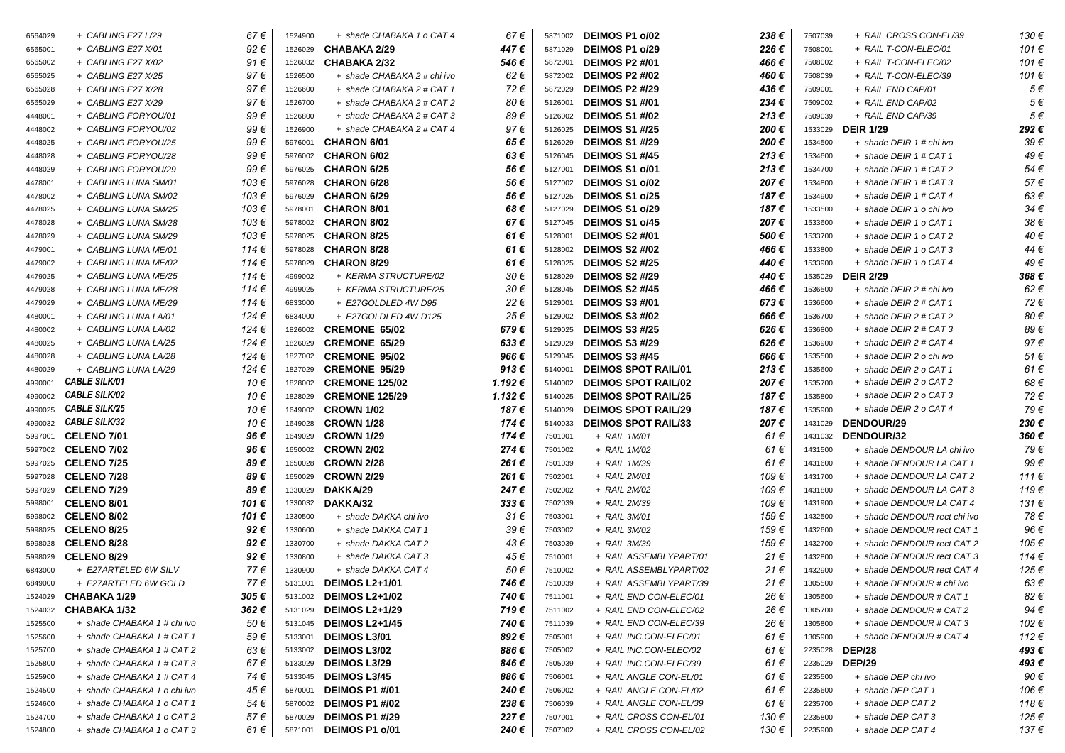| Code | Description | Price |
|---|---|---|
| 6564029 | *+ CABLING E27 L/29* | *67 €* |
| 6565001 | *+ CABLING E27 X/01* | *92 €* |
| 6565002 | *+ CABLING E27 X/02* | *91 €* |
| 6565025 | *+ CABLING E27 X/25* | *97 €* |
| 6565028 | *+ CABLING E27 X/28* | *97 €* |
| 6565029 | *+ CABLING E27 X/29* | *97 €* |
| 4448001 | *+ CABLING FORYOU/01* | *99 €* |
| 4448002 | *+ CABLING FORYOU/02* | *99 €* |
| 4448025 | *+ CABLING FORYOU/25* | *99 €* |
| 4448028 | *+ CABLING FORYOU/28* | *99 €* |
| 4448029 | *+ CABLING FORYOU/29* | *99 €* |
| 4478001 | *+ CABLING LUNA SM/01* | *103 €* |
| 4478002 | *+ CABLING LUNA SM/02* | *103 €* |
| 4478025 | *+ CABLING LUNA SM/25* | *103 €* |
| 4478028 | *+ CABLING LUNA SM/28* | *103 €* |
| 4478029 | *+ CABLING LUNA SM/29* | *103 €* |
| 4479001 | *+ CABLING LUNA ME/01* | *114 €* |
| 4479002 | *+ CABLING LUNA ME/02* | *114 €* |
| 4479025 | *+ CABLING LUNA ME/25* | *114 €* |
| 4479028 | *+ CABLING LUNA ME/28* | *114 €* |
| 4479029 | *+ CABLING LUNA ME/29* | *114 €* |
| 4480001 | *+ CABLING LUNA LA/01* | *124 €* |
| 4480002 | *+ CABLING LUNA LA/02* | *124 €* |
| 4480025 | *+ CABLING LUNA LA/25* | *124 €* |
| 4480028 | *+ CABLING LUNA LA/28* | *124 €* |
| 4480029 | *+ CABLING LUNA LA/29* | *124 €* |
| 4990001 | ***CABLE SILK/01*** | *10 €* |
| 4990002 | ***CABLE SILK/02*** | *10 €* |
| 4990025 | ***CABLE SILK/25*** | *10 €* |
| 4990032 | ***CABLE SILK/32*** | *10 €* |
| 5997001 | **CELENO 7/01** | ***96 €*** |
| 5997002 | **CELENO 7/02** | ***96 €*** |
| 5997025 | **CELENO 7/25** | ***89 €*** |
| 5997028 | **CELENO 7/28** | ***89 €*** |
| 5997029 | **CELENO 7/29** | ***89 €*** |
| 5998001 | **CELENO 8/01** | ***101 €*** |
| 5998002 | **CELENO 8/02** | ***101 €*** |
| 5998025 | **CELENO 8/25** | ***92 €*** |
| 5998028 | **CELENO 8/28** | ***92 €*** |
| 5998029 | **CELENO 8/29** | ***92 €*** |
| 6843000 | *+ E27ARTELED 6W SILV* | *77 €* |
| 6849000 | *+ E27ARTELED 6W GOLD* | *77 €* |
| 1524029 | **CHABAKA 1/29** | ***305 €*** |
| 1524032 | **CHABAKA 1/32** | ***362 €*** |
| 1525500 | *+ shade CHABAKA 1 # chi ivo* | *50 €* |
| 1525600 | *+ shade CHABAKA 1 # CAT 1* | *59 €* |
| 1525700 | *+ shade CHABAKA 1 # CAT 2* | *63 €* |
| 1525800 | *+ shade CHABAKA 1 # CAT 3* | *67 €* |
| 1525900 | *+ shade CHABAKA 1 # CAT 4* | *74 €* |
| 1524500 | *+ shade CHABAKA 1 o chi ivo* | *45 €* |
| 1524600 | *+ shade CHABAKA 1 o CAT 1* | *54 €* |
| 1524700 | *+ shade CHABAKA 1 o CAT 2* | *57 €* |
| 1524800 | *+ shade CHABAKA 1 o CAT 3* | *61 €* |
| 1524900 | *+ shade CHABAKA 1 o CAT 4* | *67 €* |
| 1526029 | **CHABAKA 2/29** | ***447 €*** |
| 1526032 | **CHABAKA 2/32** | ***546 €*** |
| 1526500 | *+ shade CHABAKA 2 # chi ivo* | *62 €* |
| 1526600 | *+ shade CHABAKA 2 # CAT 1* | *72 €* |
| 1526700 | *+ shade CHABAKA 2 # CAT 2* | *80 €* |
| 1526800 | *+ shade CHABAKA 2 # CAT 3* | *89 €* |
| 1526900 | *+ shade CHABAKA 2 # CAT 4* | *97 €* |
| 5976001 | **CHARON 6/01** | ***65 €*** |
| 5976002 | **CHARON 6/02** | ***63 €*** |
| 5976025 | **CHARON 6/25** | ***56 €*** |
| 5976028 | **CHARON 6/28** | ***56 €*** |
| 5976029 | **CHARON 6/29** | ***56 €*** |
| 5978001 | **CHARON 8/01** | ***68 €*** |
| 5978002 | **CHARON 8/02** | ***67 €*** |
| 5978025 | **CHARON 8/25** | ***61 €*** |
| 5978028 | **CHARON 8/28** | ***61 €*** |
| 5978029 | **CHARON 8/29** | ***61 €*** |
| 4999002 | *+ KERMA STRUCTURE/02* | *30 €* |
| 4999025 | *+ KERMA STRUCTURE/25* | *30 €* |
| 6833000 | *+ E27GOLDLED 4W D95* | *22 €* |
| 6834000 | *+ E27GOLDLED 4W D125* | *25 €* |
| 1826002 | **CREMONE 65/02** | ***679 €*** |
| 1826029 | **CREMONE 65/29** | ***633 €*** |
| 1827002 | **CREMONE 95/02** | ***966 €*** |
| 1827029 | **CREMONE 95/29** | ***913 €*** |
| 1828002 | **CREMONE 125/02** | ***1.192 €*** |
| 1828029 | **CREMONE 125/29** | ***1.132 €*** |
| 1649002 | **CROWN 1/02** | ***187 €*** |
| 1649028 | **CROWN 1/28** | ***174 €*** |
| 1649029 | **CROWN 1/29** | ***174 €*** |
| 1650002 | **CROWN 2/02** | ***274 €*** |
| 1650028 | **CROWN 2/28** | ***261 €*** |
| 1650029 | **CROWN 2/29** | ***261 €*** |
| 1330029 | **DAKKA/29** | ***247 €*** |
| 1330032 | **DAKKA/32** | ***333 €*** |
| 1330500 | *+ shade DAKKA chi ivo* | *31 €* |
| 1330600 | *+ shade DAKKA CAT 1* | *39 €* |
| 1330700 | *+ shade DAKKA CAT 2* | *43 €* |
| 1330800 | *+ shade DAKKA CAT 3* | *45 €* |
| 1330900 | *+ shade DAKKA CAT 4* | *50 €* |
| 5131001 | **DEIMOS L2+1/01** | ***746 €*** |
| 5131002 | **DEIMOS L2+1/02** | ***740 €*** |
| 5131029 | **DEIMOS L2+1/29** | ***719 €*** |
| 5131045 | **DEIMOS L2+1/45** | ***740 €*** |
| 5133001 | **DEIMOS L3/01** | ***892 €*** |
| 5133002 | **DEIMOS L3/02** | ***886 €*** |
| 5133029 | **DEIMOS L3/29** | ***846 €*** |
| 5133045 | **DEIMOS L3/45** | ***886 €*** |
| 5870001 | **DEIMOS P1 #/01** | ***240 €*** |
| 5870002 | **DEIMOS P1 #/02** | ***238 €*** |
| 5870029 | **DEIMOS P1 #/29** | ***227 €*** |
| 5871001 | **DEIMOS P1 o/01** | ***240 €*** |
| 5871002 | **DEIMOS P1 o/02** | ***238 €*** |
| 5871029 | **DEIMOS P1 o/29** | ***226 €*** |
| 5872001 | **DEIMOS P2 #/01** | ***466 €*** |
| 5872002 | **DEIMOS P2 #/02** | ***460 €*** |
| 5872029 | **DEIMOS P2 #/29** | ***436 €*** |
| 5126001 | **DEIMOS S1 #/01** | ***234 €*** |
| 5126002 | **DEIMOS S1 #/02** | ***213 €*** |
| 5126025 | **DEIMOS S1 #/25** | ***200 €*** |
| 5126029 | **DEIMOS S1 #/29** | ***200 €*** |
| 5126045 | **DEIMOS S1 #/45** | ***213 €*** |
| 5127001 | **DEIMOS S1 o/01** | ***213 €*** |
| 5127002 | **DEIMOS S1 o/02** | ***207 €*** |
| 5127025 | **DEIMOS S1 o/25** | ***187 €*** |
| 5127029 | **DEIMOS S1 o/29** | ***187 €*** |
| 5127045 | **DEIMOS S1 o/45** | ***207 €*** |
| 5128001 | **DEIMOS S2 #/01** | ***500 €*** |
| 5128002 | **DEIMOS S2 #/02** | ***466 €*** |
| 5128025 | **DEIMOS S2 #/25** | ***440 €*** |
| 5128029 | **DEIMOS S2 #/29** | ***440 €*** |
| 5128045 | **DEIMOS S2 #/45** | ***466 €*** |
| 5129001 | **DEIMOS S3 #/01** | ***673 €*** |
| 5129002 | **DEIMOS S3 #/02** | ***666 €*** |
| 5129025 | **DEIMOS S3 #/25** | ***626 €*** |
| 5129029 | **DEIMOS S3 #/29** | ***626 €*** |
| 5129045 | **DEIMOS S3 #/45** | ***666 €*** |
| 5140001 | **DEIMOS SPOT RAIL/01** | ***213 €*** |
| 5140002 | **DEIMOS SPOT RAIL/02** | ***207 €*** |
| 5140025 | **DEIMOS SPOT RAIL/25** | ***187 €*** |
| 5140029 | **DEIMOS SPOT RAIL/29** | ***187 €*** |
| 5140033 | **DEIMOS SPOT RAIL/33** | ***207 €*** |
| 7501001 | *+ RAIL 1M/01* | *61 €* |
| 7501002 | *+ RAIL 1M/02* | *61 €* |
| 7501039 | *+ RAIL 1M/39* | *61 €* |
| 7502001 | *+ RAIL 2M/01* | *109 €* |
| 7502002 | *+ RAIL 2M/02* | *109 €* |
| 7502039 | *+ RAIL 2M/39* | *109 €* |
| 7503001 | *+ RAIL 3M/01* | *159 €* |
| 7503002 | *+ RAIL 3M/02* | *159 €* |
| 7503039 | *+ RAIL 3M/39* | *159 €* |
| 7510001 | *+ RAIL ASSEMBLYPART/01* | *21 €* |
| 7510002 | *+ RAIL ASSEMBLYPART/02* | *21 €* |
| 7510039 | *+ RAIL ASSEMBLYPART/39* | *21 €* |
| 7511001 | *+ RAIL END CON-ELEC/01* | *26 €* |
| 7511002 | *+ RAIL END CON-ELEC/02* | *26 €* |
| 7511039 | *+ RAIL END CON-ELEC/39* | *26 €* |
| 7505001 | *+ RAIL INC.CON-ELEC/01* | *61 €* |
| 7505002 | *+ RAIL INC.CON-ELEC/02* | *61 €* |
| 7505039 | *+ RAIL INC.CON-ELEC/39* | *61 €* |
| 7506001 | *+ RAIL ANGLE CON-EL/01* | *61 €* |
| 7506002 | *+ RAIL ANGLE CON-EL/02* | *61 €* |
| 7506039 | *+ RAIL ANGLE CON-EL/39* | *61 €* |
| 7507001 | *+ RAIL CROSS CON-EL/01* | *130 €* |
| 7507002 | *+ RAIL CROSS CON-EL/02* | *130 €* |
| 7507039 | *+ RAIL CROSS CON-EL/39* | *130 €* |
| 7508001 | *+ RAIL T-CON-ELEC/01* | *101 €* |
| 7508002 | *+ RAIL T-CON-ELEC/02* | *101 €* |
| 7508039 | *+ RAIL T-CON-ELEC/39* | *101 €* |
| 7509001 | *+ RAIL END CAP/01* | *5 €* |
| 7509002 | *+ RAIL END CAP/02* | *5 €* |
| 7509039 | *+ RAIL END CAP/39* | *5 €* |
| 1533029 | **DEIR 1/29** | ***292 €*** |
| 1534500 | *+ shade DEIR 1 # chi ivo* | *39 €* |
| 1534600 | *+ shade DEIR 1 # CAT 1* | *49 €* |
| 1534700 | *+ shade DEIR 1 # CAT 2* | *54 €* |
| 1534800 | *+ shade DEIR 1 # CAT 3* | *57 €* |
| 1534900 | *+ shade DEIR 1 # CAT 4* | *63 €* |
| 1533500 | *+ shade DEIR 1 o chi ivo* | *34 €* |
| 1533600 | *+ shade DEIR 1 o CAT 1* | *38 €* |
| 1533700 | *+ shade DEIR 1 o CAT 2* | *40 €* |
| 1533800 | *+ shade DEIR 1 o CAT 3* | *44 €* |
| 1533900 | *+ shade DEIR 1 o CAT 4* | *49 €* |
| 1535029 | **DEIR 2/29** | ***368 €*** |
| 1536500 | *+ shade DEIR 2 # chi ivo* | *62 €* |
| 1536600 | *+ shade DEIR 2 # CAT 1* | *72 €* |
| 1536700 | *+ shade DEIR 2 # CAT 2* | *80 €* |
| 1536800 | *+ shade DEIR 2 # CAT 3* | *89 €* |
| 1536900 | *+ shade DEIR 2 # CAT 4* | *97 €* |
| 1535500 | *+ shade DEIR 2 o chi ivo* | *51 €* |
| 1535600 | *+ shade DEIR 2 o CAT 1* | *61 €* |
| 1535700 | *+ shade DEIR 2 o CAT 2* | *68 €* |
| 1535800 | *+ shade DEIR 2 o CAT 3* | *72 €* |
| 1535900 | *+ shade DEIR 2 o CAT 4* | *79 €* |
| 1431029 | **DENDOUR/29** | ***230 €*** |
| 1431032 | **DENDOUR/32** | ***360 €*** |
| 1431500 | *+ shade DENDOUR LA chi ivo* | *79 €* |
| 1431600 | *+ shade DENDOUR LA CAT 1* | *99 €* |
| 1431700 | *+ shade DENDOUR LA CAT 2* | *111 €* |
| 1431800 | *+ shade DENDOUR LA CAT 3* | *119 €* |
| 1431900 | *+ shade DENDOUR LA CAT 4* | *131 €* |
| 1432500 | *+ shade DENDOUR rect chi ivo* | *78 €* |
| 1432600 | *+ shade DENDOUR rect CAT 1* | *96 €* |
| 1432700 | *+ shade DENDOUR rect CAT 2* | *105 €* |
| 1432800 | *+ shade DENDOUR rect CAT 3* | *114 €* |
| 1432900 | *+ shade DENDOUR rect CAT 4* | *125 €* |
| 1305500 | *+ shade DENDOUR # chi ivo* | *63 €* |
| 1305600 | *+ shade DENDOUR # CAT 1* | *82 €* |
| 1305700 | *+ shade DENDOUR # CAT 2* | *94 €* |
| 1305800 | *+ shade DENDOUR # CAT 3* | *102 €* |
| 1305900 | *+ shade DENDOUR # CAT 4* | *112 €* |
| 2235028 | **DEP/28** | ***493 €*** |
| 2235029 | **DEP/29** | ***493 €*** |
| 2235500 | *+ shade DEP chi ivo* | *90 €* |
| 2235600 | *+ shade DEP CAT 1* | *106 €* |
| 2235700 | *+ shade DEP CAT 2* | *118 €* |
| 2235800 | *+ shade DEP CAT 3* | *125 €* |
| 2235900 | *+ shade DEP CAT 4* | *137 €* |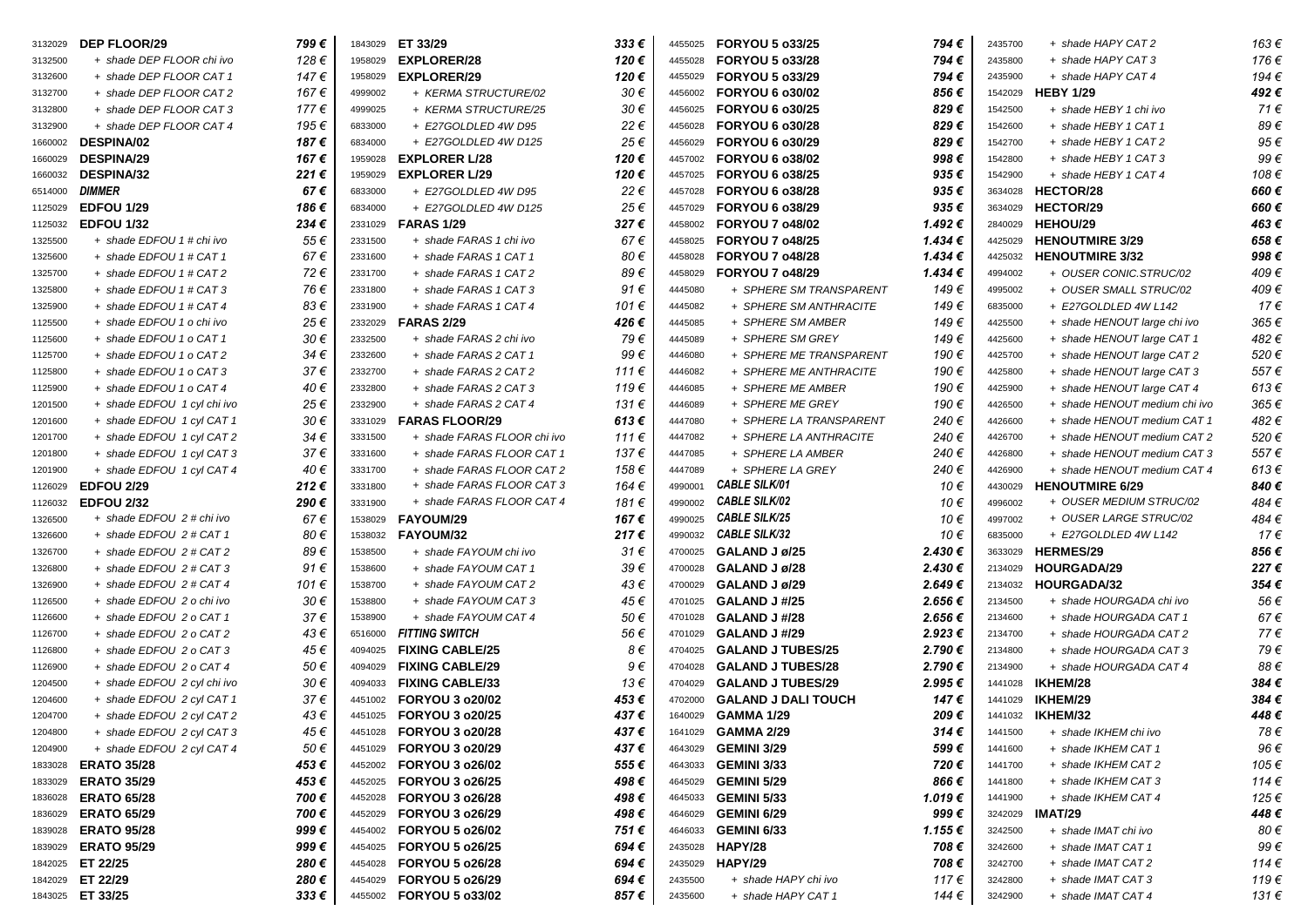| Code | Product | Price |
|---|---|---|
| 3132029 | **DEP FLOOR/29** | ***799 €*** |
| 3132500 | *+ shade DEP FLOOR chi ivo* | *128 €* |
| 3132600 | *+ shade DEP FLOOR CAT 1* | *147 €* |
| 3132700 | *+ shade DEP FLOOR CAT 2* | *167 €* |
| 3132800 | *+ shade DEP FLOOR CAT 3* | *177 €* |
| 3132900 | *+ shade DEP FLOOR CAT 4* | *195 €* |
| 1660002 | **DESPINA/02** | ***187 €*** |
| 1660029 | **DESPINA/29** | ***167 €*** |
| 1660032 | **DESPINA/32** | ***221 €*** |
| 6514000 | ***DIMMER*** | ***67 €*** |
| 1125029 | **EDFOU 1/29** | ***186 €*** |
| 1125032 | **EDFOU 1/32** | ***234 €*** |
| 1325500 | *+ shade EDFOU 1 # chi ivo* | *55 €* |
| 1325600 | *+ shade EDFOU 1 # CAT 1* | *67 €* |
| 1325700 | *+ shade EDFOU 1 # CAT 2* | *72 €* |
| 1325800 | *+ shade EDFOU 1 # CAT 3* | *76 €* |
| 1325900 | *+ shade EDFOU 1 # CAT 4* | *83 €* |
| 1125500 | *+ shade EDFOU 1 o chi ivo* | *25 €* |
| 1125600 | *+ shade EDFOU 1 o CAT 1* | *30 €* |
| 1125700 | *+ shade EDFOU 1 o CAT 2* | *34 €* |
| 1125800 | *+ shade EDFOU 1 o CAT 3* | *37 €* |
| 1125900 | *+ shade EDFOU 1 o CAT 4* | *40 €* |
| 1201500 | *+ shade EDFOU 1 cyl chi ivo* | *25 €* |
| 1201600 | *+ shade EDFOU 1 cyl CAT 1* | *30 €* |
| 1201700 | *+ shade EDFOU 1 cyl CAT 2* | *34 €* |
| 1201800 | *+ shade EDFOU 1 cyl CAT 3* | *37 €* |
| 1201900 | *+ shade EDFOU 1 cyl CAT 4* | *40 €* |
| 1126029 | **EDFOU 2/29** | ***212 €*** |
| 1126032 | **EDFOU 2/32** | ***290 €*** |
| 1326500 | *+ shade EDFOU 2 # chi ivo* | *67 €* |
| 1326600 | *+ shade EDFOU 2 # CAT 1* | *80 €* |
| 1326700 | *+ shade EDFOU 2 # CAT 2* | *89 €* |
| 1326800 | *+ shade EDFOU 2 # CAT 3* | *91 €* |
| 1326900 | *+ shade EDFOU 2 # CAT 4* | *101 €* |
| 1126500 | *+ shade EDFOU 2 o chi ivo* | *30 €* |
| 1126600 | *+ shade EDFOU 2 o CAT 1* | *37 €* |
| 1126700 | *+ shade EDFOU 2 o CAT 2* | *43 €* |
| 1126800 | *+ shade EDFOU 2 o CAT 3* | *45 €* |
| 1126900 | *+ shade EDFOU 2 o CAT 4* | *50 €* |
| 1204500 | *+ shade EDFOU 2 cyl chi ivo* | *30 €* |
| 1204600 | *+ shade EDFOU 2 cyl CAT 1* | *37 €* |
| 1204700 | *+ shade EDFOU 2 cyl CAT 2* | *43 €* |
| 1204800 | *+ shade EDFOU 2 cyl CAT 3* | *45 €* |
| 1204900 | *+ shade EDFOU 2 cyl CAT 4* | *50 €* |
| 1833028 | **ERATO 35/28** | ***453 €*** |
| 1833029 | **ERATO 35/29** | ***453 €*** |
| 1836028 | **ERATO 65/28** | ***700 €*** |
| 1836029 | **ERATO 65/29** | ***700 €*** |
| 1839028 | **ERATO 95/28** | ***999 €*** |
| 1839029 | **ERATO 95/29** | ***999 €*** |
| 1842025 | **ET 22/25** | ***280 €*** |
| 1842029 | **ET 22/29** | ***280 €*** |
| 1843025 | **ET 33/25** | ***333 €*** |
| 1843029 | **ET 33/29** | ***333 €*** |
| 1958029 | **EXPLORER/28** | ***120 €*** |
| 1958029 | **EXPLORER/29** | ***120 €*** |
| 4999002 | *+ KERMA STRUCTURE/02* | *30 €* |
| 4999025 | *+ KERMA STRUCTURE/25* | *30 €* |
| 6833000 | *+ E27GOLDLED 4W D95* | *22 €* |
| 6834000 | *+ E27GOLDLED 4W D125* | *25 €* |
| 1959028 | **EXPLORER L/28** | ***120 €*** |
| 1959029 | **EXPLORER L/29** | ***120 €*** |
| 6833000 | *+ E27GOLDLED 4W D95* | *22 €* |
| 6834000 | *+ E27GOLDLED 4W D125* | *25 €* |
| 2331029 | **FARAS 1/29** | ***327 €*** |
| 2331500 | *+ shade FARAS 1 chi ivo* | *67 €* |
| 2331600 | *+ shade FARAS 1 CAT 1* | *80 €* |
| 2331700 | *+ shade FARAS 1 CAT 2* | *89 €* |
| 2331800 | *+ shade FARAS 1 CAT 3* | *91 €* |
| 2331900 | *+ shade FARAS 1 CAT 4* | *101 €* |
| 2332029 | **FARAS 2/29** | ***426 €*** |
| 2332500 | *+ shade FARAS 2 chi ivo* | *79 €* |
| 2332600 | *+ shade FARAS 2 CAT 1* | *99 €* |
| 2332700 | *+ shade FARAS 2 CAT 2* | *111 €* |
| 2332800 | *+ shade FARAS 2 CAT 3* | *119 €* |
| 2332900 | *+ shade FARAS 2 CAT 4* | *131 €* |
| 3331029 | **FARAS FLOOR/29** | ***613 €*** |
| 3331500 | *+ shade FARAS FLOOR chi ivo* | *111 €* |
| 3331600 | *+ shade FARAS FLOOR CAT 1* | *137 €* |
| 3331700 | *+ shade FARAS FLOOR CAT 2* | *158 €* |
| 3331800 | *+ shade FARAS FLOOR CAT 3* | *164 €* |
| 3331900 | *+ shade FARAS FLOOR CAT 4* | *181 €* |
| 1538029 | **FAYOUM/29** | ***167 €*** |
| 1538032 | **FAYOUM/32** | ***217 €*** |
| 1538500 | *+ shade FAYOUM chi ivo* | *31 €* |
| 1538600 | *+ shade FAYOUM CAT 1* | *39 €* |
| 1538700 | *+ shade FAYOUM CAT 2* | *43 €* |
| 1538800 | *+ shade FAYOUM CAT 3* | *45 €* |
| 1538900 | *+ shade FAYOUM CAT 4* | *50 €* |
| 6516000 | ***FITTING SWITCH*** | *56 €* |
| 4094025 | **FIXING CABLE/25** | *8 €* |
| 4094029 | **FIXING CABLE/29** | *9 €* |
| 4094033 | **FIXING CABLE/33** | *13 €* |
| 4451002 | **FORYOU 3 o20/02** | ***453 €*** |
| 4451025 | **FORYOU 3 o20/25** | ***437 €*** |
| 4451028 | **FORYOU 3 o20/28** | ***437 €*** |
| 4451029 | **FORYOU 3 o20/29** | ***437 €*** |
| 4452002 | **FORYOU 3 o26/02** | ***555 €*** |
| 4452025 | **FORYOU 3 o26/25** | ***498 €*** |
| 4452028 | **FORYOU 3 o26/28** | ***498 €*** |
| 4452029 | **FORYOU 3 o26/29** | ***498 €*** |
| 4454002 | **FORYOU 5 o26/02** | ***751 €*** |
| 4454025 | **FORYOU 5 o26/25** | ***694 €*** |
| 4454028 | **FORYOU 5 o26/28** | ***694 €*** |
| 4454029 | **FORYOU 5 o26/29** | ***694 €*** |
| 4455002 | **FORYOU 5 o33/02** | ***857 €*** |
| 4455025 | **FORYOU 5 o33/25** | ***794 €*** |
| 4455028 | **FORYOU 5 o33/28** | ***794 €*** |
| 4455029 | **FORYOU 5 o33/29** | ***794 €*** |
| 4456002 | **FORYOU 6 o30/02** | ***856 €*** |
| 4456025 | **FORYOU 6 o30/25** | ***829 €*** |
| 4456028 | **FORYOU 6 o30/28** | ***829 €*** |
| 4456029 | **FORYOU 6 o30/29** | ***829 €*** |
| 4457002 | **FORYOU 6 o38/02** | ***998 €*** |
| 4457025 | **FORYOU 6 o38/25** | ***935 €*** |
| 4457028 | **FORYOU 6 o38/28** | ***935 €*** |
| 4457029 | **FORYOU 6 o38/29** | ***935 €*** |
| 4458002 | **FORYOU 7 o48/02** | ***1.492 €*** |
| 4458025 | **FORYOU 7 o48/25** | ***1.434 €*** |
| 4458028 | **FORYOU 7 o48/28** | ***1.434 €*** |
| 4458029 | **FORYOU 7 o48/29** | ***1.434 €*** |
| 4445080 | *+ SPHERE SM TRANSPARENT* | *149 €* |
| 4445082 | *+ SPHERE SM ANTHRACITE* | *149 €* |
| 4445085 | *+ SPHERE SM AMBER* | *149 €* |
| 4445089 | *+ SPHERE SM GREY* | *149 €* |
| 4446080 | *+ SPHERE ME TRANSPARENT* | *190 €* |
| 4446082 | *+ SPHERE ME ANTHRACITE* | *190 €* |
| 4446085 | *+ SPHERE ME AMBER* | *190 €* |
| 4446089 | *+ SPHERE ME GREY* | *190 €* |
| 4447080 | *+ SPHERE LA TRANSPARENT* | *240 €* |
| 4447082 | *+ SPHERE LA ANTHRACITE* | *240 €* |
| 4447085 | *+ SPHERE LA AMBER* | *240 €* |
| 4447089 | *+ SPHERE LA GREY* | *240 €* |
| 4990001 | ***CABLE SILK/01*** | *10 €* |
| 4990002 | ***CABLE SILK/02*** | *10 €* |
| 4990025 | ***CABLE SILK/25*** | *10 €* |
| 4990032 | ***CABLE SILK/32*** | *10 €* |
| 4700025 | **GALAND J ø/25** | ***2.430 €*** |
| 4700028 | **GALAND J ø/28** | ***2.430 €*** |
| 4700029 | **GALAND J ø/29** | ***2.649 €*** |
| 4701025 | **GALAND J #/25** | ***2.656 €*** |
| 4701028 | **GALAND J #/28** | ***2.656 €*** |
| 4701029 | **GALAND J #/29** | ***2.923 €*** |
| 4704025 | **GALAND J TUBES/25** | ***2.790 €*** |
| 4704028 | **GALAND J TUBES/28** | ***2.790 €*** |
| 4704029 | **GALAND J TUBES/29** | ***2.995 €*** |
| 4702000 | **GALAND J DALI TOUCH** | ***147 €*** |
| 1640029 | **GAMMA 1/29** | ***209 €*** |
| 1641029 | **GAMMA 2/29** | ***314 €*** |
| 4643029 | **GEMINI 3/29** | ***599 €*** |
| 4643033 | **GEMINI 3/33** | ***720 €*** |
| 4645029 | **GEMINI 5/29** | ***866 €*** |
| 4645033 | **GEMINI 5/33** | ***1.019 €*** |
| 4646029 | **GEMINI 6/29** | ***999 €*** |
| 4646033 | **GEMINI 6/33** | ***1.155 €*** |
| 2435028 | **HAPY/28** | ***708 €*** |
| 2435029 | **HAPY/29** | ***708 €*** |
| 2435500 | *+ shade HAPY chi ivo* | *117 €* |
| 2435600 | *+ shade HAPY CAT 1* | *144 €* |
| 2435700 | *+ shade HAPY CAT 2* | *163 €* |
| 2435800 | *+ shade HAPY CAT 3* | *176 €* |
| 2435900 | *+ shade HAPY CAT 4* | *194 €* |
| 1542029 | **HEBY 1/29** | ***492 €*** |
| 1542500 | *+ shade HEBY 1 chi ivo* | *71 €* |
| 1542600 | *+ shade HEBY 1 CAT 1* | *89 €* |
| 1542700 | *+ shade HEBY 1 CAT 2* | *95 €* |
| 1542800 | *+ shade HEBY 1 CAT 3* | *99 €* |
| 1542900 | *+ shade HEBY 1 CAT 4* | *108 €* |
| 3634028 | **HECTOR/28** | ***660 €*** |
| 3634029 | **HECTOR/29** | ***660 €*** |
| 2840029 | **HEHOU/29** | ***463 €*** |
| 4425029 | **HENOUTMIRE 3/29** | ***658 €*** |
| 4425032 | **HENOUTMIRE 3/32** | ***998 €*** |
| 4994002 | *+ OUSER CONIC.STRUC/02* | *409 €* |
| 4995002 | *+ OUSER SMALL STRUC/02* | *409 €* |
| 6835000 | *+ E27GOLDLED 4W L142* | *17 €* |
| 4425500 | *+ shade HENOUT large chi ivo* | *365 €* |
| 4425600 | *+ shade HENOUT large CAT 1* | *482 €* |
| 4425700 | *+ shade HENOUT large CAT 2* | *520 €* |
| 4425800 | *+ shade HENOUT large CAT 3* | *557 €* |
| 4425900 | *+ shade HENOUT large CAT 4* | *613 €* |
| 4426500 | *+ shade HENOUT medium chi ivo* | *365 €* |
| 4426600 | *+ shade HENOUT medium CAT 1* | *482 €* |
| 4426700 | *+ shade HENOUT medium CAT 2* | *520 €* |
| 4426800 | *+ shade HENOUT medium CAT 3* | *557 €* |
| 4426900 | *+ shade HENOUT medium CAT 4* | *613 €* |
| 4430029 | **HENOUTMIRE 6/29** | ***840 €*** |
| 4996002 | *+ OUSER MEDIUM STRUC/02* | *484 €* |
| 4997002 | *+ OUSER LARGE STRUC/02* | *484 €* |
| 6835000 | *+ E27GOLDLED 4W L142* | *17 €* |
| 3633029 | **HERMES/29** | ***856 €*** |
| 2134029 | **HOURGADA/29** | ***227 €*** |
| 2134032 | **HOURGADA/32** | ***354 €*** |
| 2134500 | *+ shade HOURGADA chi ivo* | *56 €* |
| 2134600 | *+ shade HOURGADA CAT 1* | *67 €* |
| 2134700 | *+ shade HOURGADA CAT 2* | *77 €* |
| 2134800 | *+ shade HOURGADA CAT 3* | *79 €* |
| 2134900 | *+ shade HOURGADA CAT 4* | *88 €* |
| 1441028 | **IKHEM/28** | ***384 €*** |
| 1441029 | **IKHEM/29** | ***384 €*** |
| 1441032 | **IKHEM/32** | ***448 €*** |
| 1441500 | *+ shade IKHEM chi ivo* | *78 €* |
| 1441600 | *+ shade IKHEM CAT 1* | *96 €* |
| 1441700 | *+ shade IKHEM CAT 2* | *105 €* |
| 1441800 | *+ shade IKHEM CAT 3* | *114 €* |
| 1441900 | *+ shade IKHEM CAT 4* | *125 €* |
| 3242029 | **IMAT/29** | ***448 €*** |
| 3242500 | *+ shade IMAT chi ivo* | *80 €* |
| 3242600 | *+ shade IMAT CAT 1* | *99 €* |
| 3242700 | *+ shade IMAT CAT 2* | *114 €* |
| 3242800 | *+ shade IMAT CAT 3* | *119 €* |
| 3242900 | *+ shade IMAT CAT 4* | *131 €* |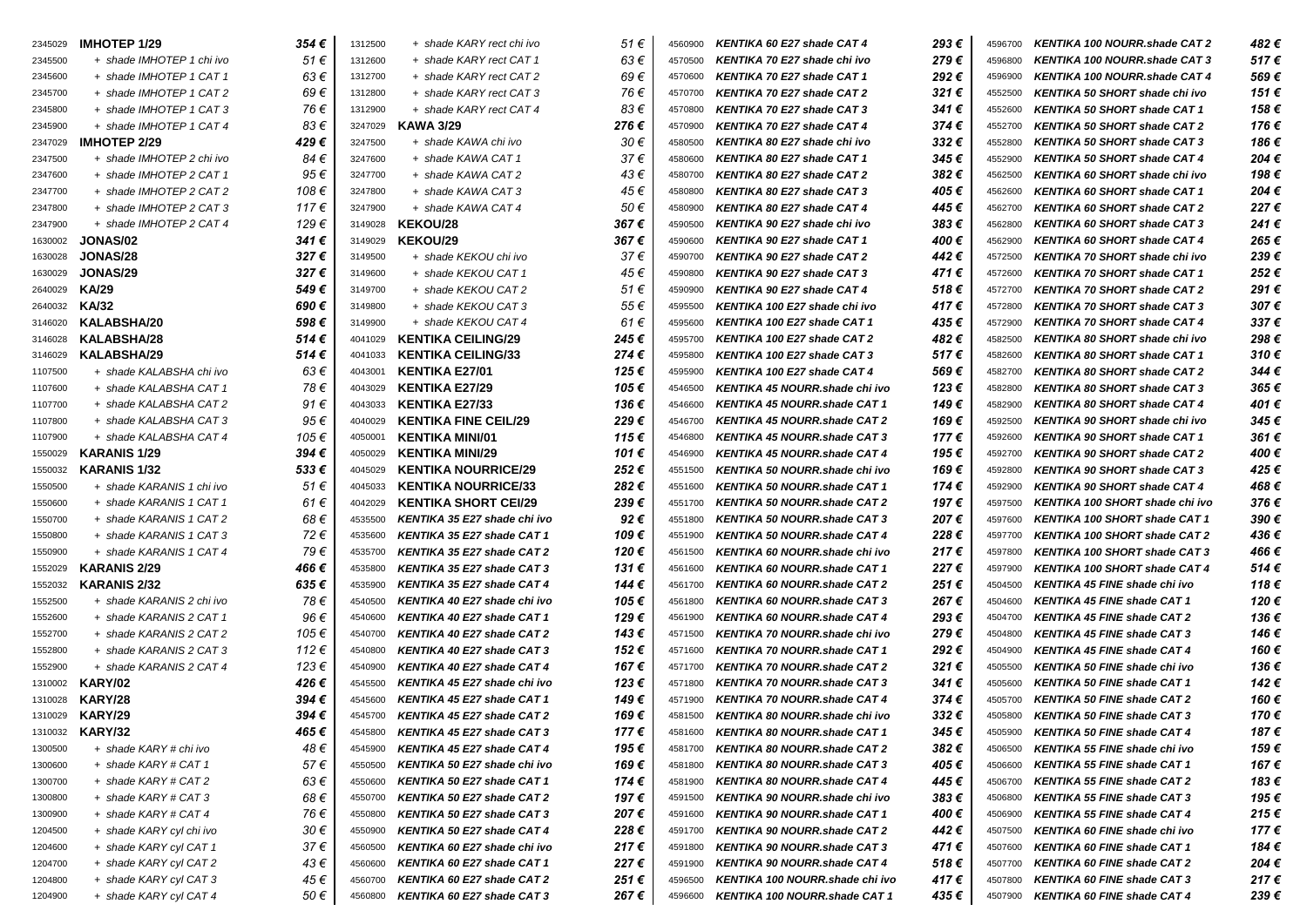| Code | Product | Price |
|---|---|---|
| 2345029 | **IMHOTEP 1/29** | **354 €** |
| 2345500 | *+ shade IMHOTEP 1 chi ivo* | *51 €* |
| 2345600 | *+ shade IMHOTEP 1 CAT 1* | *63 €* |
| 2345700 | *+ shade IMHOTEP 1 CAT 2* | *69 €* |
| 2345800 | *+ shade IMHOTEP 1 CAT 3* | *76 €* |
| 2345900 | *+ shade IMHOTEP 1 CAT 4* | *83 €* |
| 2347029 | **IMHOTEP 2/29** | **429 €** |
| 2347500 | *+ shade IMHOTEP 2 chi ivo* | *84 €* |
| 2347600 | *+ shade IMHOTEP 2 CAT 1* | *95 €* |
| 2347700 | *+ shade IMHOTEP 2 CAT 2* | *108 €* |
| 2347800 | *+ shade IMHOTEP 2 CAT 3* | *117 €* |
| 2347900 | *+ shade IMHOTEP 2 CAT 4* | *129 €* |
| 1630002 | **JONAS/02** | **341 €** |
| 1630028 | **JONAS/28** | **327 €** |
| 1630029 | **JONAS/29** | **327 €** |
| 2640029 | **KA/29** | **549 €** |
| 2640032 | **KA/32** | **690 €** |
| 3146020 | **KALABSHA/20** | **598 €** |
| 3146028 | **KALABSHA/28** | **514 €** |
| 3146029 | **KALABSHA/29** | **514 €** |
| 1107500 | *+ shade KALABSHA chi ivo* | *63 €* |
| 1107600 | *+ shade KALABSHA CAT 1* | *78 €* |
| 1107700 | *+ shade KALABSHA CAT 2* | *91 €* |
| 1107800 | *+ shade KALABSHA CAT 3* | *95 €* |
| 1107900 | *+ shade KALABSHA CAT 4* | *105 €* |
| 1550029 | **KARANIS 1/29** | **394 €** |
| 1550032 | **KARANIS 1/32** | **533 €** |
| 1550500 | *+ shade KARANIS 1 chi ivo* | *51 €* |
| 1550600 | *+ shade KARANIS 1 CAT 1* | *61 €* |
| 1550700 | *+ shade KARANIS 1 CAT 2* | *68 €* |
| 1550800 | *+ shade KARANIS 1 CAT 3* | *72 €* |
| 1550900 | *+ shade KARANIS 1 CAT 4* | *79 €* |
| 1552029 | **KARANIS 2/29** | **466 €** |
| 1552032 | **KARANIS 2/32** | **635 €** |
| 1552500 | *+ shade KARANIS 2 chi ivo* | *78 €* |
| 1552600 | *+ shade KARANIS 2 CAT 1* | *96 €* |
| 1552700 | *+ shade KARANIS 2 CAT 2* | *105 €* |
| 1552800 | *+ shade KARANIS 2 CAT 3* | *112 €* |
| 1552900 | *+ shade KARANIS 2 CAT 4* | *123 €* |
| 1310002 | **KARY/02** | **426 €** |
| 1310028 | **KARY/28** | **394 €** |
| 1310029 | **KARY/29** | **394 €** |
| 1310032 | **KARY/32** | **465 €** |
| 1300500 | *+ shade KARY # chi ivo* | *48 €* |
| 1300600 | *+ shade KARY # CAT 1* | *57 €* |
| 1300700 | *+ shade KARY # CAT 2* | *63 €* |
| 1300800 | *+ shade KARY # CAT 3* | *68 €* |
| 1300900 | *+ shade KARY # CAT 4* | *76 €* |
| 1204500 | *+ shade KARY cyl chi ivo* | *30 €* |
| 1204600 | *+ shade KARY cyl CAT 1* | *37 €* |
| 1204700 | *+ shade KARY cyl CAT 2* | *43 €* |
| 1204800 | *+ shade KARY cyl CAT 3* | *45 €* |
| 1204900 | *+ shade KARY cyl CAT 4* | *50 €* |
| 1312500 | *+ shade KARY rect chi ivo* | *51 €* |
| 1312600 | *+ shade KARY rect CAT 1* | *63 €* |
| 1312700 | *+ shade KARY rect CAT 2* | *69 €* |
| 1312800 | *+ shade KARY rect CAT 3* | *76 €* |
| 1312900 | *+ shade KARY rect CAT 4* | *83 €* |
| 3247029 | **KAWA 3/29** | **276 €** |
| 3247500 | *+ shade KAWA chi ivo* | *30 €* |
| 3247600 | *+ shade KAWA CAT 1* | *37 €* |
| 3247700 | *+ shade KAWA CAT 2* | *43 €* |
| 3247800 | *+ shade KAWA CAT 3* | *45 €* |
| 3247900 | *+ shade KAWA CAT 4* | *50 €* |
| 3149028 | **KEKOU/28** | **367 €** |
| 3149029 | **KEKOU/29** | **367 €** |
| 3149500 | *+ shade KEKOU chi ivo* | *37 €* |
| 3149600 | *+ shade KEKOU CAT 1* | *45 €* |
| 3149700 | *+ shade KEKOU CAT 2* | *51 €* |
| 3149800 | *+ shade KEKOU CAT 3* | *55 €* |
| 3149900 | *+ shade KEKOU CAT 4* | *61 €* |
| 4041029 | **KENTIKA CEILING/29** | **245 €** |
| 4041033 | **KENTIKA CEILING/33** | **274 €** |
| 4043001 | **KENTIKA E27/01** | **125 €** |
| 4043029 | **KENTIKA E27/29** | **105 €** |
| 4043033 | **KENTIKA E27/33** | **136 €** |
| 4040029 | **KENTIKA FINE CEIL/29** | **229 €** |
| 4050001 | **KENTIKA MINI/01** | **115 €** |
| 4050029 | **KENTIKA MINI/29** | **101 €** |
| 4045029 | **KENTIKA NOURRICE/29** | **252 €** |
| 4045033 | **KENTIKA NOURRICE/33** | **282 €** |
| 4042029 | **KENTIKA SHORT CEI/29** | **239 €** |
| 4535500 | ***KENTIKA 35 E27 shade chi ivo*** | ***92 €*** |
| 4535600 | ***KENTIKA 35 E27 shade CAT 1*** | ***109 €*** |
| 4535700 | ***KENTIKA 35 E27 shade CAT 2*** | ***120 €*** |
| 4535800 | ***KENTIKA 35 E27 shade CAT 3*** | ***131 €*** |
| 4535900 | ***KENTIKA 35 E27 shade CAT 4*** | ***144 €*** |
| 4540500 | ***KENTIKA 40 E27 shade chi ivo*** | ***105 €*** |
| 4540600 | ***KENTIKA 40 E27 shade CAT 1*** | ***129 €*** |
| 4540700 | ***KENTIKA 40 E27 shade CAT 2*** | ***143 €*** |
| 4540800 | ***KENTIKA 40 E27 shade CAT 3*** | ***152 €*** |
| 4540900 | ***KENTIKA 40 E27 shade CAT 4*** | ***167 €*** |
| 4545500 | ***KENTIKA 45 E27 shade chi ivo*** | ***123 €*** |
| 4545600 | ***KENTIKA 45 E27 shade CAT 1*** | ***149 €*** |
| 4545700 | ***KENTIKA 45 E27 shade CAT 2*** | ***169 €*** |
| 4545800 | ***KENTIKA 45 E27 shade CAT 3*** | ***177 €*** |
| 4545900 | ***KENTIKA 45 E27 shade CAT 4*** | ***195 €*** |
| 4550500 | ***KENTIKA 50 E27 shade chi ivo*** | ***169 €*** |
| 4550600 | ***KENTIKA 50 E27 shade CAT 1*** | ***174 €*** |
| 4550700 | ***KENTIKA 50 E27 shade CAT 2*** | ***197 €*** |
| 4550800 | ***KENTIKA 50 E27 shade CAT 3*** | ***207 €*** |
| 4550900 | ***KENTIKA 50 E27 shade CAT 4*** | ***228 €*** |
| 4560500 | ***KENTIKA 60 E27 shade chi ivo*** | ***217 €*** |
| 4560600 | ***KENTIKA 60 E27 shade CAT 1*** | ***227 €*** |
| 4560700 | ***KENTIKA 60 E27 shade CAT 2*** | ***251 €*** |
| 4560800 | ***KENTIKA 60 E27 shade CAT 3*** | ***267 €*** |
| 4560900 | ***KENTIKA 60 E27 shade CAT 4*** | ***293 €*** |
| 4570500 | ***KENTIKA 70 E27 shade chi ivo*** | ***279 €*** |
| 4570600 | ***KENTIKA 70 E27 shade CAT 1*** | ***292 €*** |
| 4570700 | ***KENTIKA 70 E27 shade CAT 2*** | ***321 €*** |
| 4570800 | ***KENTIKA 70 E27 shade CAT 3*** | ***341 €*** |
| 4570900 | ***KENTIKA 70 E27 shade CAT 4*** | ***374 €*** |
| 4580500 | ***KENTIKA 80 E27 shade chi ivo*** | ***332 €*** |
| 4580600 | ***KENTIKA 80 E27 shade CAT 1*** | ***345 €*** |
| 4580700 | ***KENTIKA 80 E27 shade CAT 2*** | ***382 €*** |
| 4580800 | ***KENTIKA 80 E27 shade CAT 3*** | ***405 €*** |
| 4580900 | ***KENTIKA 80 E27 shade CAT 4*** | ***445 €*** |
| 4590500 | ***KENTIKA 90 E27 shade chi ivo*** | ***383 €*** |
| 4590600 | ***KENTIKA 90 E27 shade CAT 1*** | ***400 €*** |
| 4590700 | ***KENTIKA 90 E27 shade CAT 2*** | ***442 €*** |
| 4590800 | ***KENTIKA 90 E27 shade CAT 3*** | ***471 €*** |
| 4590900 | ***KENTIKA 90 E27 shade CAT 4*** | ***518 €*** |
| 4595500 | ***KENTIKA 100 E27 shade chi ivo*** | ***417 €*** |
| 4595600 | ***KENTIKA 100 E27 shade CAT 1*** | ***435 €*** |
| 4595700 | ***KENTIKA 100 E27 shade CAT 2*** | ***482 €*** |
| 4595800 | ***KENTIKA 100 E27 shade CAT 3*** | ***517 €*** |
| 4595900 | ***KENTIKA 100 E27 shade CAT 4*** | ***569 €*** |
| 4546500 | ***KENTIKA 45 NOURR.shade chi ivo*** | ***123 €*** |
| 4546600 | ***KENTIKA 45 NOURR.shade CAT 1*** | ***149 €*** |
| 4546700 | ***KENTIKA 45 NOURR.shade CAT 2*** | ***169 €*** |
| 4546800 | ***KENTIKA 45 NOURR.shade CAT 3*** | ***177 €*** |
| 4546900 | ***KENTIKA 45 NOURR.shade CAT 4*** | ***195 €*** |
| 4551500 | ***KENTIKA 50 NOURR.shade chi ivo*** | ***169 €*** |
| 4551600 | ***KENTIKA 50 NOURR.shade CAT 1*** | ***174 €*** |
| 4551700 | ***KENTIKA 50 NOURR.shade CAT 2*** | ***197 €*** |
| 4551800 | ***KENTIKA 50 NOURR.shade CAT 3*** | ***207 €*** |
| 4551900 | ***KENTIKA 50 NOURR.shade CAT 4*** | ***228 €*** |
| 4561500 | ***KENTIKA 60 NOURR.shade chi ivo*** | ***217 €*** |
| 4561600 | ***KENTIKA 60 NOURR.shade CAT 1*** | ***227 €*** |
| 4561700 | ***KENTIKA 60 NOURR.shade CAT 2*** | ***251 €*** |
| 4561800 | ***KENTIKA 60 NOURR.shade CAT 3*** | ***267 €*** |
| 4561900 | ***KENTIKA 60 NOURR.shade CAT 4*** | ***293 €*** |
| 4571500 | ***KENTIKA 70 NOURR.shade chi ivo*** | ***279 €*** |
| 4571600 | ***KENTIKA 70 NOURR.shade CAT 1*** | ***292 €*** |
| 4571700 | ***KENTIKA 70 NOURR.shade CAT 2*** | ***321 €*** |
| 4571800 | ***KENTIKA 70 NOURR.shade CAT 3*** | ***341 €*** |
| 4571900 | ***KENTIKA 70 NOURR.shade CAT 4*** | ***374 €*** |
| 4581500 | ***KENTIKA 80 NOURR.shade chi ivo*** | ***332 €*** |
| 4581600 | ***KENTIKA 80 NOURR.shade CAT 1*** | ***345 €*** |
| 4581700 | ***KENTIKA 80 NOURR.shade CAT 2*** | ***382 €*** |
| 4581800 | ***KENTIKA 80 NOURR.shade CAT 3*** | ***405 €*** |
| 4581900 | ***KENTIKA 80 NOURR.shade CAT 4*** | ***445 €*** |
| 4591500 | ***KENTIKA 90 NOURR.shade chi ivo*** | ***383 €*** |
| 4591600 | ***KENTIKA 90 NOURR.shade CAT 1*** | ***400 €*** |
| 4591700 | ***KENTIKA 90 NOURR.shade CAT 2*** | ***442 €*** |
| 4591800 | ***KENTIKA 90 NOURR.shade CAT 3*** | ***471 €*** |
| 4591900 | ***KENTIKA 90 NOURR.shade CAT 4*** | ***518 €*** |
| 4596500 | ***KENTIKA 100 NOURR.shade chi ivo*** | ***417 €*** |
| 4596600 | ***KENTIKA 100 NOURR.shade CAT 1*** | ***435 €*** |
| 4596700 | ***KENTIKA 100 NOURR.shade CAT 2*** | ***482 €*** |
| 4596800 | ***KENTIKA 100 NOURR.shade CAT 3*** | ***517 €*** |
| 4596900 | ***KENTIKA 100 NOURR.shade CAT 4*** | ***569 €*** |
| 4552500 | ***KENTIKA 50 SHORT shade chi ivo*** | ***151 €*** |
| 4552600 | ***KENTIKA 50 SHORT shade CAT 1*** | ***158 €*** |
| 4552700 | ***KENTIKA 50 SHORT shade CAT 2*** | ***176 €*** |
| 4552800 | ***KENTIKA 50 SHORT shade CAT 3*** | ***186 €*** |
| 4552900 | ***KENTIKA 50 SHORT shade CAT 4*** | ***204 €*** |
| 4562500 | ***KENTIKA 60 SHORT shade chi ivo*** | ***198 €*** |
| 4562600 | ***KENTIKA 60 SHORT shade CAT 1*** | ***204 €*** |
| 4562700 | ***KENTIKA 60 SHORT shade CAT 2*** | ***227 €*** |
| 4562800 | ***KENTIKA 60 SHORT shade CAT 3*** | ***241 €*** |
| 4562900 | ***KENTIKA 60 SHORT shade CAT 4*** | ***265 €*** |
| 4572500 | ***KENTIKA 70 SHORT shade chi ivo*** | ***239 €*** |
| 4572600 | ***KENTIKA 70 SHORT shade CAT 1*** | ***252 €*** |
| 4572700 | ***KENTIKA 70 SHORT shade CAT 2*** | ***291 €*** |
| 4572800 | ***KENTIKA 70 SHORT shade CAT 3*** | ***307 €*** |
| 4572900 | ***KENTIKA 70 SHORT shade CAT 4*** | ***337 €*** |
| 4582500 | ***KENTIKA 80 SHORT shade chi ivo*** | ***298 €*** |
| 4582600 | ***KENTIKA 80 SHORT shade CAT 1*** | ***310 €*** |
| 4582700 | ***KENTIKA 80 SHORT shade CAT 2*** | ***344 €*** |
| 4582800 | ***KENTIKA 80 SHORT shade CAT 3*** | ***365 €*** |
| 4582900 | ***KENTIKA 80 SHORT shade CAT 4*** | ***401 €*** |
| 4592500 | ***KENTIKA 90 SHORT shade chi ivo*** | ***345 €*** |
| 4592600 | ***KENTIKA 90 SHORT shade CAT 1*** | ***361 €*** |
| 4592700 | ***KENTIKA 90 SHORT shade CAT 2*** | ***400 €*** |
| 4592800 | ***KENTIKA 90 SHORT shade CAT 3*** | ***425 €*** |
| 4592900 | ***KENTIKA 90 SHORT shade CAT 4*** | ***468 €*** |
| 4597500 | ***KENTIKA 100 SHORT shade chi ivo*** | ***376 €*** |
| 4597600 | ***KENTIKA 100 SHORT shade CAT 1*** | ***390 €*** |
| 4597700 | ***KENTIKA 100 SHORT shade CAT 2*** | ***436 €*** |
| 4597800 | ***KENTIKA 100 SHORT shade CAT 3*** | ***466 €*** |
| 4597900 | ***KENTIKA 100 SHORT shade CAT 4*** | ***514 €*** |
| 4504500 | ***KENTIKA 45 FINE shade chi ivo*** | ***118 €*** |
| 4504600 | ***KENTIKA 45 FINE shade CAT 1*** | ***120 €*** |
| 4504700 | ***KENTIKA 45 FINE shade CAT 2*** | ***136 €*** |
| 4504800 | ***KENTIKA 45 FINE shade CAT 3*** | ***146 €*** |
| 4504900 | ***KENTIKA 45 FINE shade CAT 4*** | ***160 €*** |
| 4505500 | ***KENTIKA 50 FINE shade chi ivo*** | ***136 €*** |
| 4505600 | ***KENTIKA 50 FINE shade CAT 1*** | ***142 €*** |
| 4505700 | ***KENTIKA 50 FINE shade CAT 2*** | ***160 €*** |
| 4505800 | ***KENTIKA 50 FINE shade CAT 3*** | ***170 €*** |
| 4505900 | ***KENTIKA 50 FINE shade CAT 4*** | ***187 €*** |
| 4506500 | ***KENTIKA 55 FINE shade chi ivo*** | ***159 €*** |
| 4506600 | ***KENTIKA 55 FINE shade CAT 1*** | ***167 €*** |
| 4506700 | ***KENTIKA 55 FINE shade CAT 2*** | ***183 €*** |
| 4506800 | ***KENTIKA 55 FINE shade CAT 3*** | ***195 €*** |
| 4506900 | ***KENTIKA 55 FINE shade CAT 4*** | ***215 €*** |
| 4507500 | ***KENTIKA 60 FINE shade chi ivo*** | ***177 €*** |
| 4507600 | ***KENTIKA 60 FINE shade CAT 1*** | ***184 €*** |
| 4507700 | ***KENTIKA 60 FINE shade CAT 2*** | ***204 €*** |
| 4507800 | ***KENTIKA 60 FINE shade CAT 3*** | ***217 €*** |
| 4507900 | ***KENTIKA 60 FINE shade CAT 4*** | ***239 €*** |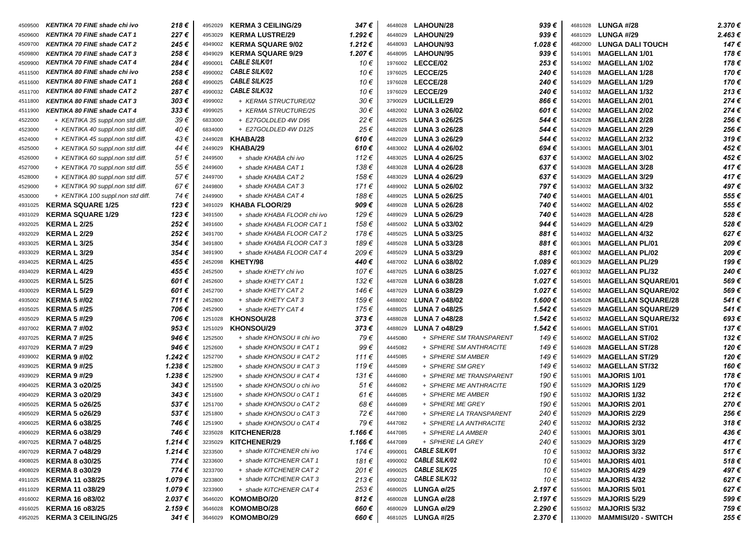| Code | Product | Price |
|---|---|---|
| 4509500 | *KENTIKA 70 FINE shade chi ivo* | **218 €** |
| 4509600 | *KENTIKA 70 FINE shade CAT 1* | **227 €** |
| 4509700 | *KENTIKA 70 FINE shade CAT 2* | **245 €** |
| 4509800 | *KENTIKA 70 FINE shade CAT 3* | **258 €** |
| 4509900 | *KENTIKA 70 FINE shade CAT 4* | **284 €** |
| 4511500 | *KENTIKA 80 FINE shade chi ivo* | **258 €** |
| 4511600 | *KENTIKA 80 FINE shade CAT 1* | **268 €** |
| 4511700 | *KENTIKA 80 FINE shade CAT 2* | **287 €** |
| 4511800 | *KENTIKA 80 FINE shade CAT 3* | **303 €** |
| 4511900 | *KENTIKA 80 FINE shade CAT 4* | **333 €** |
| 4522000 | *+ KENTIKA 35 suppl.non std diff.* | *39 €* |
| 4523000 | *+ KENTIKA 40 suppl.non std diff.* | *40 €* |
| 4524000 | *+ KENTIKA 45 suppl.non std diff.* | *43 €* |
| 4525000 | *+ KENTIKA 50 suppl.non std diff.* | *44 €* |
| 4526000 | *+ KENTIKA 60 suppl.non std diff.* | *51 €* |
| 4527000 | *+ KENTIKA 70 suppl.non std diff.* | *55 €* |
| 4528000 | *+ KENTIKA 80 suppl.non std diff.* | *57 €* |
| 4529000 | *+ KENTIKA 90 suppl.non std diff.* | *67 €* |
| 4530000 | *+ KENTIKA 100 suppl.non std diff.* | *74 €* |
| 4931025 | **KERMA SQUARE 1/25** | **123 €** |
| 4931029 | **KERMA SQUARE 1/29** | **123 €** |
| 4932025 | **KERMA L 2/25** | **252 €** |
| 4932029 | **KERMA L 2/29** | **252 €** |
| 4933025 | **KERMA L 3/25** | **354 €** |
| 4933029 | **KERMA L 3/29** | **354 €** |
| 4934025 | **KERMA L 4/25** | **455 €** |
| 4934029 | **KERMA L 4/29** | **455 €** |
| 4930025 | **KERMA L 5/25** | **601 €** |
| 4930029 | **KERMA L 5/29** | **601 €** |
| 4935002 | **KERMA 5 #/02** | **711 €** |
| 4935025 | **KERMA 5 #/25** | **706 €** |
| 4935029 | **KERMA 5 #/29** | **706 €** |
| 4937002 | **KERMA 7 #/02** | **953 €** |
| 4937025 | **KERMA 7 #/25** | **946 €** |
| 4937029 | **KERMA 7 #/29** | **946 €** |
| 4939002 | **KERMA 9 #/02** | **1.242 €** |
| 4939025 | **KERMA 9 #/25** | **1.238 €** |
| 4939029 | **KERMA 9 #/29** | **1.238 €** |
| 4904025 | **KERMA 3 o20/25** | **343 €** |
| 4904029 | **KERMA 3 o20/29** | **343 €** |
| 4905025 | **KERMA 5 o26/25** | **537 €** |
| 4905029 | **KERMA 5 o26/29** | **537 €** |
| 4906025 | **KERMA 6 o38/25** | **746 €** |
| 4906029 | **KERMA 6 o38/29** | **746 €** |
| 4907025 | **KERMA 7 o48/25** | **1.214 €** |
| 4907029 | **KERMA 7 o48/29** | **1.214 €** |
| 4908025 | **KERMA 8 o30/25** | **774 €** |
| 4908029 | **KERMA 8 o30/29** | **774 €** |
| 4911025 | **KERMA 11 o38/25** | **1.079 €** |
| 4911029 | **KERMA 11 o38/29** | **1.079 €** |
| 4916002 | **KERMA 16 o83/02** | **2.037 €** |
| 4916025 | **KERMA 16 o83/25** | **2.159 €** |
| 4952025 | **KERMA 3 CEILING/25** | **341 €** |
| 4952029 | **KERMA 3 CEILING/29** | **347 €** |
| 4953029 | **KERMA LUSTRE/29** | **1.292 €** |
| 4949002 | **KERMA SQUARE 9/02** | **1.212 €** |
| 4949029 | **KERMA SQUARE 9/29** | **1.207 €** |
| 4990001 | ***CABLE SILK/01*** | *10 €* |
| 4990002 | ***CABLE SILK/02*** | *10 €* |
| 4990025 | ***CABLE SILK/25*** | *10 €* |
| 4990032 | ***CABLE SILK/32*** | *10 €* |
| 4999002 | *+ KERMA STRUCTURE/02* | *30 €* |
| 4999025 | *+ KERMA STRUCTURE/25* | *30 €* |
| 6833000 | *+ E27GOLDLED 4W D95* | *22 €* |
| 6834000 | *+ E27GOLDLED 4W D125* | *25 €* |
| 2449028 | **KHABA/28** | **610 €** |
| 2449029 | **KHABA/29** | **610 €** |
| 2449500 | *+ shade KHABA chi ivo* | *112 €* |
| 2449600 | *+ shade KHABA CAT 1* | *138 €* |
| 2449700 | *+ shade KHABA CAT 2* | *158 €* |
| 2449800 | *+ shade KHABA CAT 3* | *171 €* |
| 2449900 | *+ shade KHABA CAT 4* | *188 €* |
| 3491029 | **KHABA FLOOR/29** | **909 €** |
| 3491500 | *+ shade KHABA FLOOR chi ivo* | *129 €* |
| 3491600 | *+ shade KHABA FLOOR CAT 1* | *158 €* |
| 3491700 | *+ shade KHABA FLOOR CAT 2* | *178 €* |
| 3491800 | *+ shade KHABA FLOOR CAT 3* | *189 €* |
| 3491900 | *+ shade KHABA FLOOR CAT 4* | *209 €* |
| 2452098 | **KHETY/98** | **440 €** |
| 2452500 | *+ shade KHETY chi ivo* | *107 €* |
| 2452600 | *+ shade KHETY CAT 1* | *132 €* |
| 2452700 | *+ shade KHETY CAT 2* | *146 €* |
| 2452800 | *+ shade KHETY CAT 3* | *159 €* |
| 2452900 | *+ shade KHETY CAT 4* | *175 €* |
| 1251028 | **KHONSOU/28** | **373 €** |
| 1251029 | **KHONSOU/29** | **373 €** |
| 1252500 | *+ shade KHONSOU # chi ivo* | *79 €* |
| 1252600 | *+ shade KHONSOU # CAT 1* | *99 €* |
| 1252700 | *+ shade KHONSOU # CAT 2* | *111 €* |
| 1252800 | *+ shade KHONSOU # CAT 3* | *119 €* |
| 1252900 | *+ shade KHONSOU # CAT 4* | *131 €* |
| 1251500 | *+ shade KHONSOU o chi ivo* | *51 €* |
| 1251600 | *+ shade KHONSOU o CAT 1* | *61 €* |
| 1251700 | *+ shade KHONSOU o CAT 2* | *68 €* |
| 1251800 | *+ shade KHONSOU o CAT 3* | *72 €* |
| 1251900 | *+ shade KHONSOU o CAT 4* | *79 €* |
| 3235028 | **KITCHENER/28** | **1.166 €** |
| 3235029 | **KITCHENER/29** | **1.166 €** |
| 3233500 | *+ shade KITCHENER chi ivo* | *174 €* |
| 3233600 | *+ shade KITCHENER CAT 1* | *181 €* |
| 3233700 | *+ shade KITCHENER CAT 2* | *201 €* |
| 3233800 | *+ shade KITCHENER CAT 3* | *213 €* |
| 3233900 | *+ shade KITCHENER CAT 4* | *253 €* |
| 3646020 | **KOMOMBO/20** | **812 €** |
| 3646028 | **KOMOMBO/28** | **660 €** |
| 3646029 | **KOMOMBO/29** | **660 €** |
| 4648028 | **LAHOUN/28** | **939 €** |
| 4648029 | **LAHOUN/29** | **939 €** |
| 4648093 | **LAHOUN/93** | **1.028 €** |
| 4648095 | **LAHOUN/95** | **939 €** |
| 1976002 | **LECCE/02** | **253 €** |
| 1976025 | **LECCE/25** | **240 €** |
| 1976028 | **LECCE/28** | **240 €** |
| 1976029 | **LECCE/29** | **240 €** |
| 3790029 | **LUCILLE/29** | **866 €** |
| 4482002 | **LUNA 3 o26/02** | **601 €** |
| 4482025 | **LUNA 3 o26/25** | **544 €** |
| 4482028 | **LUNA 3 o26/28** | **544 €** |
| 4482029 | **LUNA 3 o26/29** | **544 €** |
| 4483002 | **LUNA 4 o26/02** | **694 €** |
| 4483025 | **LUNA 4 o26/25** | **637 €** |
| 4483028 | **LUNA 4 o26/28** | **637 €** |
| 4483029 | **LUNA 4 o26/29** | **637 €** |
| 4489002 | **LUNA 5 o26/02** | **797 €** |
| 4489025 | **LUNA 5 o26/25** | **740 €** |
| 4489028 | **LUNA 5 o26/28** | **740 €** |
| 4489029 | **LUNA 5 o26/29** | **740 €** |
| 4485002 | **LUNA 5 o33/02** | **944 €** |
| 4485025 | **LUNA 5 o33/25** | **881 €** |
| 4485028 | **LUNA 5 o33/28** | **881 €** |
| 4485029 | **LUNA 5 o33/29** | **881 €** |
| 4487002 | **LUNA 6 o38/02** | **1.089 €** |
| 4487025 | **LUNA 6 o38/25** | **1.027 €** |
| 4487028 | **LUNA 6 o38/28** | **1.027 €** |
| 4487029 | **LUNA 6 o38/29** | **1.027 €** |
| 4488002 | **LUNA 7 o48/02** | **1.600 €** |
| 4488025 | **LUNA 7 o48/25** | **1.542 €** |
| 4488028 | **LUNA 7 o48/28** | **1.542 €** |
| 4488029 | **LUNA 7 o48/29** | **1.542 €** |
| 4445080 | *+ SPHERE SM TRANSPARENT* | *149 €* |
| 4445082 | *+ SPHERE SM ANTHRACITE* | *149 €* |
| 4445085 | *+ SPHERE SM AMBER* | *149 €* |
| 4445089 | *+ SPHERE SM GREY* | *149 €* |
| 4446080 | *+ SPHERE ME TRANSPARENT* | *190 €* |
| 4446082 | *+ SPHERE ME ANTHRACITE* | *190 €* |
| 4446085 | *+ SPHERE ME AMBER* | *190 €* |
| 4446089 | *+ SPHERE ME GREY* | *190 €* |
| 4447080 | *+ SPHERE LA TRANSPARENT* | *240 €* |
| 4447082 | *+ SPHERE LA ANTHRACITE* | *240 €* |
| 4447085 | *+ SPHERE LA AMBER* | *240 €* |
| 4447089 | *+ SPHERE LA GREY* | *240 €* |
| 4990001 | ***CABLE SILK/01*** | *10 €* |
| 4990002 | ***CABLE SILK/02*** | *10 €* |
| 4990025 | ***CABLE SILK/25*** | *10 €* |
| 4990032 | ***CABLE SILK/32*** | *10 €* |
| 4680025 | **LUNGA ø/25** | **2.197 €** |
| 4680028 | **LUNGA ø/28** | **2.197 €** |
| 4680029 | **LUNGA ø/29** | **2.290 €** |
| 4681025 | **LUNGA #/25** | **2.370 €** |
| 4681028 | **LUNGA #/28** | **2.370 €** |
| 4681029 | **LUNGA #/29** | **2.463 €** |
| 4682000 | **LUNGA DALI TOUCH** | **147 €** |
| 5141001 | **MAGELLAN 1/01** | **178 €** |
| 5141002 | **MAGELLAN 1/02** | **178 €** |
| 5141028 | **MAGELLAN 1/28** | **170 €** |
| 5141029 | **MAGELLAN 1/29** | **170 €** |
| 5141032 | **MAGELLAN 1/32** | **213 €** |
| 5142001 | **MAGELLAN 2/01** | **274 €** |
| 5142002 | **MAGELLAN 2/02** | **274 €** |
| 5142028 | **MAGELLAN 2/28** | **256 €** |
| 5142029 | **MAGELLAN 2/29** | **256 €** |
| 5142032 | **MAGELLAN 2/32** | **319 €** |
| 5143001 | **MAGELLAN 3/01** | **452 €** |
| 5143002 | **MAGELLAN 3/02** | **452 €** |
| 5143028 | **MAGELLAN 3/28** | **417 €** |
| 5143029 | **MAGELLAN 3/29** | **417 €** |
| 5143032 | **MAGELLAN 3/32** | **497 €** |
| 5144001 | **MAGELLAN 4/01** | **555 €** |
| 5144002 | **MAGELLAN 4/02** | **555 €** |
| 5144028 | **MAGELLAN 4/28** | **528 €** |
| 5144029 | **MAGELLAN 4/29** | **528 €** |
| 5144032 | **MAGELLAN 4/32** | **627 €** |
| 6013001 | **MAGELLAN PL/01** | **209 €** |
| 6013002 | **MAGELLAN PL/02** | **209 €** |
| 6013029 | **MAGELLAN PL/29** | **199 €** |
| 6013032 | **MAGELLAN PL/32** | **240 €** |
| 5145001 | **MAGELLAN SQUARE/01** | **569 €** |
| 5145002 | **MAGELLAN SQUARE/02** | **569 €** |
| 5145028 | **MAGELLAN SQUARE/28** | **541 €** |
| 5145029 | **MAGELLAN SQUARE/29** | **541 €** |
| 5145032 | **MAGELLAN SQUARE/32** | **693 €** |
| 5146001 | **MAGELLAN ST/01** | **137 €** |
| 5146002 | **MAGELLAN ST/02** | **132 €** |
| 5146028 | **MAGELLAN ST/28** | **120 €** |
| 5146029 | **MAGELLAN ST/29** | **120 €** |
| 5146032 | **MAGELLAN ST/32** | **160 €** |
| 5151001 | **MAJORIS 1/01** | **178 €** |
| 5151029 | **MAJORIS 1/29** | **170 €** |
| 5151032 | **MAJORIS 1/32** | **212 €** |
| 5152001 | **MAJORIS 2/01** | **270 €** |
| 5152029 | **MAJORIS 2/29** | **256 €** |
| 5152032 | **MAJORIS 2/32** | **318 €** |
| 5153001 | **MAJORIS 3/01** | **436 €** |
| 5153029 | **MAJORIS 3/29** | **417 €** |
| 5153032 | **MAJORIS 3/32** | **517 €** |
| 5154001 | **MAJORIS 4/01** | **518 €** |
| 5154029 | **MAJORIS 4/29** | **497 €** |
| 5154032 | **MAJORIS 4/32** | **627 €** |
| 5155001 | **MAJORIS 5/01** | **627 €** |
| 5155029 | **MAJORIS 5/29** | **599 €** |
| 5155032 | **MAJORIS 5/32** | **759 €** |
| 1130020 | **MAMMISI/20 - SWITCH** | **255 €** |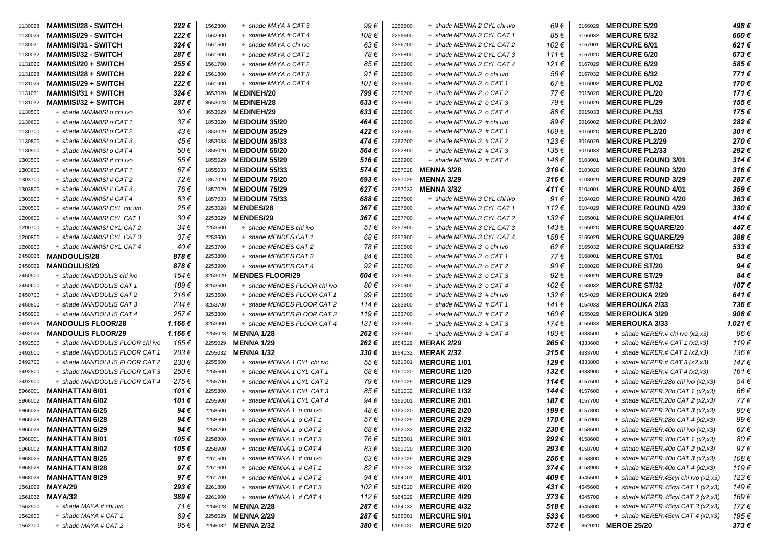| Code | Product | Price |
|---|---|---|
| 1130028 | **MAMMISI/28 - SWITCH** | ***222 €*** |
| 1130029 | **MAMMISI/29 - SWITCH** | ***222 €*** |
| 1130031 | **MAMMISI/31 - SWITCH** | ***324 €*** |
| 1130032 | **MAMMISI/32 - SWITCH** | ***287 €*** |
| 1131020 | **MAMMISI/20 + SWITCH** | ***255 €*** |
| 1131028 | **MAMMISI/28 + SWITCH** | ***222 €*** |
| 1131029 | **MAMMISI/29 + SWITCH** | ***222 €*** |
| 1131031 | **MAMMISI/31 + SWITCH** | ***324 €*** |
| 1131032 | **MAMMISI/32 + SWITCH** | ***287 €*** |
| 1130500 | *+ shade MAMMISI o chi ivo* | *30 €* |
| 1130600 | *+ shade MAMMISI o CAT 1* | *37 €* |
| 1130700 | *+ shade MAMMISI o CAT 2* | *43 €* |
| 1130800 | *+ shade MAMMISI o CAT 3* | *45 €* |
| 1130900 | *+ shade MAMMISI o CAT 4* | *50 €* |
| 1303500 | *+ shade MAMMISI # chi ivo* | *55 €* |
| 1303600 | *+ shade MAMMISI # CAT 1* | *67 €* |
| 1303700 | *+ shade MAMMISI # CAT 2* | *72 €* |
| 1303800 | *+ shade MAMMISI # CAT 3* | *76 €* |
| 1303900 | *+ shade MAMMISI # CAT 4* | *83 €* |
| 1200500 | *+ shade MAMMISI CYL chi ivo* | *25 €* |
| 1200600 | *+ shade MAMMISI CYL CAT 1* | *30 €* |
| 1200700 | *+ shade MAMMISI CYL CAT 2* | *34 €* |
| 1200800 | *+ shade MAMMISI CYL CAT 3* | *37 €* |
| 1200900 | *+ shade MAMMISI CYL CAT 4* | *40 €* |
| 2450028 | **MANDOULIS/28** | ***878 €*** |
| 2450029 | **MANDOULIS/29** | ***878 €*** |
| 2450500 | *+ shade MANDOULIS chi ivo* | *154 €* |
| 2450600 | *+ shade MANDOULIS CAT 1* | *189 €* |
| 2450700 | *+ shade MANDOULIS CAT 2* | *216 €* |
| 2450800 | *+ shade MANDOULIS CAT 3* | *234 €* |
| 2450900 | *+ shade MANDOULIS CAT 4* | *257 €* |
| 3492028 | **MANDOULIS FLOOR/28** | ***1.166 €*** |
| 3492029 | **MANDOULIS FLOOR/29** | ***1.166 €*** |
| 3492500 | *+ shade MANDOULIS FLOOR chi ivo* | *165 €* |
| 3492600 | *+ shade MANDOULIS FLOOR CAT 1* | *203 €* |
| 3492700 | *+ shade MANDOULIS FLOOR CAT 2* | *230 €* |
| 3492800 | *+ shade MANDOULIS FLOOR CAT 3* | *250 €* |
| 3492900 | *+ shade MANDOULIS FLOOR CAT 4* | *275 €* |
| 5966001 | **MANHATTAN 6/01** | ***101 €*** |
| 5966002 | **MANHATTAN 6/02** | ***101 €*** |
| 5966025 | **MANHATTAN 6/25** | ***94 €*** |
| 5966028 | **MANHATTAN 6/28** | ***94 €*** |
| 5966029 | **MANHATTAN 6/29** | ***94 €*** |
| 5968001 | **MANHATTAN 8/01** | ***105 €*** |
| 5968002 | **MANHATTAN 8/02** | ***105 €*** |
| 5968025 | **MANHATTAN 8/25** | ***97 €*** |
| 5968028 | **MANHATTAN 8/28** | ***97 €*** |
| 5968029 | **MANHATTAN 8/29** | ***97 €*** |
| 1561029 | **MAYA/29** | ***293 €*** |
| 1561032 | **MAYA/32** | ***389 €*** |
| 1562500 | *+ shade MAYA # chi ivo* | *71 €* |
| 1562600 | *+ shade MAYA # CAT 1* | *89 €* |
| 1562700 | *+ shade MAYA # CAT 2* | *95 €* |
| 1562800 | *+ shade MAYA # CAT 3* | *99 €* |
| 1562900 | *+ shade MAYA # CAT 4* | *108 €* |
| 1561500 | *+ shade MAYA o chi ivo* | *63 €* |
| 1561600 | *+ shade MAYA o CAT 1* | *78 €* |
| 1561700 | *+ shade MAYA o CAT 2* | *85 €* |
| 1561800 | *+ shade MAYA o CAT 3* | *91 €* |
| 1561900 | *+ shade MAYA o CAT 4* | *101 €* |
| 3653020 | **MEDINEH/20** | ***799 €*** |
| 3653028 | **MEDINEH/28** | ***633 €*** |
| 3653029 | **MEDINEH/29** | ***633 €*** |
| 1853020 | **MEIDOUM 35/20** | ***464 €*** |
| 1853029 | **MEIDOUM 35/29** | ***422 €*** |
| 1853033 | **MEIDOUM 35/33** | ***474 €*** |
| 1855020 | **MEIDOUM 55/20** | ***564 €*** |
| 1855029 | **MEIDOUM 55/29** | ***516 €*** |
| 1855033 | **MEIDOUM 55/33** | ***574 €*** |
| 1857020 | **MEIDOUM 75/20** | ***693 €*** |
| 1857029 | **MEIDOUM 75/29** | ***627 €*** |
| 1857033 | **MEIDOUM 75/33** | ***688 €*** |
| 2253028 | **MENDES/28** | ***367 €*** |
| 2253029 | **MENDES/29** | ***367 €*** |
| 2253500 | *+ shade MENDES chi ivo* | *51 €* |
| 2253600 | *+ shade MENDES CAT 1* | *68 €* |
| 2253700 | *+ shade MENDES CAT 2* | *78 €* |
| 2253800 | *+ shade MENDES CAT 3* | *84 €* |
| 2253900 | *+ shade MENDES CAT 4* | *92 €* |
| 3253029 | **MENDES FLOOR/29** | ***604 €*** |
| 3253500 | *+ shade MENDES FLOOR chi ivo* | *80 €* |
| 3253600 | *+ shade MENDES FLOOR CAT 1* | *99 €* |
| 3253700 | *+ shade MENDES FLOOR CAT 2* | *114 €* |
| 3253800 | *+ shade MENDES FLOOR CAT 3* | *119 €* |
| 3253900 | *+ shade MENDES FLOOR CAT 4* | *131 €* |
| 2255028 | **MENNA 1/28** | ***262 €*** |
| 2255029 | **MENNA 1/29** | ***262 €*** |
| 2255032 | **MENNA 1/32** | ***330 €*** |
| 2255500 | *+ shade MENNA 1 CYL chi ivo* | *55 €* |
| 2255600 | *+ shade MENNA 1 CYL CAT 1* | *68 €* |
| 2255700 | *+ shade MENNA 1 CYL CAT 2* | *79 €* |
| 2255800 | *+ shade MENNA 1 CYL CAT 3* | *85 €* |
| 2255900 | *+ shade MENNA 1 CYL CAT 4* | *94 €* |
| 2258500 | *+ shade MENNA 1 o chi ivo* | *48 €* |
| 2258600 | *+ shade MENNA 1 o CAT 1* | *57 €* |
| 2258700 | *+ shade MENNA 1 o CAT 2* | *68 €* |
| 2258800 | *+ shade MENNA 1 o CAT 3* | *76 €* |
| 2258900 | *+ shade MENNA 1 o CAT 4* | *83 €* |
| 2261500 | *+ shade MENNA 1 # chi ivo* | *63 €* |
| 2261600 | *+ shade MENNA 1 # CAT 1* | *82 €* |
| 2261700 | *+ shade MENNA 1 # CAT 2* | *94 €* |
| 2261800 | *+ shade MENNA 1 # CAT 3* | *102 €* |
| 2261900 | *+ shade MENNA 1 # CAT 4* | *112 €* |
| 2256028 | **MENNA 2/28** | ***287 €*** |
| 2256029 | **MENNA 2/29** | ***287 €*** |
| 2256032 | **MENNA 2/32** | ***380 €*** |
| 2256500 | *+ shade MENNA 2 CYL chi ivo* | *69 €* |
| 2256600 | *+ shade MENNA 2 CYL CAT 1* | *85 €* |
| 2256700 | *+ shade MENNA 2 CYL CAT 2* | *102 €* |
| 2256800 | *+ shade MENNA 2 CYL CAT 3* | *111 €* |
| 2256900 | *+ shade MENNA 2 CYL CAT 4* | *121 €* |
| 2259500 | *+ shade MENNA 2 o chi ivo* | *56 €* |
| 2259600 | *+ shade MENNA 2 o CAT 1* | *67 €* |
| 2259700 | *+ shade MENNA 2 o CAT 2* | *77 €* |
| 2259800 | *+ shade MENNA 2 o CAT 3* | *79 €* |
| 2259900 | *+ shade MENNA 2 o CAT 4* | *88 €* |
| 2262500 | *+ shade MENNA 2 # chi ivo* | *89 €* |
| 2262600 | *+ shade MENNA 2 # CAT 1* | *109 €* |
| 2262700 | *+ shade MENNA 2 # CAT 2* | *123 €* |
| 2262800 | *+ shade MENNA 2 # CAT 3* | *135 €* |
| 2262900 | *+ shade MENNA 2 # CAT 4* | *148 €* |
| 2257028 | **MENNA 3/28** | ***316 €*** |
| 2257029 | **MENNA 3/29** | ***316 €*** |
| 2257032 | **MENNA 3/32** | ***411 €*** |
| 2257500 | *+ shade MENNA 3 CYL chi ivo* | *91 €* |
| 2257600 | *+ shade MENNA 3 CYL CAT 1* | *112 €* |
| 2257700 | *+ shade MENNA 3 CYL CAT 2* | *132 €* |
| 2257800 | *+ shade MENNA 3 CYL CAT 3* | *143 €* |
| 2257900 | *+ shade MENNA 3 CYL CAT 4* | *158 €* |
| 2260500 | *+ shade MENNA 3 o chi ivo* | *62 €* |
| 2260600 | *+ shade MENNA 3 o CAT 1* | *77 €* |
| 2260700 | *+ shade MENNA 3 o CAT 2* | *90 €* |
| 2260800 | *+ shade MENNA 3 o CAT 3* | *92 €* |
| 2260900 | *+ shade MENNA 3 o CAT 4* | *102 €* |
| 2263500 | *+ shade MENNA 3 # chi ivo* | *132 €* |
| 2263600 | *+ shade MENNA 3 # CAT 1* | *141 €* |
| 2263700 | *+ shade MENNA 3 # CAT 2* | *160 €* |
| 2263800 | *+ shade MENNA 3 # CAT 3* | *174 €* |
| 2263900 | *+ shade MENNA 3 # CAT 4* | *190 €* |
| 1654029 | **MERAK 2/29** | ***265 €*** |
| 1654032 | **MERAK 2/32** | ***315 €*** |
| 5161001 | **MERCURE 1/01** | ***129 €*** |
| 5161020 | **MERCURE 1/20** | ***132 €*** |
| 5161029 | **MERCURE 1/29** | ***114 €*** |
| 5161032 | **MERCURE 1/32** | ***144 €*** |
| 5162001 | **MERCURE 2/01** | ***187 €*** |
| 5162020 | **MERCURE 2/20** | ***199 €*** |
| 5162029 | **MERCURE 2/29** | ***170 €*** |
| 5162032 | **MERCURE 2/32** | ***230 €*** |
| 5163001 | **MERCURE 3/01** | ***292 €*** |
| 5163020 | **MERCURE 3/20** | ***293 €*** |
| 5163029 | **MERCURE 3/29** | ***256 €*** |
| 5163032 | **MERCURE 3/32** | ***374 €*** |
| 5164001 | **MERCURE 4/01** | ***409 €*** |
| 5164020 | **MERCURE 4/20** | ***431 €*** |
| 5164029 | **MERCURE 4/29** | ***373 €*** |
| 5164032 | **MERCURE 4/32** | ***518 €*** |
| 5166001 | **MERCURE 5/01** | ***533 €*** |
| 5166020 | **MERCURE 5/20** | ***572 €*** |
| 5166029 | **MERCURE 5/29** | ***498 €*** |
| 5166032 | **MERCURE 5/32** | ***660 €*** |
| 5167001 | **MERCURE 6/01** | ***621 €*** |
| 5167020 | **MERCURE 6/20** | ***673 €*** |
| 5167029 | **MERCURE 6/29** | ***585 €*** |
| 5167032 | **MERCURE 6/32** | ***771 €*** |
| 6015002 | **MERCURE PL/02** | ***170 €*** |
| 6015020 | **MERCURE PL/20** | ***171 €*** |
| 6015029 | **MERCURE PL/29** | ***155 €*** |
| 6015033 | **MERCURE PL/33** | ***175 €*** |
| 6016002 | **MERCURE PL2/02** | ***282 €*** |
| 6016020 | **MERCURE PL2/20** | ***301 €*** |
| 6016029 | **MERCURE PL2/29** | ***270 €*** |
| 6016033 | **MERCURE PL2/33** | ***292 €*** |
| 5103001 | **MERCURE ROUND 3/01** | ***314 €*** |
| 5103020 | **MERCURE ROUND 3/20** | ***316 €*** |
| 5103029 | **MERCURE ROUND 3/29** | ***287 €*** |
| 5104001 | **MERCURE ROUND 4/01** | ***359 €*** |
| 5104020 | **MERCURE ROUND 4/20** | ***363 €*** |
| 5104029 | **MERCURE ROUND 4/29** | ***330 €*** |
| 5165001 | **MERCURE SQUARE/01** | ***414 €*** |
| 5165020 | **MERCURE SQUARE/20** | ***447 €*** |
| 5165029 | **MERCURE SQUARE/29** | ***388 €*** |
| 5165032 | **MERCURE SQUARE/32** | ***533 €*** |
| 5168001 | **MERCURE ST/01** | ***94 €*** |
| 5168020 | **MERCURE ST/20** | ***94 €*** |
| 5168029 | **MERCURE ST/29** | ***84 €*** |
| 5168032 | **MERCURE ST/32** | ***107 €*** |
| 4154029 | **MEREROUKA 2/29** | ***641 €*** |
| 4154033 | **MEREROUKA 2/33** | ***736 €*** |
| 4155029 | **MEREROUKA 3/29** | ***908 €*** |
| 4155033 | **MEREROUKA 3/33** | ***1.021 €*** |
| 4333500 | *+ shade MERER.# chi ivo (x2,x3)* | *96 €* |
| 4333600 | *+ shade MERER.# CAT 1 (x2,x3)* | *119 €* |
| 4333700 | *+ shade MERER.# CAT 2 (x2,x3)* | *136 €* |
| 4333800 | *+ shade MERER.# CAT 3 (x2,x3)* | *147 €* |
| 4333900 | *+ shade MERER.# CAT 4 (x2,x3)* | *161 €* |
| 4157500 | *+ shade MERER.28o chi ivo (x2,x3)* | *54 €* |
| 4157600 | *+ shade MERER.28o CAT 1 (x2,x3)* | *66 €* |
| 4157700 | *+ shade MERER.28o CAT 2 (x2,x3)* | *77 €* |
| 4157800 | *+ shade MERER.28o CAT 3 (x2,x3)* | *90 €* |
| 4157900 | *+ shade MERER.28o CAT 4 (x2,x3)* | *99 €* |
| 4158500 | *+ shade MERER.40o chi ivo (x2,x3)* | *67 €* |
| 4158600 | *+ shade MERER.40o CAT 1 (x2,x3)* | *80 €* |
| 4158700 | *+ shade MERER.40o CAT 2 (x2,x3)* | *97 €* |
| 4158800 | *+ shade MERER.40o CAT 3 (x2,x3)* | *108 €* |
| 4158900 | *+ shade MERER.40o CAT 4 (x2,x3)* | *119 €* |
| 4545500 | *+ shade MERER.45cyl chi ivo (x2,x3)* | *123 €* |
| 4545600 | *+ shade MERER.45cyl CAT 1 (x2,x3)* | *149 €* |
| 4545700 | *+ shade MERER.45cyl CAT 2 (x2,x3)* | *169 €* |
| 4545800 | *+ shade MERER.45cyl CAT 3 (x2,x3)* | *177 €* |
| 4545900 | *+ shade MERER.45cyl CAT 4 (x2,x3)* | *195 €* |
| 1862020 | **MEROE 25/20** | ***373 €*** |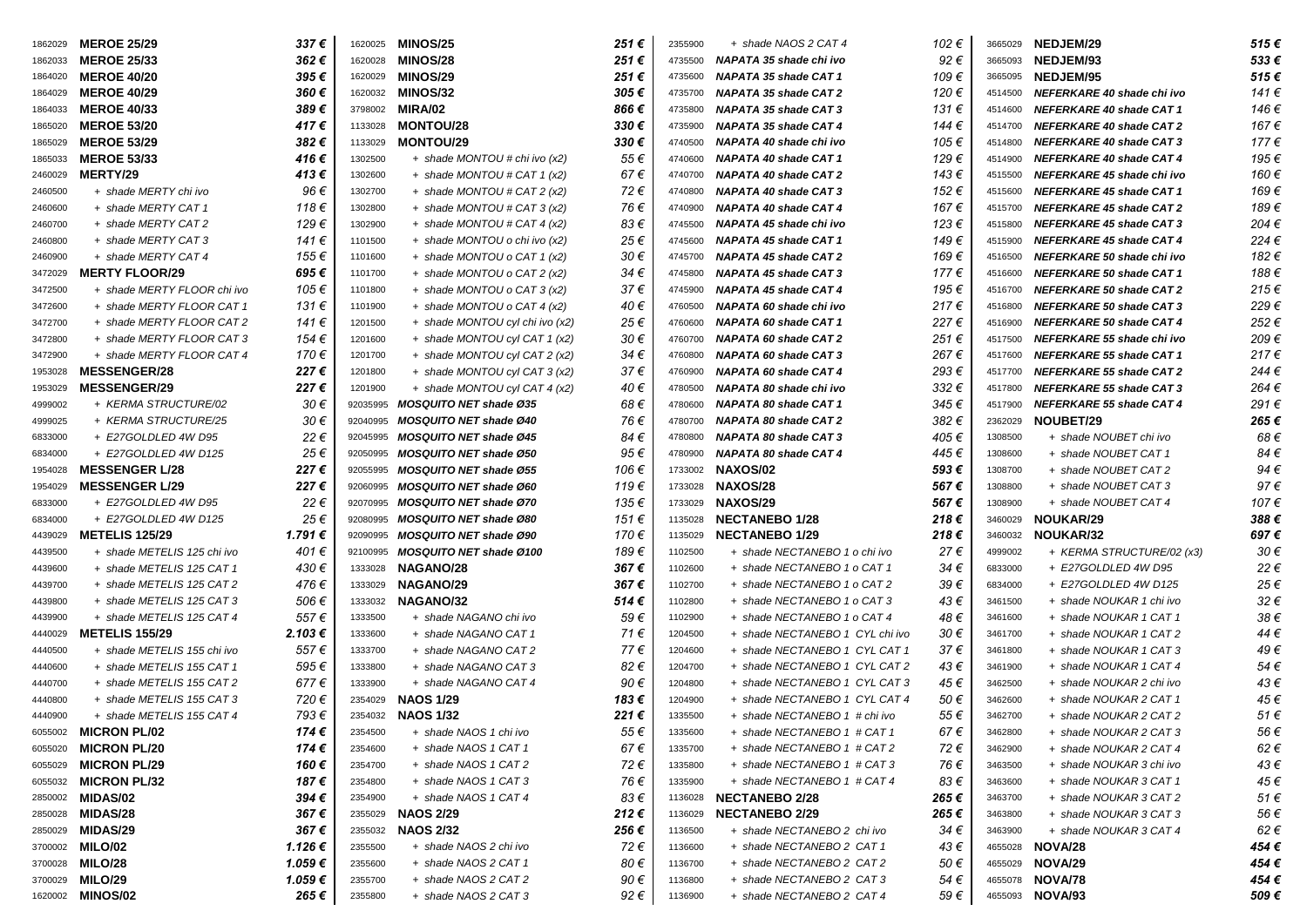| Code | Product | Price |
|---|---|---|
| 1862029 | **MEROE 25/29** | ***337 €*** |
| 1862033 | **MEROE 25/33** | ***362 €*** |
| 1864020 | **MEROE 40/20** | ***395 €*** |
| 1864029 | **MEROE 40/29** | ***360 €*** |
| 1864033 | **MEROE 40/33** | ***389 €*** |
| 1865020 | **MEROE 53/20** | ***417 €*** |
| 1865029 | **MEROE 53/29** | ***382 €*** |
| 1865033 | **MEROE 53/33** | ***416 €*** |
| 2460029 | **MERTY/29** | ***413 €*** |
| 2460500 | *+ shade MERTY chi ivo* | *96 €* |
| 2460600 | *+ shade MERTY CAT 1* | *118 €* |
| 2460700 | *+ shade MERTY CAT 2* | *129 €* |
| 2460800 | *+ shade MERTY CAT 3* | *141 €* |
| 2460900 | *+ shade MERTY CAT 4* | *155 €* |
| 3472029 | **MERTY FLOOR/29** | ***695 €*** |
| 3472500 | *+ shade MERTY FLOOR chi ivo* | *105 €* |
| 3472600 | *+ shade MERTY FLOOR CAT 1* | *131 €* |
| 3472700 | *+ shade MERTY FLOOR CAT 2* | *141 €* |
| 3472800 | *+ shade MERTY FLOOR CAT 3* | *154 €* |
| 3472900 | *+ shade MERTY FLOOR CAT 4* | *170 €* |
| 1953028 | **MESSENGER/28** | ***227 €*** |
| 1953029 | **MESSENGER/29** | ***227 €*** |
| 4999002 | *+ KERMA STRUCTURE/02* | *30 €* |
| 4999025 | *+ KERMA STRUCTURE/25* | *30 €* |
| 6833000 | *+ E27GOLDLED 4W D95* | *22 €* |
| 6834000 | *+ E27GOLDLED 4W D125* | *25 €* |
| 1954028 | **MESSENGER L/28** | ***227 €*** |
| 1954029 | **MESSENGER L/29** | ***227 €*** |
| 6833000 | *+ E27GOLDLED 4W D95* | *22 €* |
| 6834000 | *+ E27GOLDLED 4W D125* | *25 €* |
| 4439029 | **METELIS 125/29** | ***1.791 €*** |
| 4439500 | *+ shade METELIS 125 chi ivo* | *401 €* |
| 4439600 | *+ shade METELIS 125 CAT 1* | *430 €* |
| 4439700 | *+ shade METELIS 125 CAT 2* | *476 €* |
| 4439800 | *+ shade METELIS 125 CAT 3* | *506 €* |
| 4439900 | *+ shade METELIS 125 CAT 4* | *557 €* |
| 4440029 | **METELIS 155/29** | ***2.103 €*** |
| 4440500 | *+ shade METELIS 155 chi ivo* | *557 €* |
| 4440600 | *+ shade METELIS 155 CAT 1* | *595 €* |
| 4440700 | *+ shade METELIS 155 CAT 2* | *677 €* |
| 4440800 | *+ shade METELIS 155 CAT 3* | *720 €* |
| 4440900 | *+ shade METELIS 155 CAT 4* | *793 €* |
| 6055002 | **MICRON PL/02** | ***174 €*** |
| 6055020 | **MICRON PL/20** | ***174 €*** |
| 6055029 | **MICRON PL/29** | ***160 €*** |
| 6055032 | **MICRON PL/32** | ***187 €*** |
| 2850002 | **MIDAS/02** | ***394 €*** |
| 2850028 | **MIDAS/28** | ***367 €*** |
| 2850029 | **MIDAS/29** | ***367 €*** |
| 3700002 | **MILO/02** | ***1.126 €*** |
| 3700028 | **MILO/28** | ***1.059 €*** |
| 3700029 | **MILO/29** | ***1.059 €*** |
| 1620002 | **MINOS/02** | ***265 €*** |
| 1620025 | **MINOS/25** | ***251 €*** |
| 1620028 | **MINOS/28** | ***251 €*** |
| 1620029 | **MINOS/29** | ***251 €*** |
| 1620032 | **MINOS/32** | ***305 €*** |
| 3798002 | **MIRA/02** | ***866 €*** |
| 1133028 | **MONTOU/28** | ***330 €*** |
| 1133029 | **MONTOU/29** | ***330 €*** |
| 1302500 | *+ shade MONTOU # chi ivo (x2)* | *55 €* |
| 1302600 | *+ shade MONTOU # CAT 1 (x2)* | *67 €* |
| 1302700 | *+ shade MONTOU # CAT 2 (x2)* | *72 €* |
| 1302800 | *+ shade MONTOU # CAT 3 (x2)* | *76 €* |
| 1302900 | *+ shade MONTOU # CAT 4 (x2)* | *83 €* |
| 1101500 | *+ shade MONTOU o chi ivo (x2)* | *25 €* |
| 1101600 | *+ shade MONTOU o CAT 1 (x2)* | *30 €* |
| 1101700 | *+ shade MONTOU o CAT 2 (x2)* | *34 €* |
| 1101800 | *+ shade MONTOU o CAT 3 (x2)* | *37 €* |
| 1101900 | *+ shade MONTOU o CAT 4 (x2)* | *40 €* |
| 1201500 | *+ shade MONTOU cyl chi ivo (x2)* | *25 €* |
| 1201600 | *+ shade MONTOU cyl CAT 1 (x2)* | *30 €* |
| 1201700 | *+ shade MONTOU cyl CAT 2 (x2)* | *34 €* |
| 1201800 | *+ shade MONTOU cyl CAT 3 (x2)* | *37 €* |
| 1201900 | *+ shade MONTOU cyl CAT 4 (x2)* | *40 €* |
| 92035995 | ***MOSQUITO NET shade Ø35*** | *68 €* |
| 92040995 | ***MOSQUITO NET shade Ø40*** | *76 €* |
| 92045995 | ***MOSQUITO NET shade Ø45*** | *84 €* |
| 92050995 | ***MOSQUITO NET shade Ø50*** | *95 €* |
| 92055995 | ***MOSQUITO NET shade Ø55*** | *106 €* |
| 92060995 | ***MOSQUITO NET shade Ø60*** | *119 €* |
| 92070995 | ***MOSQUITO NET shade Ø70*** | *135 €* |
| 92080995 | ***MOSQUITO NET shade Ø80*** | *151 €* |
| 92090995 | ***MOSQUITO NET shade Ø90*** | *170 €* |
| 92100995 | ***MOSQUITO NET shade Ø100*** | *189 €* |
| 1333028 | **NAGANO/28** | ***367 €*** |
| 1333029 | **NAGANO/29** | ***367 €*** |
| 1333032 | **NAGANO/32** | ***514 €*** |
| 1333500 | *+ shade NAGANO chi ivo* | *59 €* |
| 1333600 | *+ shade NAGANO CAT 1* | *71 €* |
| 1333700 | *+ shade NAGANO CAT 2* | *77 €* |
| 1333800 | *+ shade NAGANO CAT 3* | *82 €* |
| 1333900 | *+ shade NAGANO CAT 4* | *90 €* |
| 2354029 | **NAOS 1/29** | ***183 €*** |
| 2354032 | **NAOS 1/32** | ***221 €*** |
| 2354500 | *+ shade NAOS 1 chi ivo* | *55 €* |
| 2354600 | *+ shade NAOS 1 CAT 1* | *67 €* |
| 2354700 | *+ shade NAOS 1 CAT 2* | *72 €* |
| 2354800 | *+ shade NAOS 1 CAT 3* | *76 €* |
| 2354900 | *+ shade NAOS 1 CAT 4* | *83 €* |
| 2355029 | **NAOS 2/29** | ***212 €*** |
| 2355032 | **NAOS 2/32** | ***256 €*** |
| 2355500 | *+ shade NAOS 2 chi ivo* | *72 €* |
| 2355600 | *+ shade NAOS 2 CAT 1* | *80 €* |
| 2355700 | *+ shade NAOS 2 CAT 2* | *90 €* |
| 2355800 | *+ shade NAOS 2 CAT 3* | *92 €* |
| 2355900 | *+ shade NAOS 2 CAT 4* | *102 €* |
| 4735500 | ***NAPATA 35 shade chi ivo*** | *92 €* |
| 4735600 | ***NAPATA 35 shade CAT 1*** | *109 €* |
| 4735700 | ***NAPATA 35 shade CAT 2*** | *120 €* |
| 4735800 | ***NAPATA 35 shade CAT 3*** | *131 €* |
| 4735900 | ***NAPATA 35 shade CAT 4*** | *144 €* |
| 4740500 | ***NAPATA 40 shade chi ivo*** | *105 €* |
| 4740600 | ***NAPATA 40 shade CAT 1*** | *129 €* |
| 4740700 | ***NAPATA 40 shade CAT 2*** | *143 €* |
| 4740800 | ***NAPATA 40 shade CAT 3*** | *152 €* |
| 4740900 | ***NAPATA 40 shade CAT 4*** | *167 €* |
| 4745500 | ***NAPATA 45 shade chi ivo*** | *123 €* |
| 4745600 | ***NAPATA 45 shade CAT 1*** | *149 €* |
| 4745700 | ***NAPATA 45 shade CAT 2*** | *169 €* |
| 4745800 | ***NAPATA 45 shade CAT 3*** | *177 €* |
| 4745900 | ***NAPATA 45 shade CAT 4*** | *195 €* |
| 4760500 | ***NAPATA 60 shade chi ivo*** | *217 €* |
| 4760600 | ***NAPATA 60 shade CAT 1*** | *227 €* |
| 4760700 | ***NAPATA 60 shade CAT 2*** | *251 €* |
| 4760800 | ***NAPATA 60 shade CAT 3*** | *267 €* |
| 4760900 | ***NAPATA 60 shade CAT 4*** | *293 €* |
| 4780500 | ***NAPATA 80 shade chi ivo*** | *332 €* |
| 4780600 | ***NAPATA 80 shade CAT 1*** | *345 €* |
| 4780700 | ***NAPATA 80 shade CAT 2*** | *382 €* |
| 4780800 | ***NAPATA 80 shade CAT 3*** | *405 €* |
| 4780900 | ***NAPATA 80 shade CAT 4*** | *445 €* |
| 1733002 | **NAXOS/02** | ***593 €*** |
| 1733028 | **NAXOS/28** | ***567 €*** |
| 1733029 | **NAXOS/29** | ***567 €*** |
| 1135028 | **NECTANEBO 1/28** | ***218 €*** |
| 1135029 | **NECTANEBO 1/29** | ***218 €*** |
| 1102500 | *+ shade NECTANEBO 1 o chi ivo* | *27 €* |
| 1102600 | *+ shade NECTANEBO 1 o CAT 1* | *34 €* |
| 1102700 | *+ shade NECTANEBO 1 o CAT 2* | *39 €* |
| 1102800 | *+ shade NECTANEBO 1 o CAT 3* | *43 €* |
| 1102900 | *+ shade NECTANEBO 1 o CAT 4* | *48 €* |
| 1204500 | *+ shade NECTANEBO 1 CYL chi ivo* | *30 €* |
| 1204600 | *+ shade NECTANEBO 1 CYL CAT 1* | *37 €* |
| 1204700 | *+ shade NECTANEBO 1 CYL CAT 2* | *43 €* |
| 1204800 | *+ shade NECTANEBO 1 CYL CAT 3* | *45 €* |
| 1204900 | *+ shade NECTANEBO 1 CYL CAT 4* | *50 €* |
| 1335500 | *+ shade NECTANEBO 1 # chi ivo* | *55 €* |
| 1335600 | *+ shade NECTANEBO 1 # CAT 1* | *67 €* |
| 1335700 | *+ shade NECTANEBO 1 # CAT 2* | *72 €* |
| 1335800 | *+ shade NECTANEBO 1 # CAT 3* | *76 €* |
| 1335900 | *+ shade NECTANEBO 1 # CAT 4* | *83 €* |
| 1136028 | **NECTANEBO 2/28** | ***265 €*** |
| 1136029 | **NECTANEBO 2/29** | ***265 €*** |
| 1136500 | *+ shade NECTANEBO 2 chi ivo* | *34 €* |
| 1136600 | *+ shade NECTANEBO 2 CAT 1* | *43 €* |
| 1136700 | *+ shade NECTANEBO 2 CAT 2* | *50 €* |
| 1136800 | *+ shade NECTANEBO 2 CAT 3* | *54 €* |
| 1136900 | *+ shade NECTANEBO 2 CAT 4* | *59 €* |
| 3665029 | **NEDJEM/29** | ***515 €*** |
| 3665093 | **NEDJEM/93** | ***533 €*** |
| 3665095 | **NEDJEM/95** | ***515 €*** |
| 4514500 | ***NEFERKARE 40 shade chi ivo*** | *141 €* |
| 4514600 | ***NEFERKARE 40 shade CAT 1*** | *146 €* |
| 4514700 | ***NEFERKARE 40 shade CAT 2*** | *167 €* |
| 4514800 | ***NEFERKARE 40 shade CAT 3*** | *177 €* |
| 4514900 | ***NEFERKARE 40 shade CAT 4*** | *195 €* |
| 4515500 | ***NEFERKARE 45 shade chi ivo*** | *160 €* |
| 4515600 | ***NEFERKARE 45 shade CAT 1*** | *169 €* |
| 4515700 | ***NEFERKARE 45 shade CAT 2*** | *189 €* |
| 4515800 | ***NEFERKARE 45 shade CAT 3*** | *204 €* |
| 4515900 | ***NEFERKARE 45 shade CAT 4*** | *224 €* |
| 4516500 | ***NEFERKARE 50 shade chi ivo*** | *182 €* |
| 4516600 | ***NEFERKARE 50 shade CAT 1*** | *188 €* |
| 4516700 | ***NEFERKARE 50 shade CAT 2*** | *215 €* |
| 4516800 | ***NEFERKARE 50 shade CAT 3*** | *229 €* |
| 4516900 | ***NEFERKARE 50 shade CAT 4*** | *252 €* |
| 4517500 | ***NEFERKARE 55 shade chi ivo*** | *209 €* |
| 4517600 | ***NEFERKARE 55 shade CAT 1*** | *217 €* |
| 4517700 | ***NEFERKARE 55 shade CAT 2*** | *244 €* |
| 4517800 | ***NEFERKARE 55 shade CAT 3*** | *264 €* |
| 4517900 | ***NEFERKARE 55 shade CAT 4*** | *291 €* |
| 2362029 | **NOUBET/29** | ***265 €*** |
| 1308500 | *+ shade NOUBET chi ivo* | *68 €* |
| 1308600 | *+ shade NOUBET CAT 1* | *84 €* |
| 1308700 | *+ shade NOUBET CAT 2* | *94 €* |
| 1308800 | *+ shade NOUBET CAT 3* | *97 €* |
| 1308900 | *+ shade NOUBET CAT 4* | *107 €* |
| 3460029 | **NOUKAR/29** | ***388 €*** |
| 3460032 | **NOUKAR/32** | ***697 €*** |
| 4999002 | *+ KERMA STRUCTURE/02 (x3)* | *30 €* |
| 6833000 | *+ E27GOLDLED 4W D95* | *22 €* |
| 6834000 | *+ E27GOLDLED 4W D125* | *25 €* |
| 3461500 | *+ shade NOUKAR 1 chi ivo* | *32 €* |
| 3461600 | *+ shade NOUKAR 1 CAT 1* | *38 €* |
| 3461700 | *+ shade NOUKAR 1 CAT 2* | *44 €* |
| 3461800 | *+ shade NOUKAR 1 CAT 3* | *49 €* |
| 3461900 | *+ shade NOUKAR 1 CAT 4* | *54 €* |
| 3462500 | *+ shade NOUKAR 2 chi ivo* | *43 €* |
| 3462600 | *+ shade NOUKAR 2 CAT 1* | *45 €* |
| 3462700 | *+ shade NOUKAR 2 CAT 2* | *51 €* |
| 3462800 | *+ shade NOUKAR 2 CAT 3* | *56 €* |
| 3462900 | *+ shade NOUKAR 2 CAT 4* | *62 €* |
| 3463500 | *+ shade NOUKAR 3 chi ivo* | *43 €* |
| 3463600 | *+ shade NOUKAR 3 CAT 1* | *45 €* |
| 3463700 | *+ shade NOUKAR 3 CAT 2* | *51 €* |
| 3463800 | *+ shade NOUKAR 3 CAT 3* | *56 €* |
| 3463900 | *+ shade NOUKAR 3 CAT 4* | *62 €* |
| 4655028 | **NOVA/28** | ***454 €*** |
| 4655029 | **NOVA/29** | ***454 €*** |
| 4655078 | **NOVA/78** | ***454 €*** |
| 4655093 | **NOVA/93** | ***509 €*** |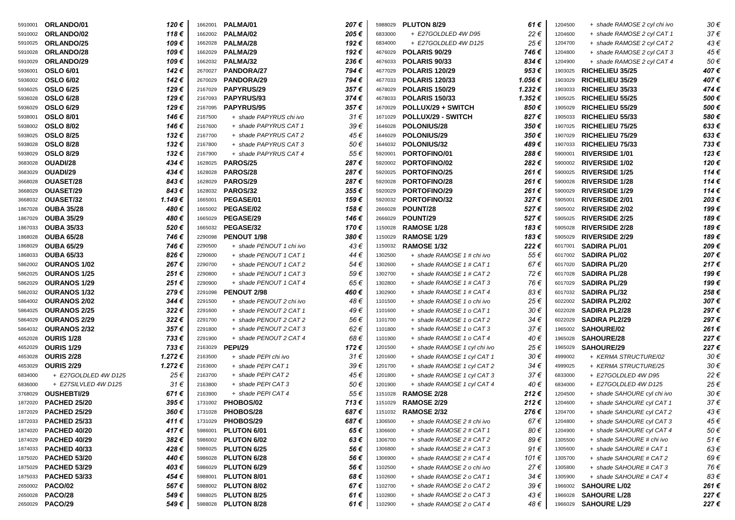| Code | Product | Price |
|---|---|---|
| 5910001 | **ORLANDO/01** | ***120 €*** |
| 5910002 | **ORLANDO/02** | ***118 €*** |
| 5910025 | **ORLANDO/25** | ***109 €*** |
| 5910028 | **ORLANDO/28** | ***109 €*** |
| 5910029 | **ORLANDO/29** | ***109 €*** |
| 5936001 | **OSLO 6/01** | ***142 €*** |
| 5936002 | **OSLO 6/02** | ***142 €*** |
| 5936025 | **OSLO 6/25** | ***129 €*** |
| 5936028 | **OSLO 6/28** | ***129 €*** |
| 5936029 | **OSLO 6/29** | ***129 €*** |
| 5938001 | **OSLO 8/01** | ***146 €*** |
| 5938002 | **OSLO 8/02** | ***146 €*** |
| 5938025 | **OSLO 8/25** | ***132 €*** |
| 5938028 | **OSLO 8/28** | ***132 €*** |
| 5938029 | **OSLO 8/29** | ***132 €*** |
| 3683028 | **OUADI/28** | ***434 €*** |
| 3683029 | **OUADI/29** | ***434 €*** |
| 3668028 | **OUASET/28** | ***843 €*** |
| 3668029 | **OUASET/29** | ***843 €*** |
| 3668032 | **OUASET/32** | ***1.149 €*** |
| 1867028 | **OUBA 35/28** | ***480 €*** |
| 1867029 | **OUBA 35/29** | ***480 €*** |
| 1867033 | **OUBA 35/33** | ***520 €*** |
| 1868028 | **OUBA 65/28** | ***746 €*** |
| 1868029 | **OUBA 65/29** | ***746 €*** |
| 1868033 | **OUBA 65/33** | ***826 €*** |
| 5862002 | **OURANOS 1/02** | ***267 €*** |
| 5862025 | **OURANOS 1/25** | ***251 €*** |
| 5862029 | **OURANOS 1/29** | ***251 €*** |
| 5862032 | **OURANOS 1/32** | ***279 €*** |
| 5864002 | **OURANOS 2/02** | ***344 €*** |
| 5864025 | **OURANOS 2/25** | ***322 €*** |
| 5864029 | **OURANOS 2/29** | ***322 €*** |
| 5864032 | **OURANOS 2/32** | ***357 €*** |
| 4652028 | **OURIS 1/28** | ***733 €*** |
| 4652029 | **OURIS 1/29** | ***733 €*** |
| 4653028 | **OURIS 2/28** | ***1.272 €*** |
| 4653029 | **OURIS 2/29** | ***1.272 €*** |
| 6834000 | *+ E27GOLDLED 4W D125* | *25 €* |
| 6836000 | *+ E27SILVLED 4W D125* | *31 €* |
| 3768029 | **OUSHEBTI/29** | ***671 €*** |
| 1872020 | **PACHED 25/20** | ***395 €*** |
| 1872029 | **PACHED 25/29** | ***360 €*** |
| 1872033 | **PACHED 25/33** | ***411 €*** |
| 1874020 | **PACHED 40/20** | ***417 €*** |
| 1874029 | **PACHED 40/29** | ***382 €*** |
| 1874033 | **PACHED 40/33** | ***428 €*** |
| 1875020 | **PACHED 53/20** | ***440 €*** |
| 1875029 | **PACHED 53/29** | ***403 €*** |
| 1875033 | **PACHED 53/33** | ***454 €*** |
| 2650002 | **PACO/02** | ***567 €*** |
| 2650028 | **PACO/28** | ***549 €*** |
| 2650029 | **PACO/29** | ***549 €*** |
| 1662001 | **PALMA/01** | ***207 €*** |
| 1662002 | **PALMA/02** | ***205 €*** |
| 1662028 | **PALMA/28** | ***192 €*** |
| 1662029 | **PALMA/29** | ***192 €*** |
| 1662032 | **PALMA/32** | ***236 €*** |
| 2670027 | **PANDORA/27** | ***794 €*** |
| 2670029 | **PANDORA/29** | ***794 €*** |
| 2167029 | **PAPYRUS/29** | ***357 €*** |
| 2167093 | **PAPYRUS/93** | ***374 €*** |
| 2167095 | **PAPYRUS/95** | ***357 €*** |
| 2167500 | *+ shade PAPYRUS chi ivo* | *31 €* |
| 2167600 | *+ shade PAPYRUS CAT 1* | *39 €* |
| 2167700 | *+ shade PAPYRUS CAT 2* | *45 €* |
| 2167800 | *+ shade PAPYRUS CAT 3* | *50 €* |
| 2167900 | *+ shade PAPYRUS CAT 4* | *55 €* |
| 1628025 | **PAROS/25** | ***287 €*** |
| 1628028 | **PAROS/28** | ***287 €*** |
| 1628029 | **PAROS/29** | ***287 €*** |
| 1628032 | **PAROS/32** | ***355 €*** |
| 1665001 | **PEGASE/01** | ***159 €*** |
| 1665002 | **PEGASE/02** | ***158 €*** |
| 1665029 | **PEGASE/29** | ***146 €*** |
| 1665032 | **PEGASE/32** | ***170 €*** |
| 2290098 | **PENOUT 1/98** | ***380 €*** |
| 2290500 | *+ shade PENOUT 1 chi ivo* | *43 €* |
| 2290600 | *+ shade PENOUT 1 CAT 1* | *44 €* |
| 2290700 | *+ shade PENOUT 1 CAT 2* | *54 €* |
| 2290800 | *+ shade PENOUT 1 CAT 3* | *59 €* |
| 2290900 | *+ shade PENOUT 1 CAT 4* | *65 €* |
| 2291098 | **PENOUT 2/98** | ***460 €*** |
| 2291500 | *+ shade PENOUT 2 chi ivo* | *48 €* |
| 2291600 | *+ shade PENOUT 2 CAT 1* | *49 €* |
| 2291700 | *+ shade PENOUT 2 CAT 2* | *56 €* |
| 2291800 | *+ shade PENOUT 2 CAT 3* | *62 €* |
| 2291900 | *+ shade PENOUT 2 CAT 4* | *68 €* |
| 2163029 | **PEPI/29** | ***172 €*** |
| 2163500 | *+ shade PEPI chi ivo* | *31 €* |
| 2163600 | *+ shade PEPI CAT 1* | *39 €* |
| 2163700 | *+ shade PEPI CAT 2* | *45 €* |
| 2163800 | *+ shade PEPI CAT 3* | *50 €* |
| 2163900 | *+ shade PEPI CAT 4* | *55 €* |
| 1731002 | **PHOBOS/02** | ***713 €*** |
| 1731028 | **PHOBOS/28** | ***687 €*** |
| 1731029 | **PHOBOS/29** | ***687 €*** |
| 5986001 | **PLUTON 6/01** | ***65 €*** |
| 5986002 | **PLUTON 6/02** | ***63 €*** |
| 5986025 | **PLUTON 6/25** | ***56 €*** |
| 5986028 | **PLUTON 6/28** | ***56 €*** |
| 5986029 | **PLUTON 6/29** | ***56 €*** |
| 5988001 | **PLUTON 8/01** | ***68 €*** |
| 5988002 | **PLUTON 8/02** | ***67 €*** |
| 5988025 | **PLUTON 8/25** | ***61 €*** |
| 5988028 | **PLUTON 8/28** | ***61 €*** |
| 5988029 | **PLUTON 8/29** | ***61 €*** |
| 6833000 | *+ E27GOLDLED 4W D95* | *22 €* |
| 6834000 | *+ E27GOLDLED 4W D125* | *25 €* |
| 4676029 | **POLARIS 90/29** | ***746 €*** |
| 4676033 | **POLARIS 90/33** | ***834 €*** |
| 4677029 | **POLARIS 120/29** | ***953 €*** |
| 4677033 | **POLARIS 120/33** | ***1.056 €*** |
| 4678029 | **POLARIS 150/29** | ***1.232 €*** |
| 4678033 | **POLARIS 150/33** | ***1.352 €*** |
| 1670029 | **POLLUX/29 + SWITCH** | ***850 €*** |
| 1671029 | **POLLUX/29 - SWITCH** | ***827 €*** |
| 1646028 | **POLONIUS/28** | ***350 €*** |
| 1646029 | **POLONIUS/29** | ***350 €*** |
| 1646032 | **POLONIUS/32** | ***489 €*** |
| 5920001 | **PORTOFINO/01** | ***288 €*** |
| 5920002 | **PORTOFINO/02** | ***282 €*** |
| 5920025 | **PORTOFINO/25** | ***261 €*** |
| 5920028 | **PORTOFINO/28** | ***261 €*** |
| 5920029 | **PORTOFINO/29** | ***261 €*** |
| 5920032 | **PORTOFINO/32** | ***327 €*** |
| 2666028 | **POUNT/28** | ***527 €*** |
| 2666029 | **POUNT/29** | ***527 €*** |
| 1150028 | **RAMOSE 1/28** | ***183 €*** |
| 1150029 | **RAMOSE 1/29** | ***183 €*** |
| 1150032 | **RAMOSE 1/32** | ***222 €*** |
| 1302500 | *+ shade RAMOSE 1 # chi ivo* | *55 €* |
| 1302600 | *+ shade RAMOSE 1 # CAT 1* | *67 €* |
| 1302700 | *+ shade RAMOSE 1 # CAT 2* | *72 €* |
| 1302800 | *+ shade RAMOSE 1 # CAT 3* | *76 €* |
| 1302900 | *+ shade RAMOSE 1 # CAT 4* | *83 €* |
| 1101500 | *+ shade RAMOSE 1 o chi ivo* | *25 €* |
| 1101600 | *+ shade RAMOSE 1 o CAT 1* | *30 €* |
| 1101700 | *+ shade RAMOSE 1 o CAT 2* | *34 €* |
| 1101800 | *+ shade RAMOSE 1 o CAT 3* | *37 €* |
| 1101900 | *+ shade RAMOSE 1 o CAT 4* | *40 €* |
| 1201500 | *+ shade RAMOSE 1 cyl chi ivo* | *25 €* |
| 1201600 | *+ shade RAMOSE 1 cyl CAT 1* | *30 €* |
| 1201700 | *+ shade RAMOSE 1 cyl CAT 2* | *34 €* |
| 1201800 | *+ shade RAMOSE 1 cyl CAT 3* | *37 €* |
| 1201900 | *+ shade RAMOSE 1 cyl CAT 4* | *40 €* |
| 1151028 | **RAMOSE 2/28** | ***212 €*** |
| 1151029 | **RAMOSE 2/29** | ***212 €*** |
| 1151032 | **RAMOSE 2/32** | ***276 €*** |
| 1306500 | *+ shade RAMOSE 2 # chi ivo* | *67 €* |
| 1306600 | *+ shade RAMOSE 2 # CAT 1* | *80 €* |
| 1306700 | *+ shade RAMOSE 2 # CAT 2* | *89 €* |
| 1306800 | *+ shade RAMOSE 2 # CAT 3* | *91 €* |
| 1306900 | *+ shade RAMOSE 2 # CAT 4* | *101 €* |
| 1102500 | *+ shade RAMOSE 2 o chi ivo* | *27 €* |
| 1102600 | *+ shade RAMOSE 2 o CAT 1* | *34 €* |
| 1102700 | *+ shade RAMOSE 2 o CAT 2* | *39 €* |
| 1102800 | *+ shade RAMOSE 2 o CAT 3* | *43 €* |
| 1102900 | *+ shade RAMOSE 2 o CAT 4* | *48 €* |
| 1204500 | *+ shade RAMOSE 2 cyl chi ivo* | *30 €* |
| 1204600 | *+ shade RAMOSE 2 cyl CAT 1* | *37 €* |
| 1204700 | *+ shade RAMOSE 2 cyl CAT 2* | *43 €* |
| 1204800 | *+ shade RAMOSE 2 cyl CAT 3* | *45 €* |
| 1204900 | *+ shade RAMOSE 2 cyl CAT 4* | *50 €* |
| 1903025 | **RICHELIEU 35/25** | ***407 €*** |
| 1903029 | **RICHELIEU 35/29** | ***407 €*** |
| 1903033 | **RICHELIEU 35/33** | ***474 €*** |
| 1905025 | **RICHELIEU 55/25** | ***500 €*** |
| 1905029 | **RICHELIEU 55/29** | ***500 €*** |
| 1905033 | **RICHELIEU 55/33** | ***580 €*** |
| 1907025 | **RICHELIEU 75/25** | ***633 €*** |
| 1907029 | **RICHELIEU 75/29** | ***633 €*** |
| 1907033 | **RICHELIEU 75/33** | ***733 €*** |
| 5900001 | **RIVERSIDE 1/01** | ***123 €*** |
| 5900002 | **RIVERSIDE 1/02** | ***120 €*** |
| 5900025 | **RIVERSIDE 1/25** | ***114 €*** |
| 5900028 | **RIVERSIDE 1/28** | ***114 €*** |
| 5900029 | **RIVERSIDE 1/29** | ***114 €*** |
| 5905001 | **RIVERSIDE 2/01** | ***203 €*** |
| 5905002 | **RIVERSIDE 2/02** | ***199 €*** |
| 5905025 | **RIVERSIDE 2/25** | ***189 €*** |
| 5905028 | **RIVERSIDE 2/28** | ***189 €*** |
| 5905029 | **RIVERSIDE 2/29** | ***189 €*** |
| 6017001 | **SADIRA PL/01** | ***209 €*** |
| 6017002 | **SADIRA PL/02** | ***207 €*** |
| 6017020 | **SADIRA PL/20** | ***217 €*** |
| 6017028 | **SADIRA PL/28** | ***199 €*** |
| 6017029 | **SADIRA PL/29** | ***199 €*** |
| 6017032 | **SADIRA PL/32** | ***258 €*** |
| 6022002 | **SADIRA PL2/02** | ***307 €*** |
| 6022028 | **SADIRA PL2/28** | ***297 €*** |
| 6022029 | **SADIRA PL2/29** | ***297 €*** |
| 1965002 | **SAHOURE/02** | ***261 €*** |
| 1965028 | **SAHOURE/28** | ***227 €*** |
| 1965029 | **SAHOURE/29** | ***227 €*** |
| 4999002 | *+ KERMA STRUCTURE/02* | *30 €* |
| 4999025 | *+ KERMA STRUCTURE/25* | *30 €* |
| 6833000 | *+ E27GOLDLED 4W D95* | *22 €* |
| 6834000 | *+ E27GOLDLED 4W D125* | *25 €* |
| 1204500 | *+ shade SAHOURE cyl chi ivo* | *30 €* |
| 1204600 | *+ shade SAHOURE cyl CAT 1* | *37 €* |
| 1204700 | *+ shade SAHOURE cyl CAT 2* | *43 €* |
| 1204800 | *+ shade SAHOURE cyl CAT 3* | *45 €* |
| 1204900 | *+ shade SAHOURE cyl CAT 4* | *50 €* |
| 1305500 | *+ shade SAHOURE # chi ivo* | *51 €* |
| 1305600 | *+ shade SAHOURE # CAT 1* | *63 €* |
| 1305700 | *+ shade SAHOURE # CAT 2* | *69 €* |
| 1305800 | *+ shade SAHOURE # CAT 3* | *76 €* |
| 1305900 | *+ shade SAHOURE # CAT 4* | *83 €* |
| 1966002 | **SAHOURE L/02** | ***261 €*** |
| 1966028 | **SAHOURE L/28** | ***227 €*** |
| 1966029 | **SAHOURE L/29** | ***227 €*** |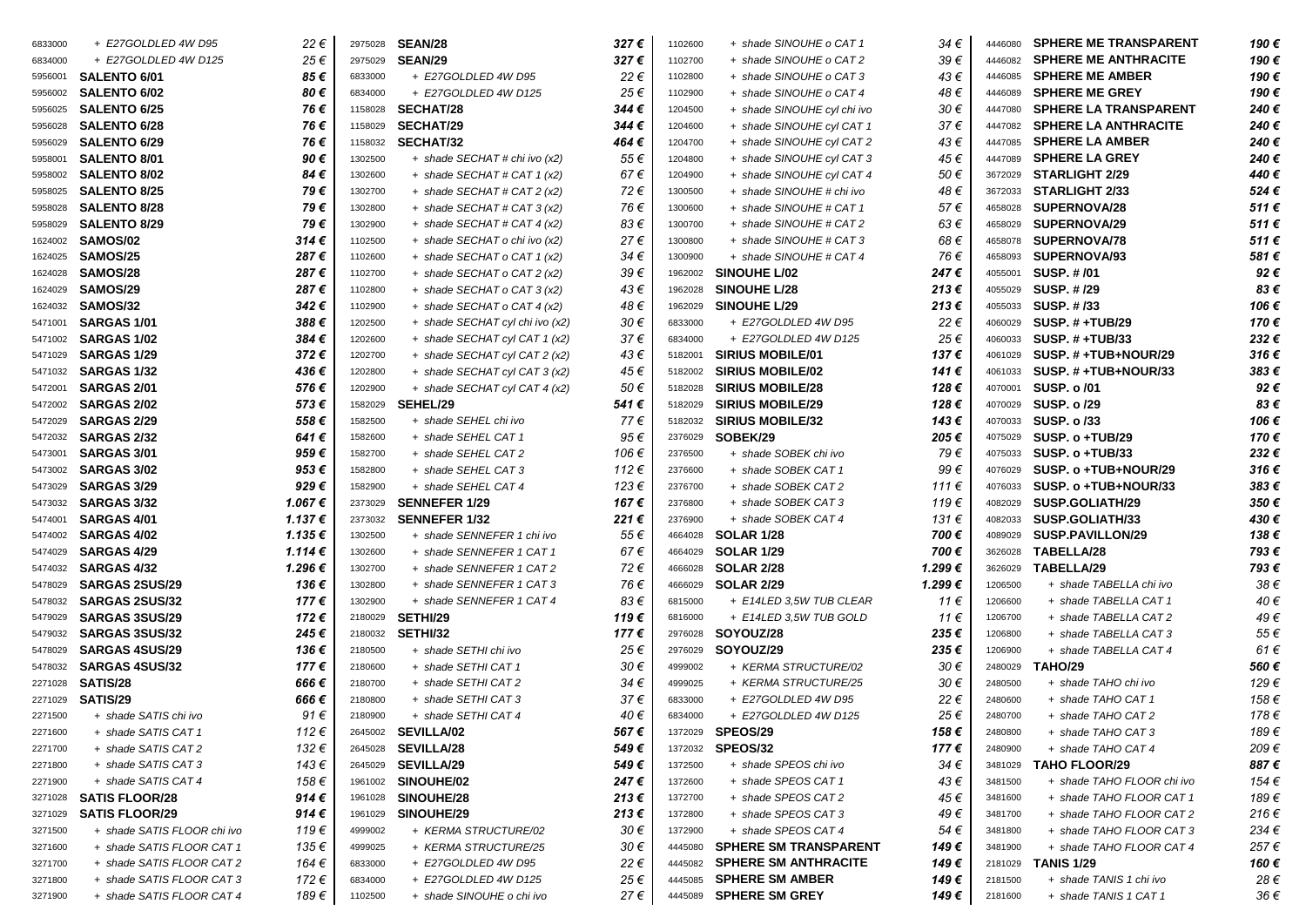| Code | Product | Price |
|---|---|---|
| 6833000 | *+ E27GOLDLED 4W D95* | *22 €* |
| 6834000 | *+ E27GOLDLED 4W D125* | *25 €* |
| 5956001 | **SALENTO 6/01** | ***85 €*** |
| 5956002 | **SALENTO 6/02** | ***80 €*** |
| 5956025 | **SALENTO 6/25** | ***76 €*** |
| 5956028 | **SALENTO 6/28** | ***76 €*** |
| 5956029 | **SALENTO 6/29** | ***76 €*** |
| 5958001 | **SALENTO 8/01** | ***90 €*** |
| 5958002 | **SALENTO 8/02** | ***84 €*** |
| 5958025 | **SALENTO 8/25** | ***79 €*** |
| 5958028 | **SALENTO 8/28** | ***79 €*** |
| 5958029 | **SALENTO 8/29** | ***79 €*** |
| 1624002 | **SAMOS/02** | ***314 €*** |
| 1624025 | **SAMOS/25** | ***287 €*** |
| 1624028 | **SAMOS/28** | ***287 €*** |
| 1624029 | **SAMOS/29** | ***287 €*** |
| 1624032 | **SAMOS/32** | ***342 €*** |
| 5471001 | **SARGAS 1/01** | ***388 €*** |
| 5471002 | **SARGAS 1/02** | ***384 €*** |
| 5471029 | **SARGAS 1/29** | ***372 €*** |
| 5471032 | **SARGAS 1/32** | ***436 €*** |
| 5472001 | **SARGAS 2/01** | ***576 €*** |
| 5472002 | **SARGAS 2/02** | ***573 €*** |
| 5472029 | **SARGAS 2/29** | ***558 €*** |
| 5472032 | **SARGAS 2/32** | ***641 €*** |
| 5473001 | **SARGAS 3/01** | ***959 €*** |
| 5473002 | **SARGAS 3/02** | ***953 €*** |
| 5473029 | **SARGAS 3/29** | ***929 €*** |
| 5473032 | **SARGAS 3/32** | ***1.067 €*** |
| 5474001 | **SARGAS 4/01** | ***1.137 €*** |
| 5474002 | **SARGAS 4/02** | ***1.135 €*** |
| 5474029 | **SARGAS 4/29** | ***1.114 €*** |
| 5474032 | **SARGAS 4/32** | ***1.296 €*** |
| 5478029 | **SARGAS 2SUS/29** | ***136 €*** |
| 5478032 | **SARGAS 2SUS/32** | ***177 €*** |
| 5479029 | **SARGAS 3SUS/29** | ***172 €*** |
| 5479032 | **SARGAS 3SUS/32** | ***245 €*** |
| 5478029 | **SARGAS 4SUS/29** | ***136 €*** |
| 5478032 | **SARGAS 4SUS/32** | ***177 €*** |
| 2271028 | **SATIS/28** | ***666 €*** |
| 2271029 | **SATIS/29** | ***666 €*** |
| 2271500 | *+ shade SATIS chi ivo* | *91 €* |
| 2271600 | *+ shade SATIS CAT 1* | *112 €* |
| 2271700 | *+ shade SATIS CAT 2* | *132 €* |
| 2271800 | *+ shade SATIS CAT 3* | *143 €* |
| 2271900 | *+ shade SATIS CAT 4* | *158 €* |
| 3271028 | **SATIS FLOOR/28** | ***914 €*** |
| 3271029 | **SATIS FLOOR/29** | ***914 €*** |
| 3271500 | *+ shade SATIS FLOOR chi ivo* | *119 €* |
| 3271600 | *+ shade SATIS FLOOR CAT 1* | *135 €* |
| 3271700 | *+ shade SATIS FLOOR CAT 2* | *164 €* |
| 3271800 | *+ shade SATIS FLOOR CAT 3* | *172 €* |
| 3271900 | *+ shade SATIS FLOOR CAT 4* | *189 €* |
| 2975028 | **SEAN/28** | ***327 €*** |
| 2975029 | **SEAN/29** | ***327 €*** |
| 6833000 | *+ E27GOLDLED 4W D95* | *22 €* |
| 6834000 | *+ E27GOLDLED 4W D125* | *25 €* |
| 1158028 | **SECHAT/28** | ***344 €*** |
| 1158029 | **SECHAT/29** | ***344 €*** |
| 1158032 | **SECHAT/32** | ***464 €*** |
| 1302500 | *+ shade SECHAT # chi ivo (x2)* | *55 €* |
| 1302600 | *+ shade SECHAT # CAT 1 (x2)* | *67 €* |
| 1302700 | *+ shade SECHAT # CAT 2 (x2)* | *72 €* |
| 1302800 | *+ shade SECHAT # CAT 3 (x2)* | *76 €* |
| 1302900 | *+ shade SECHAT # CAT 4 (x2)* | *83 €* |
| 1102500 | *+ shade SECHAT o chi ivo (x2)* | *27 €* |
| 1102600 | *+ shade SECHAT o CAT 1 (x2)* | *34 €* |
| 1102700 | *+ shade SECHAT o CAT 2 (x2)* | *39 €* |
| 1102800 | *+ shade SECHAT o CAT 3 (x2)* | *43 €* |
| 1102900 | *+ shade SECHAT o CAT 4 (x2)* | *48 €* |
| 1202500 | *+ shade SECHAT cyl chi ivo (x2)* | *30 €* |
| 1202600 | *+ shade SECHAT cyl CAT 1 (x2)* | *37 €* |
| 1202700 | *+ shade SECHAT cyl CAT 2 (x2)* | *43 €* |
| 1202800 | *+ shade SECHAT cyl CAT 3 (x2)* | *45 €* |
| 1202900 | *+ shade SECHAT cyl CAT 4 (x2)* | *50 €* |
| 1582029 | **SEHEL/29** | ***541 €*** |
| 1582500 | *+ shade SEHEL chi ivo* | *77 €* |
| 1582600 | *+ shade SEHEL CAT 1* | *95 €* |
| 1582700 | *+ shade SEHEL CAT 2* | *106 €* |
| 1582800 | *+ shade SEHEL CAT 3* | *112 €* |
| 1582900 | *+ shade SEHEL CAT 4* | *123 €* |
| 2373029 | **SENNEFER 1/29** | ***167 €*** |
| 2373032 | **SENNEFER 1/32** | ***221 €*** |
| 1302500 | *+ shade SENNEFER 1 chi ivo* | *55 €* |
| 1302600 | *+ shade SENNEFER 1 CAT 1* | *67 €* |
| 1302700 | *+ shade SENNEFER 1 CAT 2* | *72 €* |
| 1302800 | *+ shade SENNEFER 1 CAT 3* | *76 €* |
| 1302900 | *+ shade SENNEFER 1 CAT 4* | *83 €* |
| 2180029 | **SETHI/29** | ***119 €*** |
| 2180032 | **SETHI/32** | ***177 €*** |
| 2180500 | *+ shade SETHI chi ivo* | *25 €* |
| 2180600 | *+ shade SETHI CAT 1* | *30 €* |
| 2180700 | *+ shade SETHI CAT 2* | *34 €* |
| 2180800 | *+ shade SETHI CAT 3* | *37 €* |
| 2180900 | *+ shade SETHI CAT 4* | *40 €* |
| 2645002 | **SEVILLA/02** | ***567 €*** |
| 2645028 | **SEVILLA/28** | ***549 €*** |
| 2645029 | **SEVILLA/29** | ***549 €*** |
| 1961002 | **SINOUHE/02** | ***247 €*** |
| 1961028 | **SINOUHE/28** | ***213 €*** |
| 1961029 | **SINOUHE/29** | ***213 €*** |
| 4999002 | *+ KERMA STRUCTURE/02* | *30 €* |
| 4999025 | *+ KERMA STRUCTURE/25* | *30 €* |
| 6833000 | *+ E27GOLDLED 4W D95* | *22 €* |
| 6834000 | *+ E27GOLDLED 4W D125* | *25 €* |
| 1102500 | *+ shade SINOUHE o chi ivo* | *27 €* |
| 1102600 | *+ shade SINOUHE o CAT 1* | *34 €* |
| 1102700 | *+ shade SINOUHE o CAT 2* | *39 €* |
| 1102800 | *+ shade SINOUHE o CAT 3* | *43 €* |
| 1102900 | *+ shade SINOUHE o CAT 4* | *48 €* |
| 1204500 | *+ shade SINOUHE cyl chi ivo* | *30 €* |
| 1204600 | *+ shade SINOUHE cyl CAT 1* | *37 €* |
| 1204700 | *+ shade SINOUHE cyl CAT 2* | *43 €* |
| 1204800 | *+ shade SINOUHE cyl CAT 3* | *45 €* |
| 1204900 | *+ shade SINOUHE cyl CAT 4* | *50 €* |
| 1300500 | *+ shade SINOUHE # chi ivo* | *48 €* |
| 1300600 | *+ shade SINOUHE # CAT 1* | *57 €* |
| 1300700 | *+ shade SINOUHE # CAT 2* | *63 €* |
| 1300800 | *+ shade SINOUHE # CAT 3* | *68 €* |
| 1300900 | *+ shade SINOUHE # CAT 4* | *76 €* |
| 1962002 | **SINOUHE L/02** | ***247 €*** |
| 1962028 | **SINOUHE L/28** | ***213 €*** |
| 1962029 | **SINOUHE L/29** | ***213 €*** |
| 6833000 | *+ E27GOLDLED 4W D95* | *22 €* |
| 6834000 | *+ E27GOLDLED 4W D125* | *25 €* |
| 5182001 | **SIRIUS MOBILE/01** | ***137 €*** |
| 5182002 | **SIRIUS MOBILE/02** | ***141 €*** |
| 5182028 | **SIRIUS MOBILE/28** | ***128 €*** |
| 5182029 | **SIRIUS MOBILE/29** | ***128 €*** |
| 5182032 | **SIRIUS MOBILE/32** | ***143 €*** |
| 2376029 | **SOBEK/29** | ***205 €*** |
| 2376500 | *+ shade SOBEK chi ivo* | *79 €* |
| 2376600 | *+ shade SOBEK CAT 1* | *99 €* |
| 2376700 | *+ shade SOBEK CAT 2* | *111 €* |
| 2376800 | *+ shade SOBEK CAT 3* | *119 €* |
| 2376900 | *+ shade SOBEK CAT 4* | *131 €* |
| 4664028 | **SOLAR 1/28** | ***700 €*** |
| 4664029 | **SOLAR 1/29** | ***700 €*** |
| 4666028 | **SOLAR 2/28** | ***1.299 €*** |
| 4666029 | **SOLAR 2/29** | ***1.299 €*** |
| 6815000 | *+ E14LED 3,5W TUB CLEAR* | *11 €* |
| 6816000 | *+ E14LED 3,5W TUB GOLD* | *11 €* |
| 2976028 | **SOYOUZ/28** | ***235 €*** |
| 2976029 | **SOYOUZ/29** | ***235 €*** |
| 4999002 | *+ KERMA STRUCTURE/02* | *30 €* |
| 4999025 | *+ KERMA STRUCTURE/25* | *30 €* |
| 6833000 | *+ E27GOLDLED 4W D95* | *22 €* |
| 6834000 | *+ E27GOLDLED 4W D125* | *25 €* |
| 1372029 | **SPEOS/29** | ***158 €*** |
| 1372032 | **SPEOS/32** | ***177 €*** |
| 1372500 | *+ shade SPEOS chi ivo* | *34 €* |
| 1372600 | *+ shade SPEOS CAT 1* | *43 €* |
| 1372700 | *+ shade SPEOS CAT 2* | *45 €* |
| 1372800 | *+ shade SPEOS CAT 3* | *49 €* |
| 1372900 | *+ shade SPEOS CAT 4* | *54 €* |
| 4445080 | **SPHERE SM TRANSPARENT** | ***149 €*** |
| 4445082 | **SPHERE SM ANTHRACITE** | ***149 €*** |
| 4445085 | **SPHERE SM AMBER** | ***149 €*** |
| 4445089 | **SPHERE SM GREY** | ***149 €*** |
| 4446080 | **SPHERE ME TRANSPARENT** | ***190 €*** |
| 4446082 | **SPHERE ME ANTHRACITE** | ***190 €*** |
| 4446085 | **SPHERE ME AMBER** | ***190 €*** |
| 4446089 | **SPHERE ME GREY** | ***190 €*** |
| 4447080 | **SPHERE LA TRANSPARENT** | ***240 €*** |
| 4447082 | **SPHERE LA ANTHRACITE** | ***240 €*** |
| 4447085 | **SPHERE LA AMBER** | ***240 €*** |
| 4447089 | **SPHERE LA GREY** | ***240 €*** |
| 3672029 | **STARLIGHT 2/29** | ***440 €*** |
| 3672033 | **STARLIGHT 2/33** | ***524 €*** |
| 4658028 | **SUPERNOVA/28** | ***511 €*** |
| 4658029 | **SUPERNOVA/29** | ***511 €*** |
| 4658078 | **SUPERNOVA/78** | ***511 €*** |
| 4658093 | **SUPERNOVA/93** | ***581 €*** |
| 4055001 | **SUSP. # /01** | ***92 €*** |
| 4055029 | **SUSP. # /29** | ***83 €*** |
| 4055033 | **SUSP. # /33** | ***106 €*** |
| 4060029 | **SUSP. # +TUB/29** | ***170 €*** |
| 4060033 | **SUSP. # +TUB/33** | ***232 €*** |
| 4061029 | **SUSP. # +TUB+NOUR/29** | ***316 €*** |
| 4061033 | **SUSP. # +TUB+NOUR/33** | ***383 €*** |
| 4070001 | **SUSP. o /01** | ***92 €*** |
| 4070029 | **SUSP. o /29** | ***83 €*** |
| 4070033 | **SUSP. o /33** | ***106 €*** |
| 4075029 | **SUSP. o +TUB/29** | ***170 €*** |
| 4075033 | **SUSP. o +TUB/33** | ***232 €*** |
| 4076029 | **SUSP. o +TUB+NOUR/29** | ***316 €*** |
| 4076033 | **SUSP. o +TUB+NOUR/33** | ***383 €*** |
| 4082029 | **SUSP.GOLIATH/29** | ***350 €*** |
| 4082033 | **SUSP.GOLIATH/33** | ***430 €*** |
| 4089029 | **SUSP.PAVILLON/29** | ***138 €*** |
| 3626028 | **TABELLA/28** | ***793 €*** |
| 3626029 | **TABELLA/29** | ***793 €*** |
| 1206500 | *+ shade TABELLA chi ivo* | *38 €* |
| 1206600 | *+ shade TABELLA CAT 1* | *40 €* |
| 1206700 | *+ shade TABELLA CAT 2* | *49 €* |
| 1206800 | *+ shade TABELLA CAT 3* | *55 €* |
| 1206900 | *+ shade TABELLA CAT 4* | *61 €* |
| 2480029 | **TAHO/29** | ***560 €*** |
| 2480500 | *+ shade TAHO chi ivo* | *129 €* |
| 2480600 | *+ shade TAHO CAT 1* | *158 €* |
| 2480700 | *+ shade TAHO CAT 2* | *178 €* |
| 2480800 | *+ shade TAHO CAT 3* | *189 €* |
| 2480900 | *+ shade TAHO CAT 4* | *209 €* |
| 3481029 | **TAHO FLOOR/29** | ***887 €*** |
| 3481500 | *+ shade TAHO FLOOR chi ivo* | *154 €* |
| 3481600 | *+ shade TAHO FLOOR CAT 1* | *189 €* |
| 3481700 | *+ shade TAHO FLOOR CAT 2* | *216 €* |
| 3481800 | *+ shade TAHO FLOOR CAT 3* | *234 €* |
| 3481900 | *+ shade TAHO FLOOR CAT 4* | *257 €* |
| 2181029 | **TANIS 1/29** | ***160 €*** |
| 2181500 | *+ shade TANIS 1 chi ivo* | *28 €* |
| 2181600 | *+ shade TANIS 1 CAT 1* | *36 €* |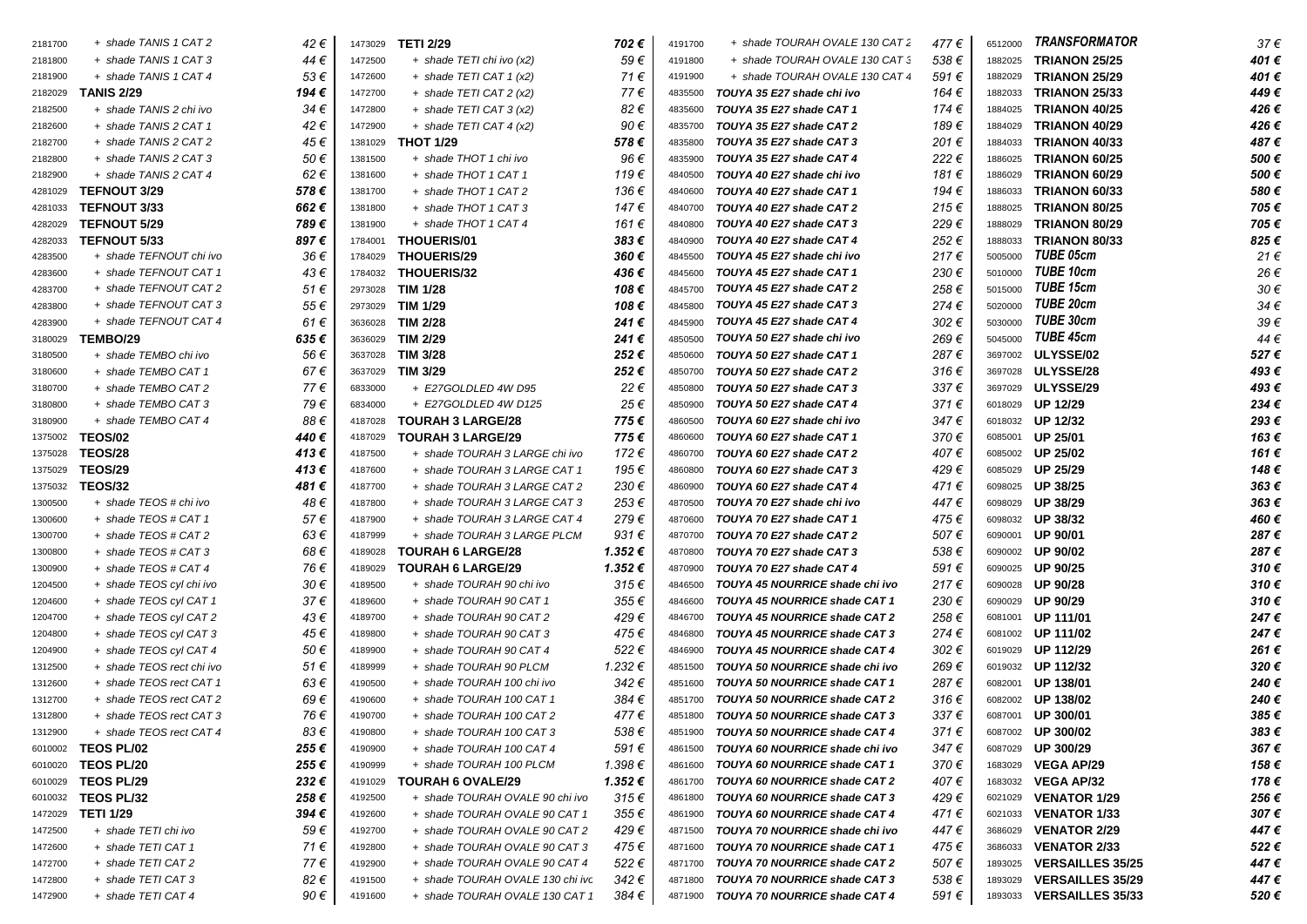| Code | Article | Prix |
|---|---|---|
| 2181700 | *+ shade TANIS 1 CAT 2* | *42 €* |
| 2181800 | *+ shade TANIS 1 CAT 3* | *44 €* |
| 2181900 | *+ shade TANIS 1 CAT 4* | *53 €* |
| 2182029 | ***TANIS 2/29*** | ***194 €*** |
| 2182500 | *+ shade TANIS 2 chi ivo* | *34 €* |
| 2182600 | *+ shade TANIS 2 CAT 1* | *42 €* |
| 2182700 | *+ shade TANIS 2 CAT 2* | *45 €* |
| 2182800 | *+ shade TANIS 2 CAT 3* | *50 €* |
| 2182900 | *+ shade TANIS 2 CAT 4* | *62 €* |
| 4281029 | **TEFNOUT 3/29** | ***578 €*** |
| 4281033 | **TEFNOUT 3/33** | ***662 €*** |
| 4282029 | **TEFNOUT 5/29** | ***789 €*** |
| 4282033 | **TEFNOUT 5/33** | ***897 €*** |
| 4283500 | *+ shade TEFNOUT chi ivo* | *36 €* |
| 4283600 | *+ shade TEFNOUT CAT 1* | *43 €* |
| 4283700 | *+ shade TEFNOUT CAT 2* | *51 €* |
| 4283800 | *+ shade TEFNOUT CAT 3* | *55 €* |
| 4283900 | *+ shade TEFNOUT CAT 4* | *61 €* |
| 3180029 | **TEMBO/29** | ***635 €*** |
| 3180500 | *+ shade TEMBO chi ivo* | *56 €* |
| 3180600 | *+ shade TEMBO CAT 1* | *67 €* |
| 3180700 | *+ shade TEMBO CAT 2* | *77 €* |
| 3180800 | *+ shade TEMBO CAT 3* | *79 €* |
| 3180900 | *+ shade TEMBO CAT 4* | *88 €* |
| 1375002 | **TEOS/02** | ***440 €*** |
| 1375028 | **TEOS/28** | ***413 €*** |
| 1375029 | **TEOS/29** | ***413 €*** |
| 1375032 | **TEOS/32** | ***481 €*** |
| 1300500 | *+ shade TEOS # chi ivo* | *48 €* |
| 1300600 | *+ shade TEOS # CAT 1* | *57 €* |
| 1300700 | *+ shade TEOS # CAT 2* | *63 €* |
| 1300800 | *+ shade TEOS # CAT 3* | *68 €* |
| 1300900 | *+ shade TEOS # CAT 4* | *76 €* |
| 1204500 | *+ shade TEOS cyl chi ivo* | *30 €* |
| 1204600 | *+ shade TEOS cyl CAT 1* | *37 €* |
| 1204700 | *+ shade TEOS cyl CAT 2* | *43 €* |
| 1204800 | *+ shade TEOS cyl CAT 3* | *45 €* |
| 1204900 | *+ shade TEOS cyl CAT 4* | *50 €* |
| 1312500 | *+ shade TEOS rect chi ivo* | *51 €* |
| 1312600 | *+ shade TEOS rect CAT 1* | *63 €* |
| 1312700 | *+ shade TEOS rect CAT 2* | *69 €* |
| 1312800 | *+ shade TEOS rect CAT 3* | *76 €* |
| 1312900 | *+ shade TEOS rect CAT 4* | *83 €* |
| 6010002 | **TEOS PL/02** | ***255 €*** |
| 6010020 | **TEOS PL/20** | ***255 €*** |
| 6010029 | **TEOS PL/29** | ***232 €*** |
| 6010032 | **TEOS PL/32** | ***258 €*** |
| 1472029 | **TETI 1/29** | ***394 €*** |
| 1472500 | *+ shade TETI chi ivo* | *59 €* |
| 1472600 | *+ shade TETI CAT 1* | *71 €* |
| 1472700 | *+ shade TETI CAT 2* | *77 €* |
| 1472800 | *+ shade TETI CAT 3* | *82 €* |
| 1472900 | *+ shade TETI CAT 4* | *90 €* |
| 1473029 | **TETI 2/29** | ***702 €*** |
| 1472500 | *+ shade TETI chi ivo (x2)* | *59 €* |
| 1472600 | *+ shade TETI CAT 1 (x2)* | *71 €* |
| 1472700 | *+ shade TETI CAT 2 (x2)* | *77 €* |
| 1472800 | *+ shade TETI CAT 3 (x2)* | *82 €* |
| 1472900 | *+ shade TETI CAT 4 (x2)* | *90 €* |
| 1381029 | **THOT 1/29** | ***578 €*** |
| 1381500 | *+ shade THOT 1 chi ivo* | *96 €* |
| 1381600 | *+ shade THOT 1 CAT 1* | *119 €* |
| 1381700 | *+ shade THOT 1 CAT 2* | *136 €* |
| 1381800 | *+ shade THOT 1 CAT 3* | *147 €* |
| 1381900 | *+ shade THOT 1 CAT 4* | *161 €* |
| 1784001 | **THOUERIS/01** | ***383 €*** |
| 1784029 | **THOUERIS/29** | ***360 €*** |
| 1784032 | **THOUERIS/32** | ***436 €*** |
| 2973028 | **TIM 1/28** | ***108 €*** |
| 2973029 | **TIM 1/29** | ***108 €*** |
| 3636028 | **TIM 2/28** | ***241 €*** |
| 3636029 | **TIM 2/29** | ***241 €*** |
| 3637028 | **TIM 3/28** | ***252 €*** |
| 3637029 | **TIM 3/29** | ***252 €*** |
| 6833000 | *+ E27GOLDLED 4W D95* | *22 €* |
| 6834000 | *+ E27GOLDLED 4W D125* | *25 €* |
| 4187028 | **TOURAH 3 LARGE/28** | ***775 €*** |
| 4187029 | **TOURAH 3 LARGE/29** | ***775 €*** |
| 4187500 | *+ shade TOURAH 3 LARGE chi ivo* | *172 €* |
| 4187600 | *+ shade TOURAH 3 LARGE CAT 1* | *195 €* |
| 4187700 | *+ shade TOURAH 3 LARGE CAT 2* | *230 €* |
| 4187800 | *+ shade TOURAH 3 LARGE CAT 3* | *253 €* |
| 4187900 | *+ shade TOURAH 3 LARGE CAT 4* | *279 €* |
| 4187999 | *+ shade TOURAH 3 LARGE PLCM* | *931 €* |
| 4189028 | **TOURAH 6 LARGE/28** | ***1.352 €*** |
| 4189029 | **TOURAH 6 LARGE/29** | ***1.352 €*** |
| 4189500 | *+ shade TOURAH 90 chi ivo* | *315 €* |
| 4189600 | *+ shade TOURAH 90 CAT 1* | *355 €* |
| 4189700 | *+ shade TOURAH 90 CAT 2* | *429 €* |
| 4189800 | *+ shade TOURAH 90 CAT 3* | *475 €* |
| 4189900 | *+ shade TOURAH 90 CAT 4* | *522 €* |
| 4189999 | *+ shade TOURAH 90 PLCM* | *1.232 €* |
| 4190500 | *+ shade TOURAH 100 chi ivo* | *342 €* |
| 4190600 | *+ shade TOURAH 100 CAT 1* | *384 €* |
| 4190700 | *+ shade TOURAH 100 CAT 2* | *477 €* |
| 4190800 | *+ shade TOURAH 100 CAT 3* | *538 €* |
| 4190900 | *+ shade TOURAH 100 CAT 4* | *591 €* |
| 4190999 | *+ shade TOURAH 100 PLCM* | *1.398 €* |
| 4191029 | **TOURAH 6 OVALE/29** | ***1.352 €*** |
| 4192500 | *+ shade TOURAH OVALE 90 chi ivo* | *315 €* |
| 4192600 | *+ shade TOURAH OVALE 90 CAT 1* | *355 €* |
| 4192700 | *+ shade TOURAH OVALE 90 CAT 2* | *429 €* |
| 4192800 | *+ shade TOURAH OVALE 90 CAT 3* | *475 €* |
| 4192900 | *+ shade TOURAH OVALE 90 CAT 4* | *522 €* |
| 4191500 | *+ shade TOURAH OVALE 130 chi ivo* | *342 €* |
| 4191600 | *+ shade TOURAH OVALE 130 CAT 1* | *384 €* |
| 4191700 | *+ shade TOURAH OVALE 130 CAT 2* | *477 €* |
| 4191800 | *+ shade TOURAH OVALE 130 CAT 3* | *538 €* |
| 4191900 | *+ shade TOURAH OVALE 130 CAT 4* | *591 €* |
| 4835500 | ***TOUYA 35 E27 shade chi ivo*** | *164 €* |
| 4835600 | ***TOUYA 35 E27 shade CAT 1*** | *174 €* |
| 4835700 | ***TOUYA 35 E27 shade CAT 2*** | *189 €* |
| 4835800 | ***TOUYA 35 E27 shade CAT 3*** | *201 €* |
| 4835900 | ***TOUYA 35 E27 shade CAT 4*** | *222 €* |
| 4840500 | ***TOUYA 40 E27 shade chi ivo*** | *181 €* |
| 4840600 | ***TOUYA 40 E27 shade CAT 1*** | *194 €* |
| 4840700 | ***TOUYA 40 E27 shade CAT 2*** | *215 €* |
| 4840800 | ***TOUYA 40 E27 shade CAT 3*** | *229 €* |
| 4840900 | ***TOUYA 40 E27 shade CAT 4*** | *252 €* |
| 4845500 | ***TOUYA 45 E27 shade chi ivo*** | *217 €* |
| 4845600 | ***TOUYA 45 E27 shade CAT 1*** | *230 €* |
| 4845700 | ***TOUYA 45 E27 shade CAT 2*** | *258 €* |
| 4845800 | ***TOUYA 45 E27 shade CAT 3*** | *274 €* |
| 4845900 | ***TOUYA 45 E27 shade CAT 4*** | *302 €* |
| 4850500 | ***TOUYA 50 E27 shade chi ivo*** | *269 €* |
| 4850600 | ***TOUYA 50 E27 shade CAT 1*** | *287 €* |
| 4850700 | ***TOUYA 50 E27 shade CAT 2*** | *316 €* |
| 4850800 | ***TOUYA 50 E27 shade CAT 3*** | *337 €* |
| 4850900 | ***TOUYA 50 E27 shade CAT 4*** | *371 €* |
| 4860500 | ***TOUYA 60 E27 shade chi ivo*** | *347 €* |
| 4860600 | ***TOUYA 60 E27 shade CAT 1*** | *370 €* |
| 4860700 | ***TOUYA 60 E27 shade CAT 2*** | *407 €* |
| 4860800 | ***TOUYA 60 E27 shade CAT 3*** | *429 €* |
| 4860900 | ***TOUYA 60 E27 shade CAT 4*** | *471 €* |
| 4870500 | ***TOUYA 70 E27 shade chi ivo*** | *447 €* |
| 4870600 | ***TOUYA 70 E27 shade CAT 1*** | *475 €* |
| 4870700 | ***TOUYA 70 E27 shade CAT 2*** | *507 €* |
| 4870800 | ***TOUYA 70 E27 shade CAT 3*** | *538 €* |
| 4870900 | ***TOUYA 70 E27 shade CAT 4*** | *591 €* |
| 4846500 | ***TOUYA 45 NOURRICE shade chi ivo*** | *217 €* |
| 4846600 | ***TOUYA 45 NOURRICE shade CAT 1*** | *230 €* |
| 4846700 | ***TOUYA 45 NOURRICE shade CAT 2*** | *258 €* |
| 4846800 | ***TOUYA 45 NOURRICE shade CAT 3*** | *274 €* |
| 4846900 | ***TOUYA 45 NOURRICE shade CAT 4*** | *302 €* |
| 4851500 | ***TOUYA 50 NOURRICE shade chi ivo*** | *269 €* |
| 4851600 | ***TOUYA 50 NOURRICE shade CAT 1*** | *287 €* |
| 4851700 | ***TOUYA 50 NOURRICE shade CAT 2*** | *316 €* |
| 4851800 | ***TOUYA 50 NOURRICE shade CAT 3*** | *337 €* |
| 4851900 | ***TOUYA 50 NOURRICE shade CAT 4*** | *371 €* |
| 4861500 | ***TOUYA 60 NOURRICE shade chi ivo*** | *347 €* |
| 4861600 | ***TOUYA 60 NOURRICE shade CAT 1*** | *370 €* |
| 4861700 | ***TOUYA 60 NOURRICE shade CAT 2*** | *407 €* |
| 4861800 | ***TOUYA 60 NOURRICE shade CAT 3*** | *429 €* |
| 4861900 | ***TOUYA 60 NOURRICE shade CAT 4*** | *471 €* |
| 4871500 | ***TOUYA 70 NOURRICE shade chi ivo*** | *447 €* |
| 4871600 | ***TOUYA 70 NOURRICE shade CAT 1*** | *475 €* |
| 4871700 | ***TOUYA 70 NOURRICE shade CAT 2*** | *507 €* |
| 4871800 | ***TOUYA 70 NOURRICE shade CAT 3*** | *538 €* |
| 4871900 | ***TOUYA 70 NOURRICE shade CAT 4*** | *591 €* |
| 6512000 | ***TRANSFORMATOR*** | *37 €* |
| 1882025 | **TRIANON 25/25** | ***401 €*** |
| 1882029 | **TRIANON 25/29** | ***401 €*** |
| 1882033 | **TRIANON 25/33** | ***449 €*** |
| 1884025 | **TRIANON 40/25** | ***426 €*** |
| 1884029 | **TRIANON 40/29** | ***426 €*** |
| 1884033 | **TRIANON 40/33** | ***487 €*** |
| 1886025 | **TRIANON 60/25** | ***500 €*** |
| 1886029 | **TRIANON 60/29** | ***500 €*** |
| 1886033 | **TRIANON 60/33** | ***580 €*** |
| 1888025 | **TRIANON 80/25** | ***705 €*** |
| 1888029 | **TRIANON 80/29** | ***705 €*** |
| 1888033 | **TRIANON 80/33** | ***825 €*** |
| 5005000 | ***TUBE 05cm*** | *21 €* |
| 5010000 | ***TUBE 10cm*** | *26 €* |
| 5015000 | ***TUBE 15cm*** | *30 €* |
| 5020000 | ***TUBE 20cm*** | *34 €* |
| 5030000 | ***TUBE 30cm*** | *39 €* |
| 5045000 | ***TUBE 45cm*** | *44 €* |
| 3697002 | **ULYSSE/02** | ***527 €*** |
| 3697028 | **ULYSSE/28** | ***493 €*** |
| 3697029 | **ULYSSE/29** | ***493 €*** |
| 6018029 | **UP 12/29** | ***234 €*** |
| 6018032 | **UP 12/32** | ***293 €*** |
| 6085001 | **UP 25/01** | ***163 €*** |
| 6085002 | **UP 25/02** | ***161 €*** |
| 6085029 | **UP 25/29** | ***148 €*** |
| 6098025 | **UP 38/25** | ***363 €*** |
| 6098029 | **UP 38/29** | ***363 €*** |
| 6098032 | **UP 38/32** | ***460 €*** |
| 6090001 | **UP 90/01** | ***287 €*** |
| 6090002 | **UP 90/02** | ***287 €*** |
| 6090025 | **UP 90/25** | ***310 €*** |
| 6090028 | **UP 90/28** | ***310 €*** |
| 6090029 | **UP 90/29** | ***310 €*** |
| 6081001 | **UP 111/01** | ***247 €*** |
| 6081002 | **UP 111/02** | ***247 €*** |
| 6019029 | **UP 112/29** | ***261 €*** |
| 6019032 | **UP 112/32** | ***320 €*** |
| 6082001 | **UP 138/01** | ***240 €*** |
| 6082002 | **UP 138/02** | ***240 €*** |
| 6087001 | **UP 300/01** | ***385 €*** |
| 6087002 | **UP 300/02** | ***383 €*** |
| 6087029 | **UP 300/29** | ***367 €*** |
| 1683029 | **VEGA AP/29** | ***158 €*** |
| 1683032 | **VEGA AP/32** | ***178 €*** |
| 6021029 | **VENATOR 1/29** | ***256 €*** |
| 6021033 | **VENATOR 1/33** | ***307 €*** |
| 3686029 | **VENATOR 2/29** | ***447 €*** |
| 3686033 | **VENATOR 2/33** | ***522 €*** |
| 1893025 | **VERSAILLES 35/25** | ***447 €*** |
| 1893029 | **VERSAILLES 35/29** | ***447 €*** |
| 1893033 | **VERSAILLES 35/33** | ***520 €*** |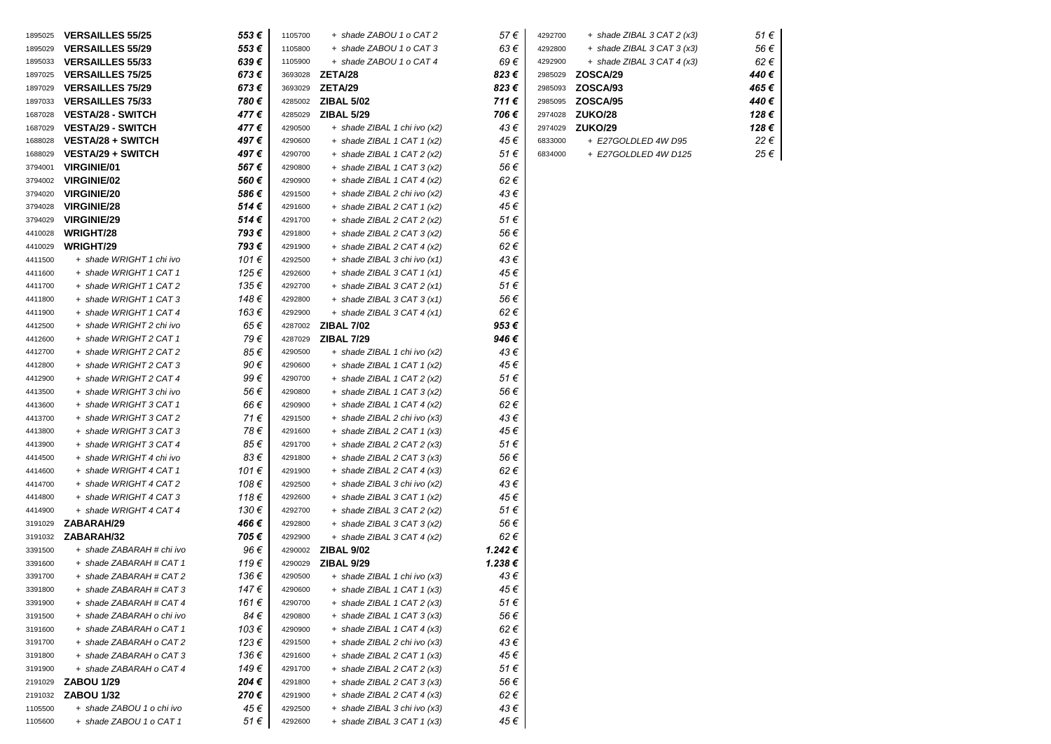| Code | Product | Price |
|---|---|---|
| 1895025 | **VERSAILLES 55/25** | ***553 €*** |
| 1895029 | **VERSAILLES 55/29** | ***553 €*** |
| 1895033 | **VERSAILLES 55/33** | ***639 €*** |
| 1897025 | **VERSAILLES 75/25** | ***673 €*** |
| 1897029 | **VERSAILLES 75/29** | ***673 €*** |
| 1897033 | **VERSAILLES 75/33** | ***780 €*** |
| 1687028 | **VESTA/28 - SWITCH** | ***477 €*** |
| 1687029 | **VESTA/29 - SWITCH** | ***477 €*** |
| 1688028 | **VESTA/28 + SWITCH** | ***497 €*** |
| 1688029 | **VESTA/29 + SWITCH** | ***497 €*** |
| 3794001 | **VIRGINIE/01** | ***567 €*** |
| 3794002 | **VIRGINIE/02** | ***560 €*** |
| 3794020 | **VIRGINIE/20** | ***586 €*** |
| 3794028 | **VIRGINIE/28** | ***514 €*** |
| 3794029 | **VIRGINIE/29** | ***514 €*** |
| 4410028 | **WRIGHT/28** | ***793 €*** |
| 4410029 | **WRIGHT/29** | ***793 €*** |
| 4411500 | *+ shade WRIGHT 1 chi ivo* | *101 €* |
| 4411600 | *+ shade WRIGHT 1 CAT 1* | *125 €* |
| 4411700 | *+ shade WRIGHT 1 CAT 2* | *135 €* |
| 4411800 | *+ shade WRIGHT 1 CAT 3* | *148 €* |
| 4411900 | *+ shade WRIGHT 1 CAT 4* | *163 €* |
| 4412500 | *+ shade WRIGHT 2 chi ivo* | *65 €* |
| 4412600 | *+ shade WRIGHT 2 CAT 1* | *79 €* |
| 4412700 | *+ shade WRIGHT 2 CAT 2* | *85 €* |
| 4412800 | *+ shade WRIGHT 2 CAT 3* | *90 €* |
| 4412900 | *+ shade WRIGHT 2 CAT 4* | *99 €* |
| 4413500 | *+ shade WRIGHT 3 chi ivo* | *56 €* |
| 4413600 | *+ shade WRIGHT 3 CAT 1* | *66 €* |
| 4413700 | *+ shade WRIGHT 3 CAT 2* | *71 €* |
| 4413800 | *+ shade WRIGHT 3 CAT 3* | *78 €* |
| 4413900 | *+ shade WRIGHT 3 CAT 4* | *85 €* |
| 4414500 | *+ shade WRIGHT 4 chi ivo* | *83 €* |
| 4414600 | *+ shade WRIGHT 4 CAT 1* | *101 €* |
| 4414700 | *+ shade WRIGHT 4 CAT 2* | *108 €* |
| 4414800 | *+ shade WRIGHT 4 CAT 3* | *118 €* |
| 4414900 | *+ shade WRIGHT 4 CAT 4* | *130 €* |
| 3191029 | **ZABARAH/29** | ***466 €*** |
| 3191032 | **ZABARAH/32** | ***705 €*** |
| 3391500 | *+ shade ZABARAH # chi ivo* | *96 €* |
| 3391600 | *+ shade ZABARAH # CAT 1* | *119 €* |
| 3391700 | *+ shade ZABARAH # CAT 2* | *136 €* |
| 3391800 | *+ shade ZABARAH # CAT 3* | *147 €* |
| 3391900 | *+ shade ZABARAH # CAT 4* | *161 €* |
| 3191500 | *+ shade ZABARAH o chi ivo* | *84 €* |
| 3191600 | *+ shade ZABARAH o CAT 1* | *103 €* |
| 3191700 | *+ shade ZABARAH o CAT 2* | *123 €* |
| 3191800 | *+ shade ZABARAH o CAT 3* | *136 €* |
| 3191900 | *+ shade ZABARAH o CAT 4* | *149 €* |
| 2191029 | **ZABOU 1/29** | ***204 €*** |
| 2191032 | **ZABOU 1/32** | ***270 €*** |
| 1105500 | *+ shade ZABOU 1 o chi ivo* | *45 €* |
| 1105600 | *+ shade ZABOU 1 o CAT 1* | *51 €* |
| 1105700 | *+ shade ZABOU 1 o CAT 2* | *57 €* |
| 1105800 | *+ shade ZABOU 1 o CAT 3* | *63 €* |
| 1105900 | *+ shade ZABOU 1 o CAT 4* | *69 €* |
| 3693028 | **ZETA/28** | ***823 €*** |
| 3693029 | **ZETA/29** | ***823 €*** |
| 4285002 | **ZIBAL 5/02** | ***711 €*** |
| 4285029 | **ZIBAL 5/29** | ***706 €*** |
| 4290500 | *+ shade ZIBAL 1 chi ivo (x2)* | *43 €* |
| 4290600 | *+ shade ZIBAL 1 CAT 1 (x2)* | *45 €* |
| 4290700 | *+ shade ZIBAL 1 CAT 2 (x2)* | *51 €* |
| 4290800 | *+ shade ZIBAL 1 CAT 3 (x2)* | *56 €* |
| 4290900 | *+ shade ZIBAL 1 CAT 4 (x2)* | *62 €* |
| 4291500 | *+ shade ZIBAL 2 chi ivo (x2)* | *43 €* |
| 4291600 | *+ shade ZIBAL 2 CAT 1 (x2)* | *45 €* |
| 4291700 | *+ shade ZIBAL 2 CAT 2 (x2)* | *51 €* |
| 4291800 | *+ shade ZIBAL 2 CAT 3 (x2)* | *56 €* |
| 4291900 | *+ shade ZIBAL 2 CAT 4 (x2)* | *62 €* |
| 4292500 | *+ shade ZIBAL 3 chi ivo (x1)* | *43 €* |
| 4292600 | *+ shade ZIBAL 3 CAT 1 (x1)* | *45 €* |
| 4292700 | *+ shade ZIBAL 3 CAT 2 (x1)* | *51 €* |
| 4292800 | *+ shade ZIBAL 3 CAT 3 (x1)* | *56 €* |
| 4292900 | *+ shade ZIBAL 3 CAT 4 (x1)* | *62 €* |
| 4287002 | **ZIBAL 7/02** | ***953 €*** |
| 4287029 | **ZIBAL 7/29** | ***946 €*** |
| 4290500 | *+ shade ZIBAL 1 chi ivo (x2)* | *43 €* |
| 4290600 | *+ shade ZIBAL 1 CAT 1 (x2)* | *45 €* |
| 4290700 | *+ shade ZIBAL 1 CAT 2 (x2)* | *51 €* |
| 4290800 | *+ shade ZIBAL 1 CAT 3 (x2)* | *56 €* |
| 4290900 | *+ shade ZIBAL 1 CAT 4 (x2)* | *62 €* |
| 4291500 | *+ shade ZIBAL 2 chi ivo (x3)* | *43 €* |
| 4291600 | *+ shade ZIBAL 2 CAT 1 (x3)* | *45 €* |
| 4291700 | *+ shade ZIBAL 2 CAT 2 (x3)* | *51 €* |
| 4291800 | *+ shade ZIBAL 2 CAT 3 (x3)* | *56 €* |
| 4291900 | *+ shade ZIBAL 2 CAT 4 (x3)* | *62 €* |
| 4292500 | *+ shade ZIBAL 3 chi ivo (x2)* | *43 €* |
| 4292600 | *+ shade ZIBAL 3 CAT 1 (x2)* | *45 €* |
| 4292700 | *+ shade ZIBAL 3 CAT 2 (x2)* | *51 €* |
| 4292800 | *+ shade ZIBAL 3 CAT 3 (x2)* | *56 €* |
| 4292900 | *+ shade ZIBAL 3 CAT 4 (x2)* | *62 €* |
| 4290002 | **ZIBAL 9/02** | ***1.242 €*** |
| 4290029 | **ZIBAL 9/29** | ***1.238 €*** |
| 4290500 | *+ shade ZIBAL 1 chi ivo (x3)* | *43 €* |
| 4290600 | *+ shade ZIBAL 1 CAT 1 (x3)* | *45 €* |
| 4290700 | *+ shade ZIBAL 1 CAT 2 (x3)* | *51 €* |
| 4290800 | *+ shade ZIBAL 1 CAT 3 (x3)* | *56 €* |
| 4290900 | *+ shade ZIBAL 1 CAT 4 (x3)* | *62 €* |
| 4291500 | *+ shade ZIBAL 2 chi ivo (x3)* | *43 €* |
| 4291600 | *+ shade ZIBAL 2 CAT 1 (x3)* | *45 €* |
| 4291700 | *+ shade ZIBAL 2 CAT 2 (x3)* | *51 €* |
| 4291800 | *+ shade ZIBAL 2 CAT 3 (x3)* | *56 €* |
| 4291900 | *+ shade ZIBAL 2 CAT 4 (x3)* | *62 €* |
| 4292500 | *+ shade ZIBAL 3 chi ivo (x3)* | *43 €* |
| 4292600 | *+ shade ZIBAL 3 CAT 1 (x3)* | *45 €* |
| 4292700 | *+ shade ZIBAL 3 CAT 2 (x3)* | *51 €* |
| 4292800 | *+ shade ZIBAL 3 CAT 3 (x3)* | *56 €* |
| 4292900 | *+ shade ZIBAL 3 CAT 4 (x3)* | *62 €* |
| 2985029 | **ZOSCA/29** | ***440 €*** |
| 2985093 | **ZOSCA/93** | ***465 €*** |
| 2985095 | **ZOSCA/95** | ***440 €*** |
| 2974028 | **ZUKO/28** | ***128 €*** |
| 2974029 | **ZUKO/29** | ***128 €*** |
| 6833000 | *+ E27GOLDLED 4W D95* | *22 €* |
| 6834000 | *+ E27GOLDLED 4W D125* | *25 €* |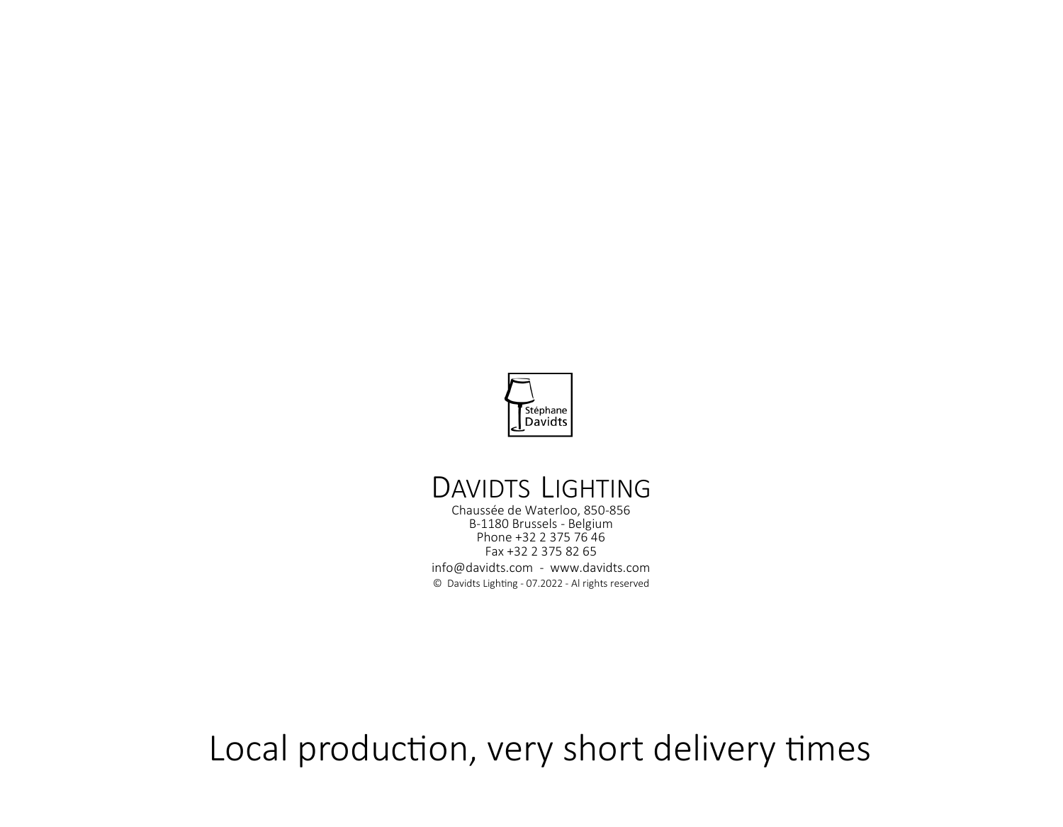Stéphane Davidts

# DAVIDTS LIGHTING

Chaussée de Waterloo, 850-856
B-1180 Brussels - Belgium
Phone +32 2 375 76 46
Fax +32 2 375 82 65

info@davidts.com - www.davidts.com

© Davidts Lighting - 07.2022 - Al rights reserved

Local production, very short delivery times